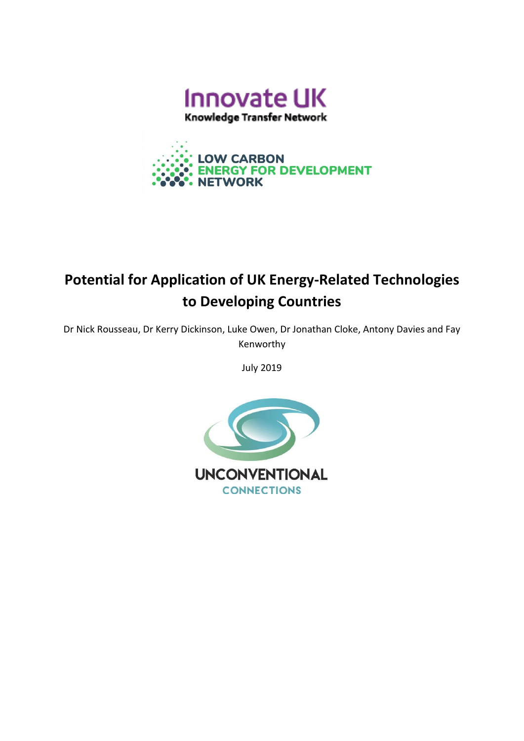Innovate UK

Knowledge Transfer Network

LOW CARBON ENERGY FOR DEVELOPMENT NETWORK

# Potential for Application of UK Energy-Related Technologies to Developing Countries

Dr Nick Rousseau, Dr Kerry Dickinson, Luke Owen, Dr Jonathan Cloke, Antony Davies and Fay Kenworthy

July 2019

UNCONVENTIONAL CONNECTIONS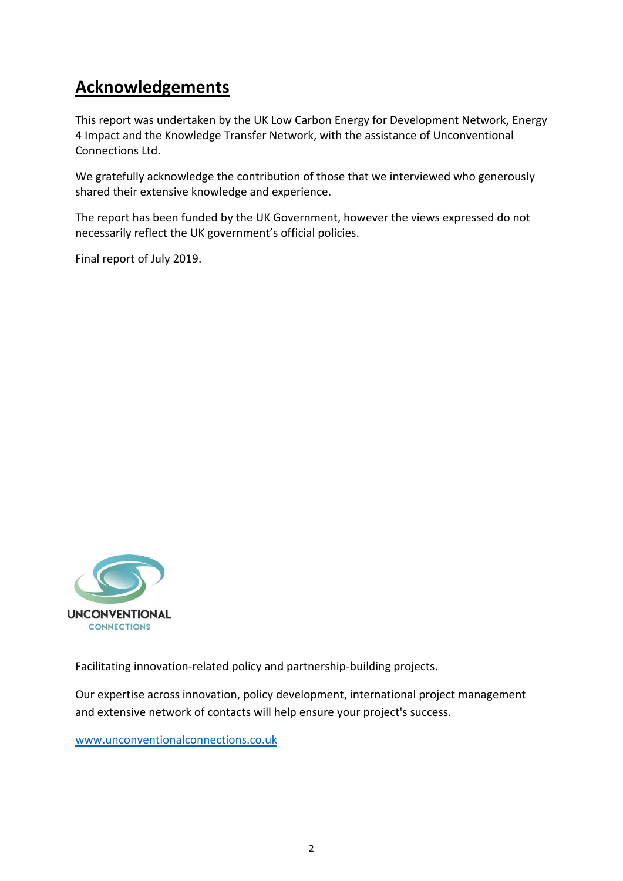# Acknowledgements

This report was undertaken by the UK Low Carbon Energy for Development Network, Energy 4 Impact and the Knowledge Transfer Network, with the assistance of Unconventional Connections Ltd.

We gratefully acknowledge the contribution of those that we interviewed who generously shared their extensive knowledge and experience.

The report has been funded by the UK Government, however the views expressed do not necessarily reflect the UK government's official policies.

Final report of July 2019.

UNCONVENTIONAL CONNECTIONS

Facilitating innovation-related policy and partnership-building projects.

Our expertise across innovation, policy development, international project management and extensive network of contacts will help ensure your project's success.

www.unconventionalconnections.co.uk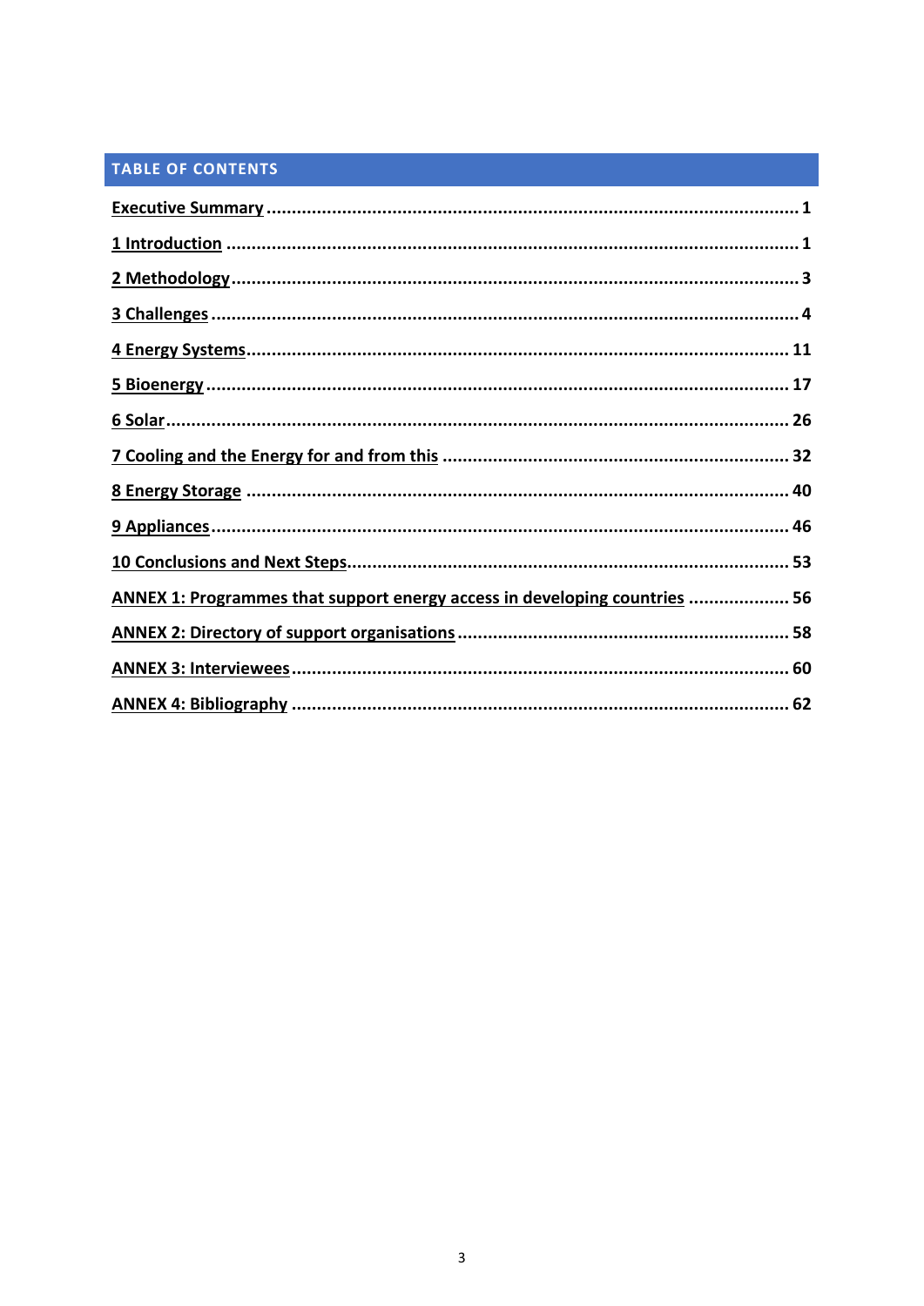## TABLE OF CONTENTS

**Executive Summary** ........................................................................................................ 1

**1 Introduction** ................................................................................................................ 1

**2 Methodology** ................................................................................................................ 3

**3 Challenges** .................................................................................................................... 4

**4 Energy Systems** .......................................................................................................... 11

**5 Bioenergy** .................................................................................................................... 17

**6 Solar** ............................................................................................................................ 26

**7 Cooling and the Energy for and from this** ..................................................................... 32

**8 Energy Storage** ........................................................................................................... 40

**9 Appliances** .................................................................................................................. 46

**10 Conclusions and Next Steps** ...................................................................................... 53

**ANNEX 1: Programmes that support energy access in developing countries** ................... 56

**ANNEX 2: Directory of support organisations** .................................................................. 58

**ANNEX 3: Interviewees** .................................................................................................. 60

**ANNEX 4: Bibliography** .................................................................................................. 62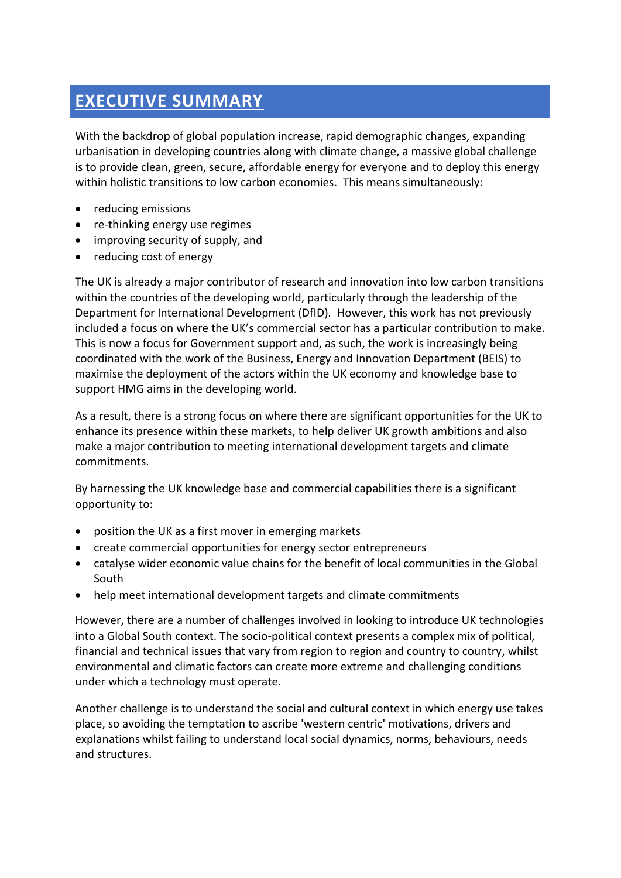# EXECUTIVE SUMMARY

With the backdrop of global population increase, rapid demographic changes, expanding urbanisation in developing countries along with climate change, a massive global challenge is to provide clean, green, secure, affordable energy for everyone and to deploy this energy within holistic transitions to low carbon economies. This means simultaneously:

- reducing emissions
- re-thinking energy use regimes
- improving security of supply, and
- reducing cost of energy

The UK is already a major contributor of research and innovation into low carbon transitions within the countries of the developing world, particularly through the leadership of the Department for International Development (DfID). However, this work has not previously included a focus on where the UK's commercial sector has a particular contribution to make. This is now a focus for Government support and, as such, the work is increasingly being coordinated with the work of the Business, Energy and Innovation Department (BEIS) to maximise the deployment of the actors within the UK economy and knowledge base to support HMG aims in the developing world.

As a result, there is a strong focus on where there are significant opportunities for the UK to enhance its presence within these markets, to help deliver UK growth ambitions and also make a major contribution to meeting international development targets and climate commitments.

By harnessing the UK knowledge base and commercial capabilities there is a significant opportunity to:

- position the UK as a first mover in emerging markets
- create commercial opportunities for energy sector entrepreneurs
- catalyse wider economic value chains for the benefit of local communities in the Global South
- help meet international development targets and climate commitments

However, there are a number of challenges involved in looking to introduce UK technologies into a Global South context. The socio-political context presents a complex mix of political, financial and technical issues that vary from region to region and country to country, whilst environmental and climatic factors can create more extreme and challenging conditions under which a technology must operate.

Another challenge is to understand the social and cultural context in which energy use takes place, so avoiding the temptation to ascribe 'western centric' motivations, drivers and explanations whilst failing to understand local social dynamics, norms, behaviours, needs and structures.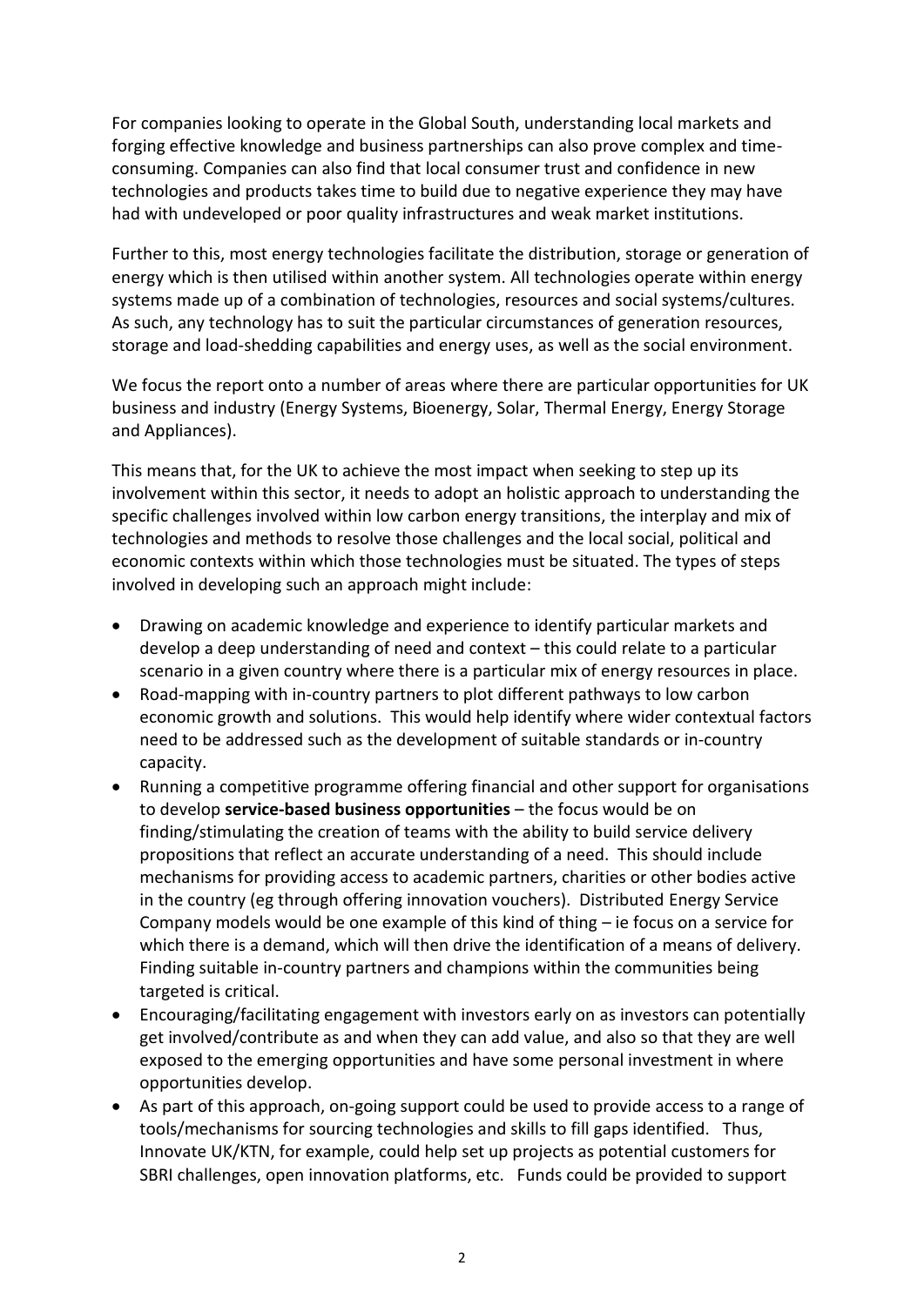For companies looking to operate in the Global South, understanding local markets and forging effective knowledge and business partnerships can also prove complex and time-consuming. Companies can also find that local consumer trust and confidence in new technologies and products takes time to build due to negative experience they may have had with undeveloped or poor quality infrastructures and weak market institutions.

Further to this, most energy technologies facilitate the distribution, storage or generation of energy which is then utilised within another system. All technologies operate within energy systems made up of a combination of technologies, resources and social systems/cultures. As such, any technology has to suit the particular circumstances of generation resources, storage and load-shedding capabilities and energy uses, as well as the social environment.

We focus the report onto a number of areas where there are particular opportunities for UK business and industry (Energy Systems, Bioenergy, Solar, Thermal Energy, Energy Storage and Appliances).

This means that, for the UK to achieve the most impact when seeking to step up its involvement within this sector, it needs to adopt an holistic approach to understanding the specific challenges involved within low carbon energy transitions, the interplay and mix of technologies and methods to resolve those challenges and the local social, political and economic contexts within which those technologies must be situated. The types of steps involved in developing such an approach might include:

- Drawing on academic knowledge and experience to identify particular markets and develop a deep understanding of need and context – this could relate to a particular scenario in a given country where there is a particular mix of energy resources in place.
- Road-mapping with in-country partners to plot different pathways to low carbon economic growth and solutions. This would help identify where wider contextual factors need to be addressed such as the development of suitable standards or in-country capacity.
- Running a competitive programme offering financial and other support for organisations to develop **service-based business opportunities** – the focus would be on finding/stimulating the creation of teams with the ability to build service delivery propositions that reflect an accurate understanding of a need. This should include mechanisms for providing access to academic partners, charities or other bodies active in the country (eg through offering innovation vouchers). Distributed Energy Service Company models would be one example of this kind of thing – ie focus on a service for which there is a demand, which will then drive the identification of a means of delivery. Finding suitable in-country partners and champions within the communities being targeted is critical.
- Encouraging/facilitating engagement with investors early on as investors can potentially get involved/contribute as and when they can add value, and also so that they are well exposed to the emerging opportunities and have some personal investment in where opportunities develop.
- As part of this approach, on-going support could be used to provide access to a range of tools/mechanisms for sourcing technologies and skills to fill gaps identified. Thus, Innovate UK/KTN, for example, could help set up projects as potential customers for SBRI challenges, open innovation platforms, etc. Funds could be provided to support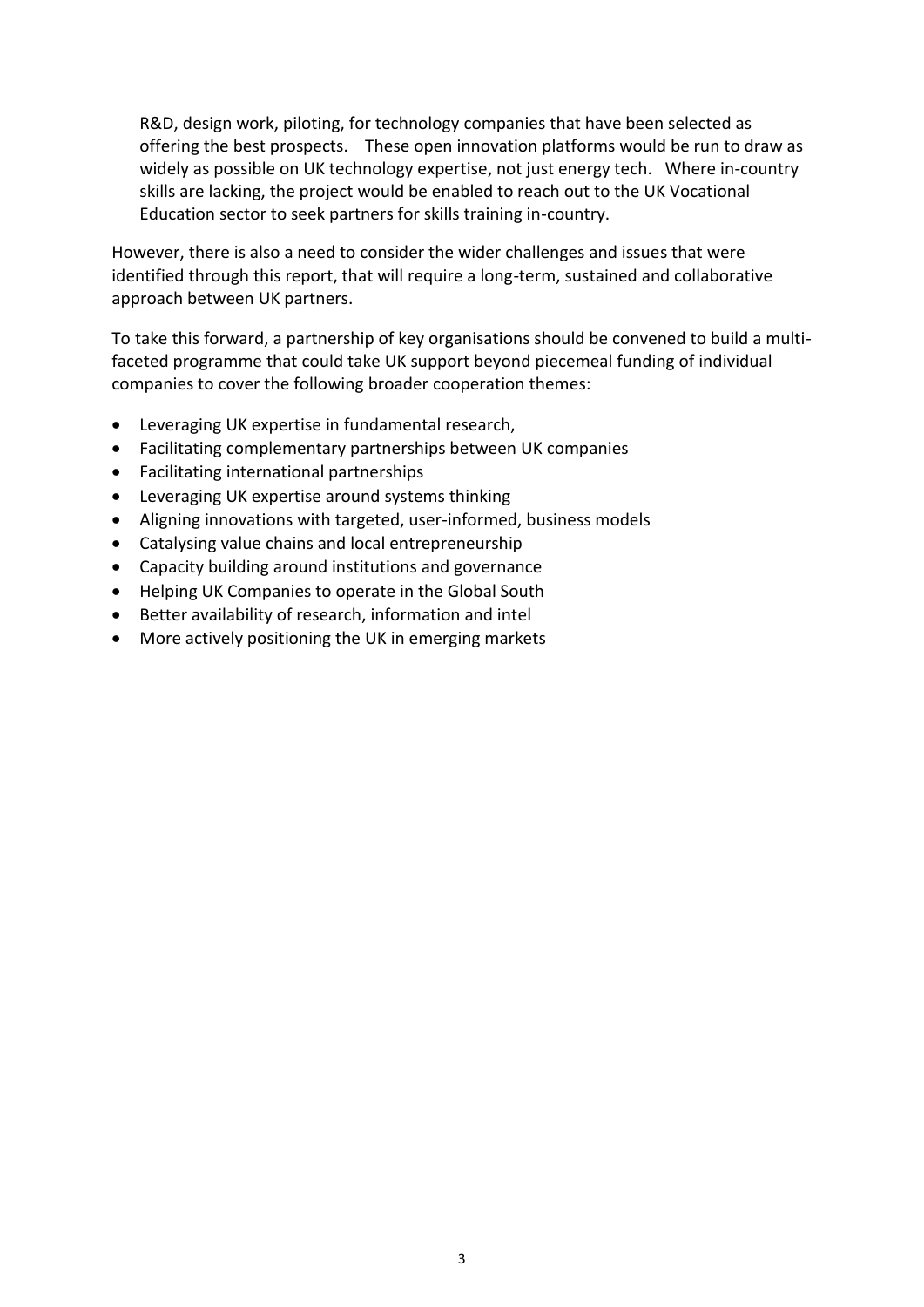R&D, design work, piloting, for technology companies that have been selected as offering the best prospects. These open innovation platforms would be run to draw as widely as possible on UK technology expertise, not just energy tech. Where in-country skills are lacking, the project would be enabled to reach out to the UK Vocational Education sector to seek partners for skills training in-country.

However, there is also a need to consider the wider challenges and issues that were identified through this report, that will require a long-term, sustained and collaborative approach between UK partners.

To take this forward, a partnership of key organisations should be convened to build a multi-faceted programme that could take UK support beyond piecemeal funding of individual companies to cover the following broader cooperation themes:

- Leveraging UK expertise in fundamental research,
- Facilitating complementary partnerships between UK companies
- Facilitating international partnerships
- Leveraging UK expertise around systems thinking
- Aligning innovations with targeted, user-informed, business models
- Catalysing value chains and local entrepreneurship
- Capacity building around institutions and governance
- Helping UK Companies to operate in the Global South
- Better availability of research, information and intel
- More actively positioning the UK in emerging markets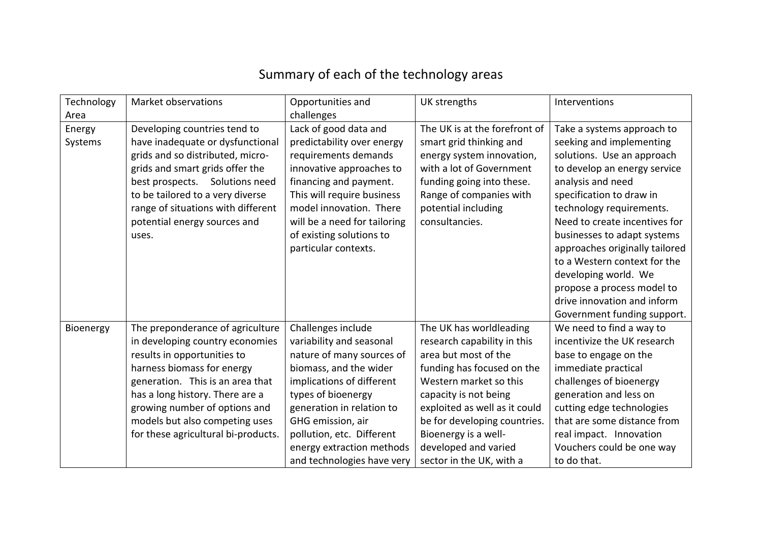# Summary of each of the technology areas

| Technology Area | Market observations | Opportunities and challenges | UK strengths | Interventions |
| --- | --- | --- | --- | --- |
| Energy Systems | Developing countries tend to have inadequate or dysfunctional grids and so distributed, micro-grids and smart grids offer the best prospects. Solutions need to be tailored to a very diverse range of situations with different potential energy sources and uses. | Lack of good data and predictability over energy requirements demands innovative approaches to financing and payment. This will require business model innovation. There will be a need for tailoring of existing solutions to particular contexts. | The UK is at the forefront of smart grid thinking and energy system innovation, with a lot of Government funding going into these. Range of companies with potential including consultancies. | Take a systems approach to seeking and implementing solutions. Use an approach to develop an energy service analysis and need specification to draw in technology requirements. Need to create incentives for businesses to adapt systems approaches originally tailored to a Western context for the developing world. We propose a process model to drive innovation and inform Government funding support. |
| Bioenergy | The preponderance of agriculture in developing country economies results in opportunities to harness biomass for energy generation. This is an area that has a long history. There are a growing number of options and models but also competing uses for these agricultural bi-products. | Challenges include variability and seasonal nature of many sources of biomass, and the wider implications of different types of bioenergy generation in relation to GHG emission, air pollution, etc. Different energy extraction methods and technologies have very | The UK has worldleading research capability in this area but most of the funding has focused on the Western market so this capacity is not being exploited as well as it could be for developing countries. Bioenergy is a well-developed and varied sector in the UK, with a | We need to find a way to incentivize the UK research base to engage on the immediate practical challenges of bioenergy generation and less on cutting edge technologies that are some distance from real impact. Innovation Vouchers could be one way to do that. |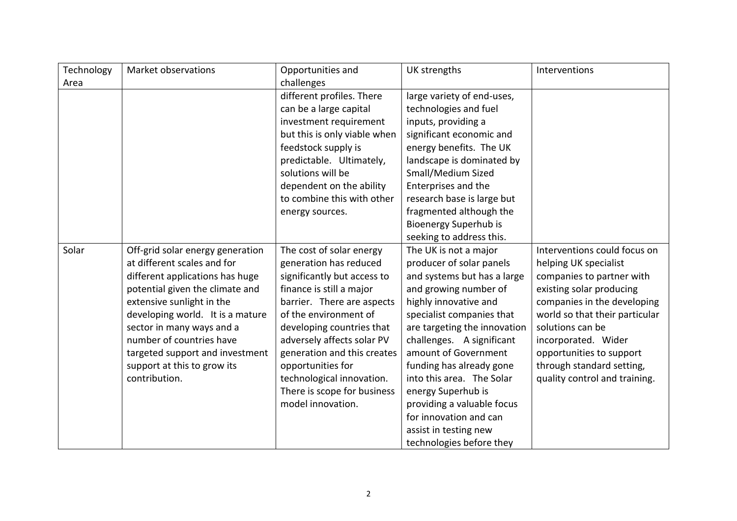| Technology Area | Market observations | Opportunities and challenges | UK strengths | Interventions |
| --- | --- | --- | --- | --- |
| | | different profiles. There can be a large capital investment requirement but this is only viable when feedstock supply is predictable. Ultimately, solutions will be dependent on the ability to combine this with other energy sources. | large variety of end-uses, technologies and fuel inputs, providing a significant economic and energy benefits. The UK landscape is dominated by Small/Medium Sized Enterprises and the research base is large but fragmented although the Bioenergy Superhub is seeking to address this. | |
| Solar | Off-grid solar energy generation at different scales and for different applications has huge potential given the climate and extensive sunlight in the developing world. It is a mature sector in many ways and a number of countries have targeted support and investment support at this to grow its contribution. | The cost of solar energy generation has reduced significantly but access to finance is still a major barrier. There are aspects of the environment of developing countries that adversely affects solar PV generation and this creates opportunities for technological innovation. There is scope for business model innovation. | The UK is not a major producer of solar panels and systems but has a large and growing number of highly innovative and specialist companies that are targeting the innovation challenges. A significant amount of Government funding has already gone into this area. The Solar energy Superhub is providing a valuable focus for innovation and can assist in testing new technologies before they | Interventions could focus on helping UK specialist companies to partner with existing solar producing companies in the developing world so that their particular solutions can be incorporated. Wider opportunities to support through standard setting, quality control and training. |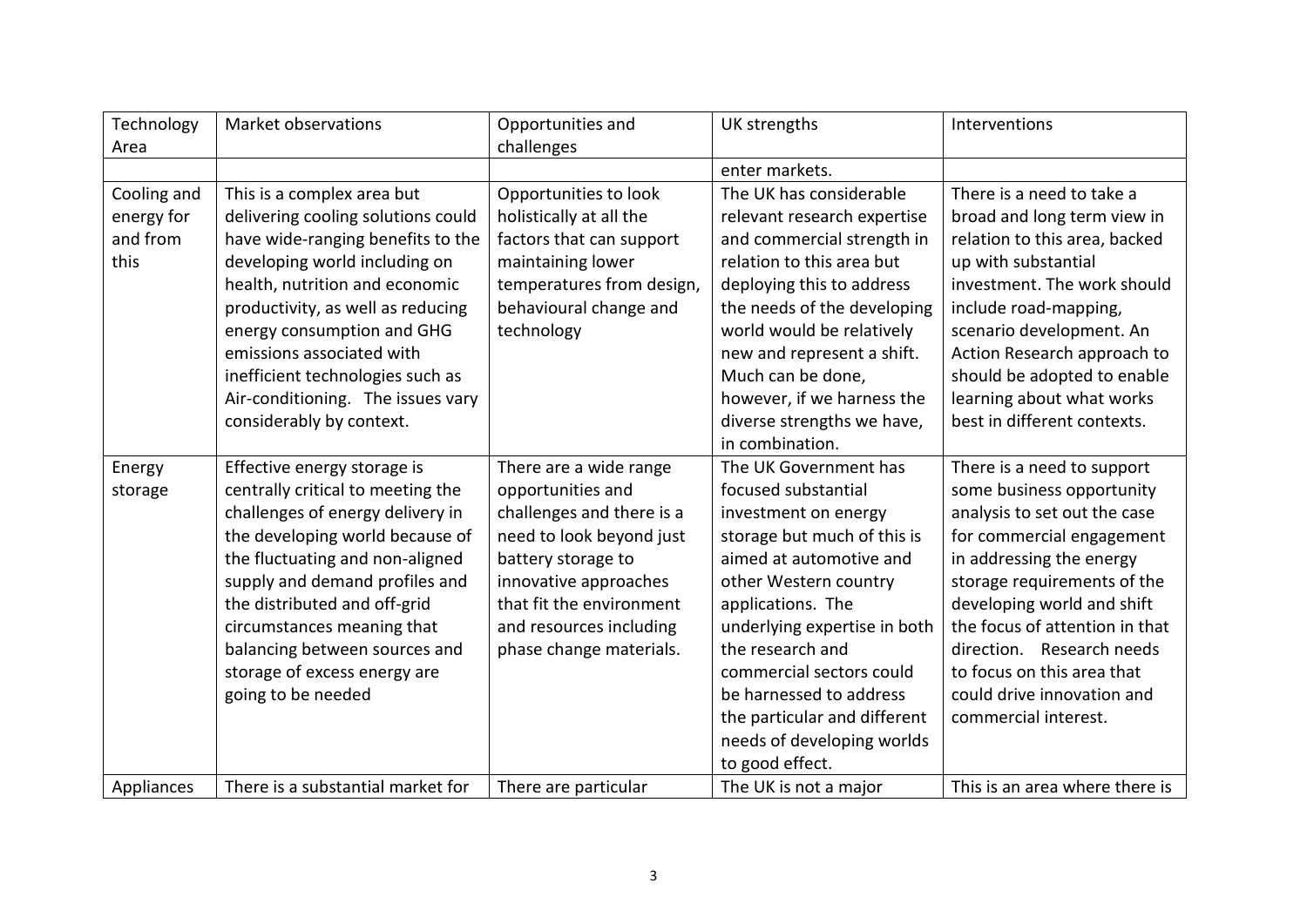| Technology Area | Market observations | Opportunities and challenges | UK strengths | Interventions |
|---|---|---|---|---|
| | | | enter markets. | |
| Cooling and energy for and from this | This is a complex area but delivering cooling solutions could have wide-ranging benefits to the developing world including on health, nutrition and economic productivity, as well as reducing energy consumption and GHG emissions associated with inefficient technologies such as Air-conditioning. The issues vary considerably by context. | Opportunities to look holistically at all the factors that can support maintaining lower temperatures from design, behavioural change and technology | The UK has considerable relevant research expertise and commercial strength in relation to this area but deploying this to address the needs of the developing world would be relatively new and represent a shift. Much can be done, however, if we harness the diverse strengths we have, in combination. | There is a need to take a broad and long term view in relation to this area, backed up with substantial investment. The work should include road-mapping, scenario development. An Action Research approach to should be adopted to enable learning about what works best in different contexts. |
| Energy storage | Effective energy storage is centrally critical to meeting the challenges of energy delivery in the developing world because of the fluctuating and non-aligned supply and demand profiles and the distributed and off-grid circumstances meaning that balancing between sources and storage of excess energy are going to be needed | There are a wide range opportunities and challenges and there is a need to look beyond just battery storage to innovative approaches that fit the environment and resources including phase change materials. | The UK Government has focused substantial investment on energy storage but much of this is aimed at automotive and other Western country applications. The underlying expertise in both the research and commercial sectors could be harnessed to address the particular and different needs of developing worlds to good effect. | There is a need to support some business opportunity analysis to set out the case for commercial engagement in addressing the energy storage requirements of the developing world and shift the focus of attention in that direction. Research needs to focus on this area that could drive innovation and commercial interest. |
| Appliances | There is a substantial market for | There are particular | The UK is not a major | This is an area where there is |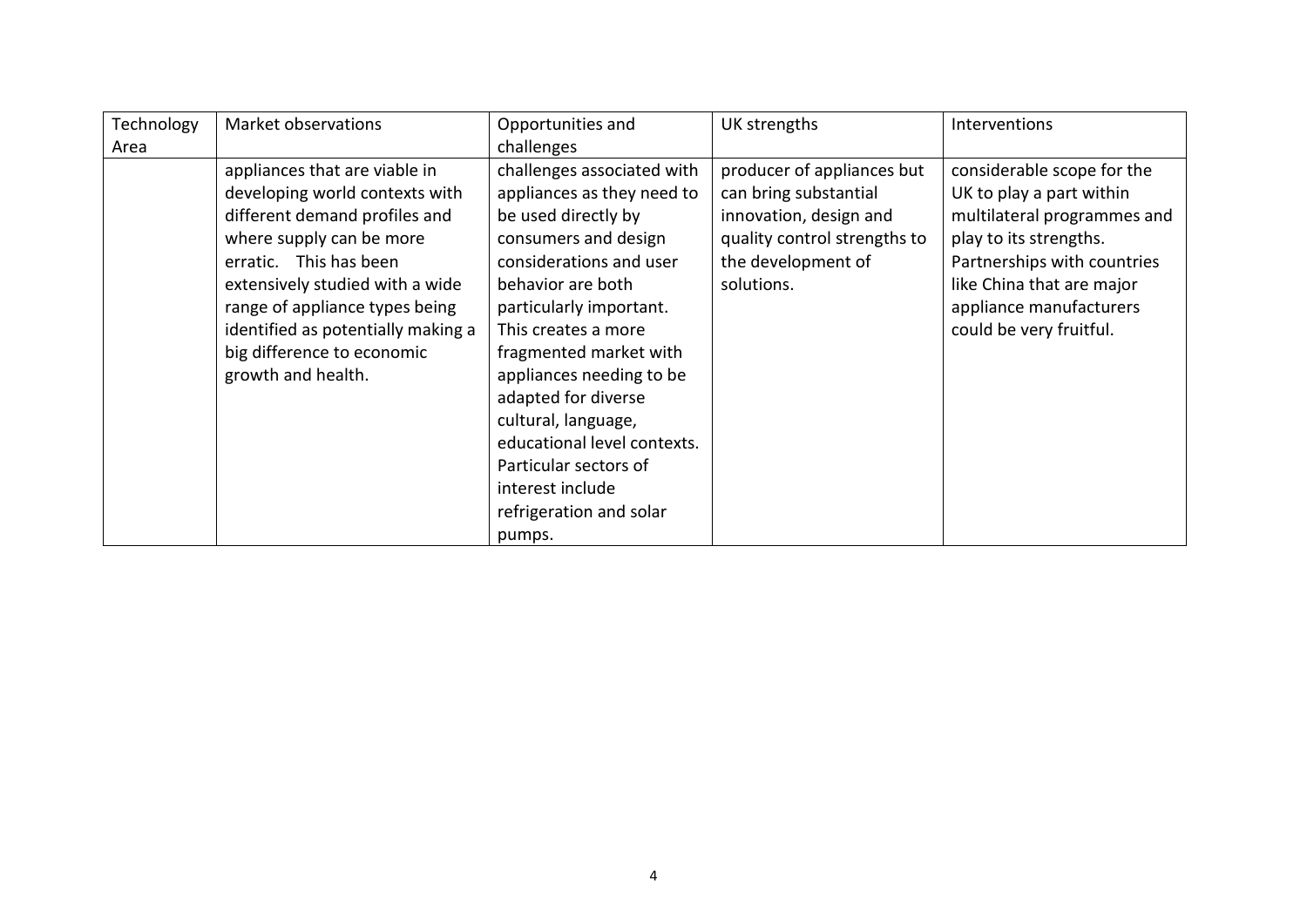| Technology Area | Market observations | Opportunities and challenges | UK strengths | Interventions |
|---|---|---|---|---|
| | appliances that are viable in developing world contexts with different demand profiles and where supply can be more erratic. This has been extensively studied with a wide range of appliance types being identified as potentially making a big difference to economic growth and health. | challenges associated with appliances as they need to be used directly by consumers and design considerations and user behavior are both particularly important. This creates a more fragmented market with appliances needing to be adapted for diverse cultural, language, educational level contexts. Particular sectors of interest include refrigeration and solar pumps. | producer of appliances but can bring substantial innovation, design and quality control strengths to the development of solutions. | considerable scope for the UK to play a part within multilateral programmes and play to its strengths. Partnerships with countries like China that are major appliance manufacturers could be very fruitful. |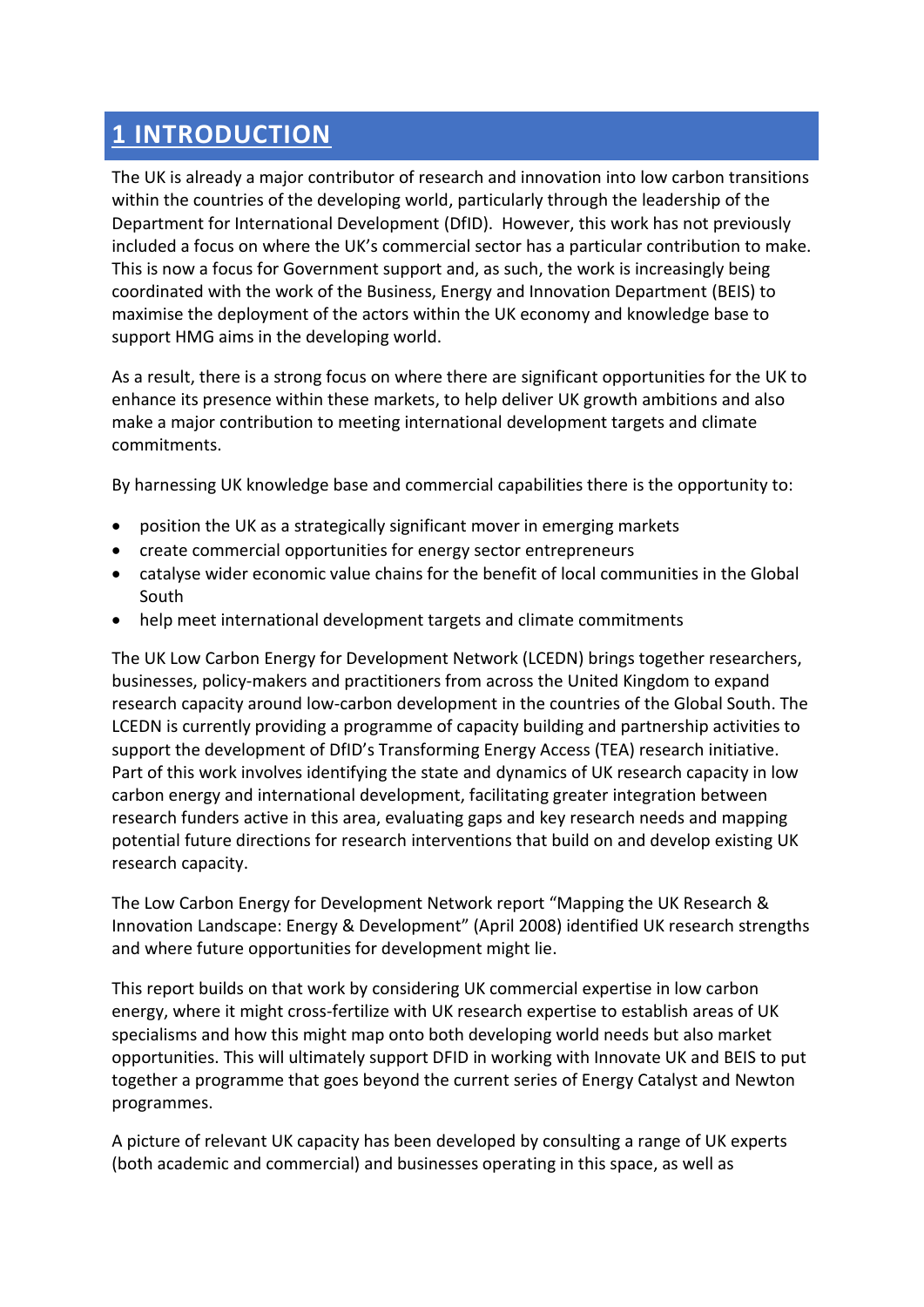# 1 INTRODUCTION

The UK is already a major contributor of research and innovation into low carbon transitions within the countries of the developing world, particularly through the leadership of the Department for International Development (DfID). However, this work has not previously included a focus on where the UK's commercial sector has a particular contribution to make. This is now a focus for Government support and, as such, the work is increasingly being coordinated with the work of the Business, Energy and Innovation Department (BEIS) to maximise the deployment of the actors within the UK economy and knowledge base to support HMG aims in the developing world.

As a result, there is a strong focus on where there are significant opportunities for the UK to enhance its presence within these markets, to help deliver UK growth ambitions and also make a major contribution to meeting international development targets and climate commitments.

By harnessing UK knowledge base and commercial capabilities there is the opportunity to:

- position the UK as a strategically significant mover in emerging markets
- create commercial opportunities for energy sector entrepreneurs
- catalyse wider economic value chains for the benefit of local communities in the Global South
- help meet international development targets and climate commitments

The UK Low Carbon Energy for Development Network (LCEDN) brings together researchers, businesses, policy-makers and practitioners from across the United Kingdom to expand research capacity around low-carbon development in the countries of the Global South. The LCEDN is currently providing a programme of capacity building and partnership activities to support the development of DfID's Transforming Energy Access (TEA) research initiative. Part of this work involves identifying the state and dynamics of UK research capacity in low carbon energy and international development, facilitating greater integration between research funders active in this area, evaluating gaps and key research needs and mapping potential future directions for research interventions that build on and develop existing UK research capacity.

The Low Carbon Energy for Development Network report "Mapping the UK Research & Innovation Landscape: Energy & Development" (April 2008) identified UK research strengths and where future opportunities for development might lie.

This report builds on that work by considering UK commercial expertise in low carbon energy, where it might cross-fertilize with UK research expertise to establish areas of UK specialisms and how this might map onto both developing world needs but also market opportunities. This will ultimately support DFID in working with Innovate UK and BEIS to put together a programme that goes beyond the current series of Energy Catalyst and Newton programmes.

A picture of relevant UK capacity has been developed by consulting a range of UK experts (both academic and commercial) and businesses operating in this space, as well as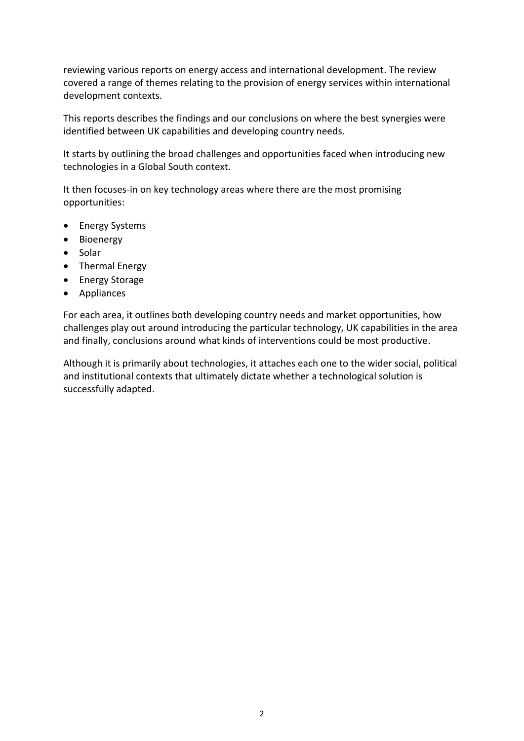reviewing various reports on energy access and international development. The review covered a range of themes relating to the provision of energy services within international development contexts.

This reports describes the findings and our conclusions on where the best synergies were identified between UK capabilities and developing country needs.

It starts by outlining the broad challenges and opportunities faced when introducing new technologies in a Global South context.

It then focuses-in on key technology areas where there are the most promising opportunities:

- Energy Systems
- Bioenergy
- Solar
- Thermal Energy
- Energy Storage
- Appliances

For each area, it outlines both developing country needs and market opportunities, how challenges play out around introducing the particular technology, UK capabilities in the area and finally, conclusions around what kinds of interventions could be most productive.

Although it is primarily about technologies, it attaches each one to the wider social, political and institutional contexts that ultimately dictate whether a technological solution is successfully adapted.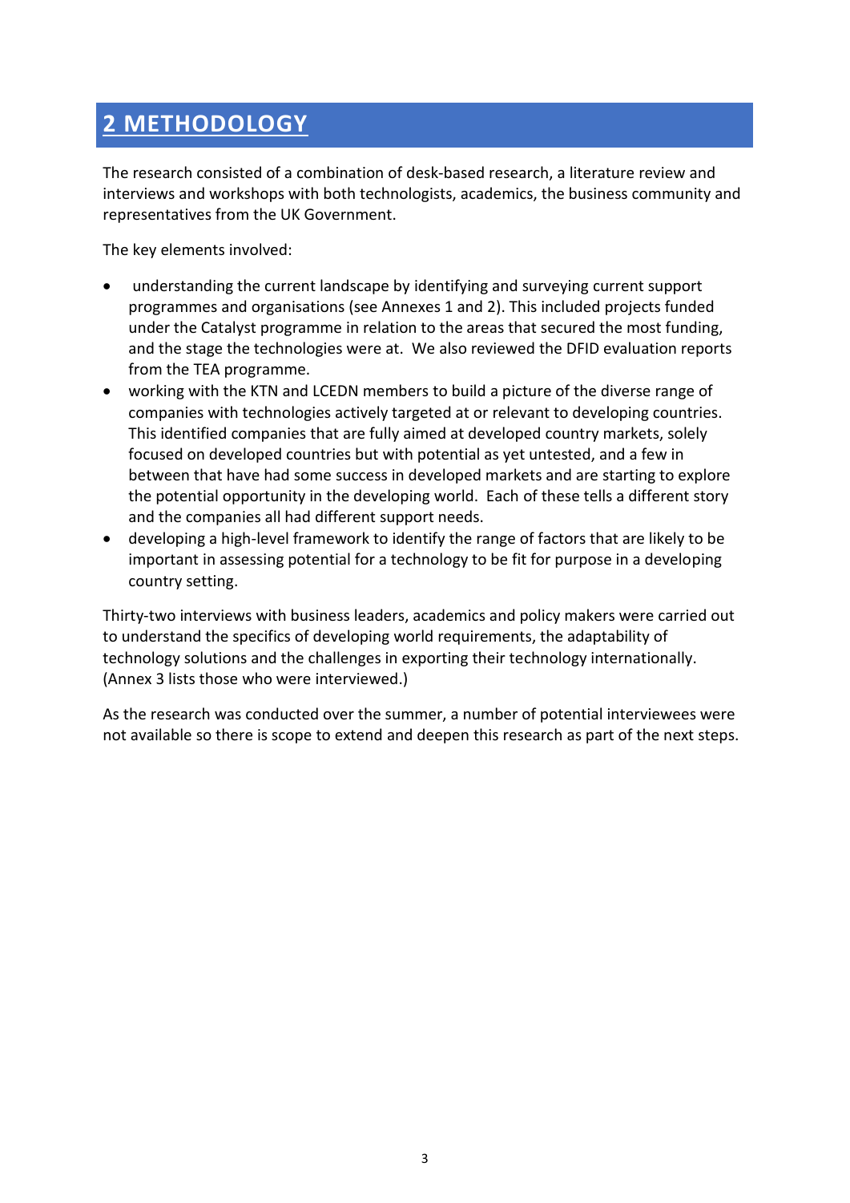## 2 METHODOLOGY

The research consisted of a combination of desk-based research, a literature review and interviews and workshops with both technologists, academics, the business community and representatives from the UK Government.

The key elements involved:

- understanding the current landscape by identifying and surveying current support programmes and organisations (see Annexes 1 and 2). This included projects funded under the Catalyst programme in relation to the areas that secured the most funding, and the stage the technologies were at. We also reviewed the DFID evaluation reports from the TEA programme.
- working with the KTN and LCEDN members to build a picture of the diverse range of companies with technologies actively targeted at or relevant to developing countries. This identified companies that are fully aimed at developed country markets, solely focused on developed countries but with potential as yet untested, and a few in between that have had some success in developed markets and are starting to explore the potential opportunity in the developing world. Each of these tells a different story and the companies all had different support needs.
- developing a high-level framework to identify the range of factors that are likely to be important in assessing potential for a technology to be fit for purpose in a developing country setting.

Thirty-two interviews with business leaders, academics and policy makers were carried out to understand the specifics of developing world requirements, the adaptability of technology solutions and the challenges in exporting their technology internationally. (Annex 3 lists those who were interviewed.)

As the research was conducted over the summer, a number of potential interviewees were not available so there is scope to extend and deepen this research as part of the next steps.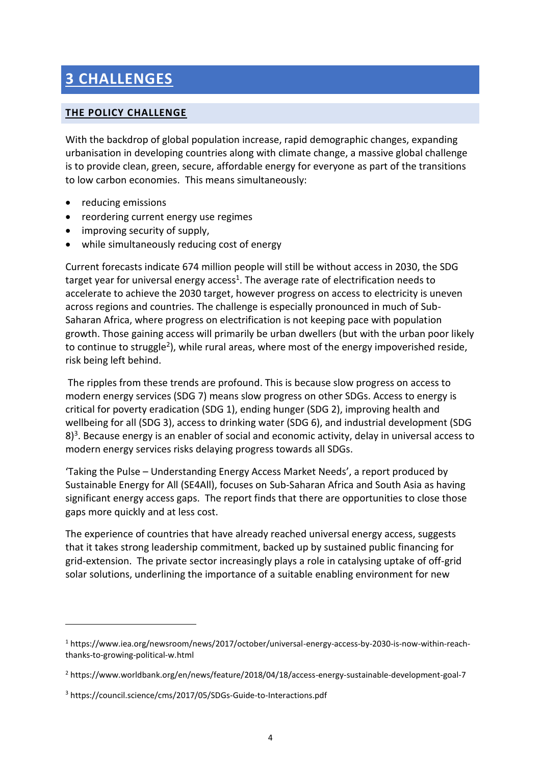# 3 CHALLENGES

## THE POLICY CHALLENGE

With the backdrop of global population increase, rapid demographic changes, expanding urbanisation in developing countries along with climate change, a massive global challenge is to provide clean, green, secure, affordable energy for everyone as part of the transitions to low carbon economies. This means simultaneously:

- reducing emissions
- reordering current energy use regimes
- improving security of supply,
- while simultaneously reducing cost of energy

Current forecasts indicate 674 million people will still be without access in 2030, the SDG target year for universal energy access[1]. The average rate of electrification needs to accelerate to achieve the 2030 target, however progress on access to electricity is uneven across regions and countries. The challenge is especially pronounced in much of Sub-Saharan Africa, where progress on electrification is not keeping pace with population growth. Those gaining access will primarily be urban dwellers (but with the urban poor likely to continue to struggle[2]), while rural areas, where most of the energy impoverished reside, risk being left behind.

The ripples from these trends are profound. This is because slow progress on access to modern energy services (SDG 7) means slow progress on other SDGs. Access to energy is critical for poverty eradication (SDG 1), ending hunger (SDG 2), improving health and wellbeing for all (SDG 3), access to drinking water (SDG 6), and industrial development (SDG 8)[3]. Because energy is an enabler of social and economic activity, delay in universal access to modern energy services risks delaying progress towards all SDGs.

'Taking the Pulse – Understanding Energy Access Market Needs', a report produced by Sustainable Energy for All (SE4All), focuses on Sub-Saharan Africa and South Asia as having significant energy access gaps. The report finds that there are opportunities to close those gaps more quickly and at less cost.

The experience of countries that have already reached universal energy access, suggests that it takes strong leadership commitment, backed up by sustained public financing for grid-extension. The private sector increasingly plays a role in catalysing uptake of off-grid solar solutions, underlining the importance of a suitable enabling environment for new

---

[1] https://www.iea.org/newsroom/news/2017/october/universal-energy-access-by-2030-is-now-within-reach-thanks-to-growing-political-w.html

[2] https://www.worldbank.org/en/news/feature/2018/04/18/access-energy-sustainable-development-goal-7

[3] https://council.science/cms/2017/05/SDGs-Guide-to-Interactions.pdf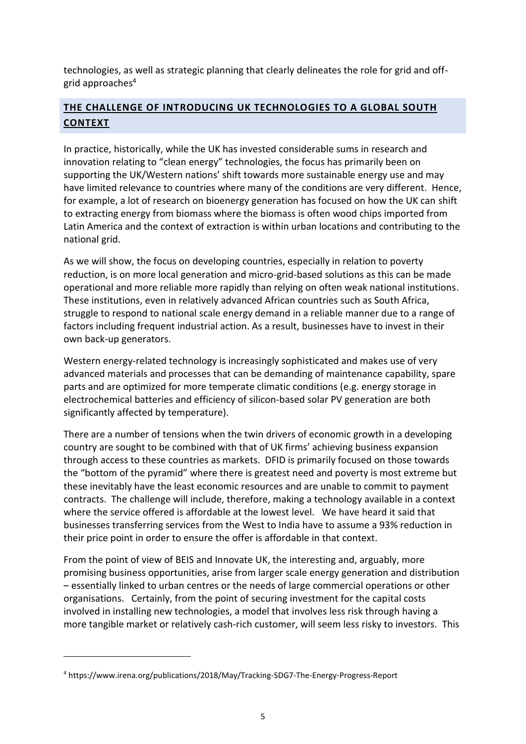technologies, as well as strategic planning that clearly delineates the role for grid and off-grid approaches[4]

## THE CHALLENGE OF INTRODUCING UK TECHNOLOGIES TO A GLOBAL SOUTH CONTEXT

In practice, historically, while the UK has invested considerable sums in research and innovation relating to "clean energy" technologies, the focus has primarily been on supporting the UK/Western nations' shift towards more sustainable energy use and may have limited relevance to countries where many of the conditions are very different. Hence, for example, a lot of research on bioenergy generation has focused on how the UK can shift to extracting energy from biomass where the biomass is often wood chips imported from Latin America and the context of extraction is within urban locations and contributing to the national grid.

As we will show, the focus on developing countries, especially in relation to poverty reduction, is on more local generation and micro-grid-based solutions as this can be made operational and more reliable more rapidly than relying on often weak national institutions. These institutions, even in relatively advanced African countries such as South Africa, struggle to respond to national scale energy demand in a reliable manner due to a range of factors including frequent industrial action. As a result, businesses have to invest in their own back-up generators.

Western energy-related technology is increasingly sophisticated and makes use of very advanced materials and processes that can be demanding of maintenance capability, spare parts and are optimized for more temperate climatic conditions (e.g. energy storage in electrochemical batteries and efficiency of silicon-based solar PV generation are both significantly affected by temperature).

There are a number of tensions when the twin drivers of economic growth in a developing country are sought to be combined with that of UK firms' achieving business expansion through access to these countries as markets. DFID is primarily focused on those towards the "bottom of the pyramid" where there is greatest need and poverty is most extreme but these inevitably have the least economic resources and are unable to commit to payment contracts. The challenge will include, therefore, making a technology available in a context where the service offered is affordable at the lowest level. We have heard it said that businesses transferring services from the West to India have to assume a 93% reduction in their price point in order to ensure the offer is affordable in that context.

From the point of view of BEIS and Innovate UK, the interesting and, arguably, more promising business opportunities, arise from larger scale energy generation and distribution – essentially linked to urban centres or the needs of large commercial operations or other organisations. Certainly, from the point of securing investment for the capital costs involved in installing new technologies, a model that involves less risk through having a more tangible market or relatively cash-rich customer, will seem less risky to investors. This

[4] https://www.irena.org/publications/2018/May/Tracking-SDG7-The-Energy-Progress-Report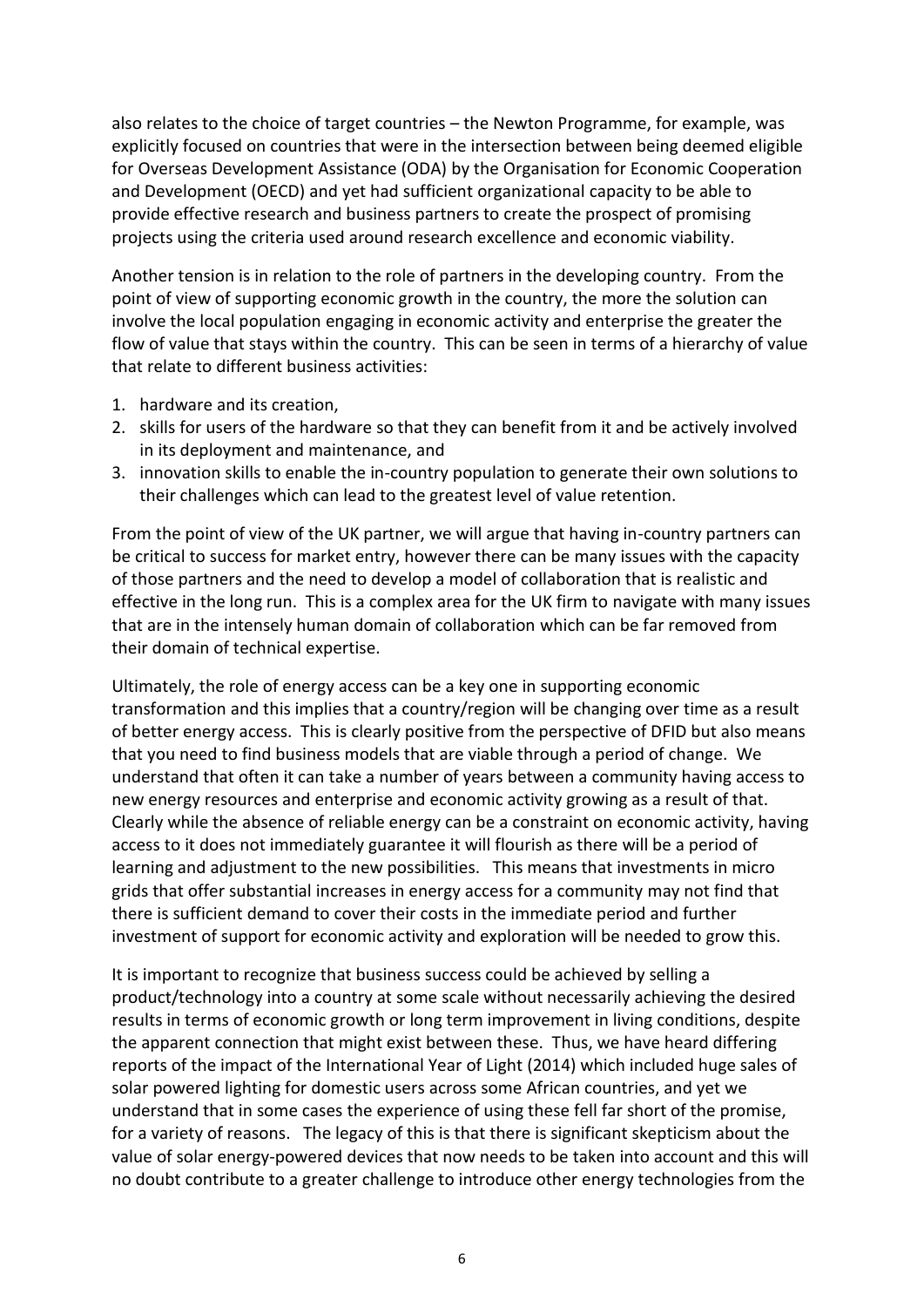also relates to the choice of target countries – the Newton Programme, for example, was explicitly focused on countries that were in the intersection between being deemed eligible for Overseas Development Assistance (ODA) by the Organisation for Economic Cooperation and Development (OECD) and yet had sufficient organizational capacity to be able to provide effective research and business partners to create the prospect of promising projects using the criteria used around research excellence and economic viability.

Another tension is in relation to the role of partners in the developing country. From the point of view of supporting economic growth in the country, the more the solution can involve the local population engaging in economic activity and enterprise the greater the flow of value that stays within the country. This can be seen in terms of a hierarchy of value that relate to different business activities:

1. hardware and its creation,
2. skills for users of the hardware so that they can benefit from it and be actively involved in its deployment and maintenance, and
3. innovation skills to enable the in-country population to generate their own solutions to their challenges which can lead to the greatest level of value retention.

From the point of view of the UK partner, we will argue that having in-country partners can be critical to success for market entry, however there can be many issues with the capacity of those partners and the need to develop a model of collaboration that is realistic and effective in the long run. This is a complex area for the UK firm to navigate with many issues that are in the intensely human domain of collaboration which can be far removed from their domain of technical expertise.

Ultimately, the role of energy access can be a key one in supporting economic transformation and this implies that a country/region will be changing over time as a result of better energy access. This is clearly positive from the perspective of DFID but also means that you need to find business models that are viable through a period of change. We understand that often it can take a number of years between a community having access to new energy resources and enterprise and economic activity growing as a result of that. Clearly while the absence of reliable energy can be a constraint on economic activity, having access to it does not immediately guarantee it will flourish as there will be a period of learning and adjustment to the new possibilities. This means that investments in micro grids that offer substantial increases in energy access for a community may not find that there is sufficient demand to cover their costs in the immediate period and further investment of support for economic activity and exploration will be needed to grow this.

It is important to recognize that business success could be achieved by selling a product/technology into a country at some scale without necessarily achieving the desired results in terms of economic growth or long term improvement in living conditions, despite the apparent connection that might exist between these. Thus, we have heard differing reports of the impact of the International Year of Light (2014) which included huge sales of solar powered lighting for domestic users across some African countries, and yet we understand that in some cases the experience of using these fell far short of the promise, for a variety of reasons. The legacy of this is that there is significant skepticism about the value of solar energy-powered devices that now needs to be taken into account and this will no doubt contribute to a greater challenge to introduce other energy technologies from the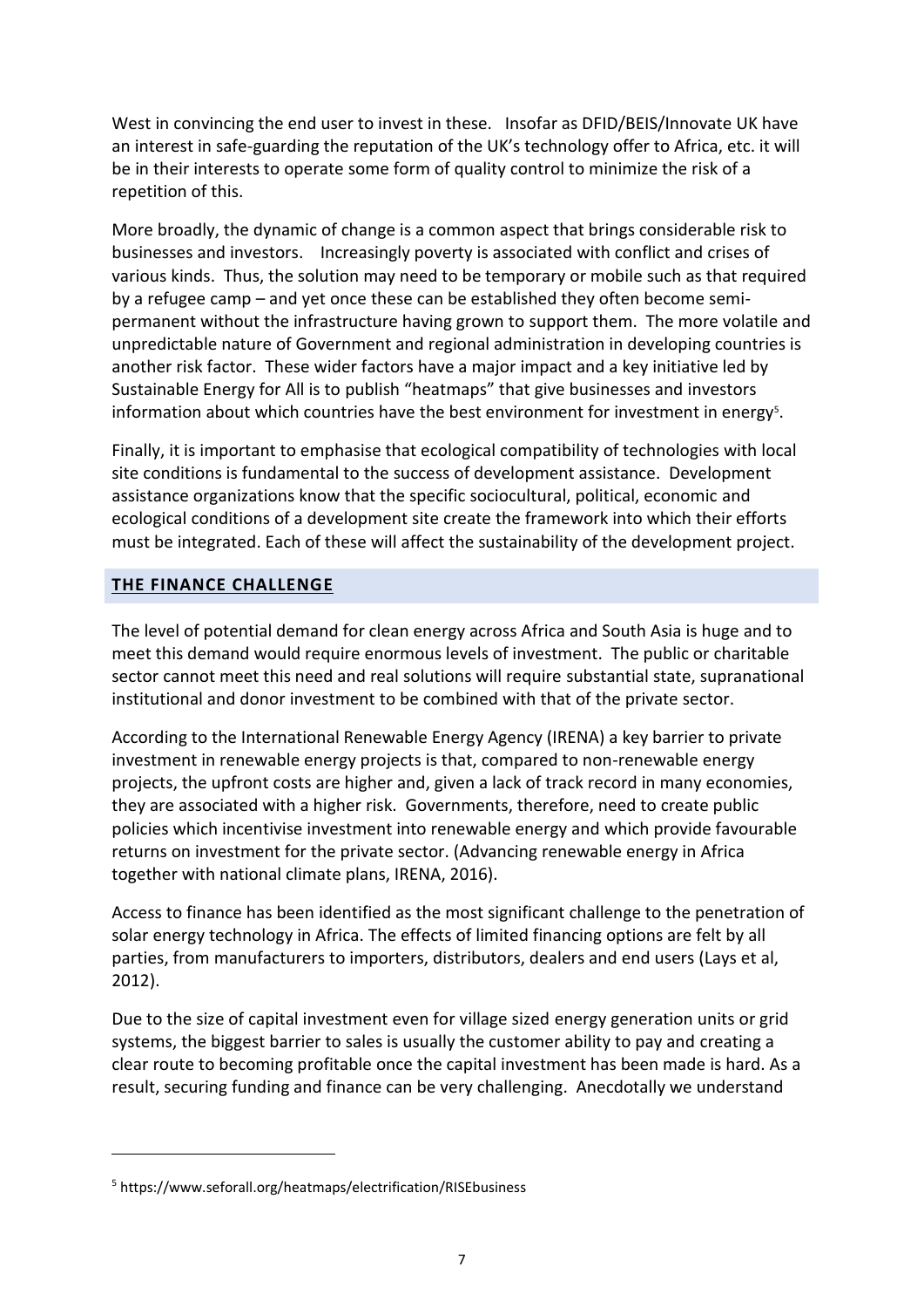West in convincing the end user to invest in these. Insofar as DFID/BEIS/Innovate UK have an interest in safe-guarding the reputation of the UK's technology offer to Africa, etc. it will be in their interests to operate some form of quality control to minimize the risk of a repetition of this.

More broadly, the dynamic of change is a common aspect that brings considerable risk to businesses and investors. Increasingly poverty is associated with conflict and crises of various kinds. Thus, the solution may need to be temporary or mobile such as that required by a refugee camp – and yet once these can be established they often become semi-permanent without the infrastructure having grown to support them. The more volatile and unpredictable nature of Government and regional administration in developing countries is another risk factor. These wider factors have a major impact and a key initiative led by Sustainable Energy for All is to publish "heatmaps" that give businesses and investors information about which countries have the best environment for investment in energy[5].

Finally, it is important to emphasise that ecological compatibility of technologies with local site conditions is fundamental to the success of development assistance. Development assistance organizations know that the specific sociocultural, political, economic and ecological conditions of a development site create the framework into which their efforts must be integrated. Each of these will affect the sustainability of the development project.

## THE FINANCE CHALLENGE

The level of potential demand for clean energy across Africa and South Asia is huge and to meet this demand would require enormous levels of investment. The public or charitable sector cannot meet this need and real solutions will require substantial state, supranational institutional and donor investment to be combined with that of the private sector.

According to the International Renewable Energy Agency (IRENA) a key barrier to private investment in renewable energy projects is that, compared to non-renewable energy projects, the upfront costs are higher and, given a lack of track record in many economies, they are associated with a higher risk. Governments, therefore, need to create public policies which incentivise investment into renewable energy and which provide favourable returns on investment for the private sector. (Advancing renewable energy in Africa together with national climate plans, IRENA, 2016).

Access to finance has been identified as the most significant challenge to the penetration of solar energy technology in Africa. The effects of limited financing options are felt by all parties, from manufacturers to importers, distributors, dealers and end users (Lays et al, 2012).

Due to the size of capital investment even for village sized energy generation units or grid systems, the biggest barrier to sales is usually the customer ability to pay and creating a clear route to becoming profitable once the capital investment has been made is hard. As a result, securing funding and finance can be very challenging. Anecdotally we understand

---

[5] https://www.seforall.org/heatmaps/electrification/RISEbusiness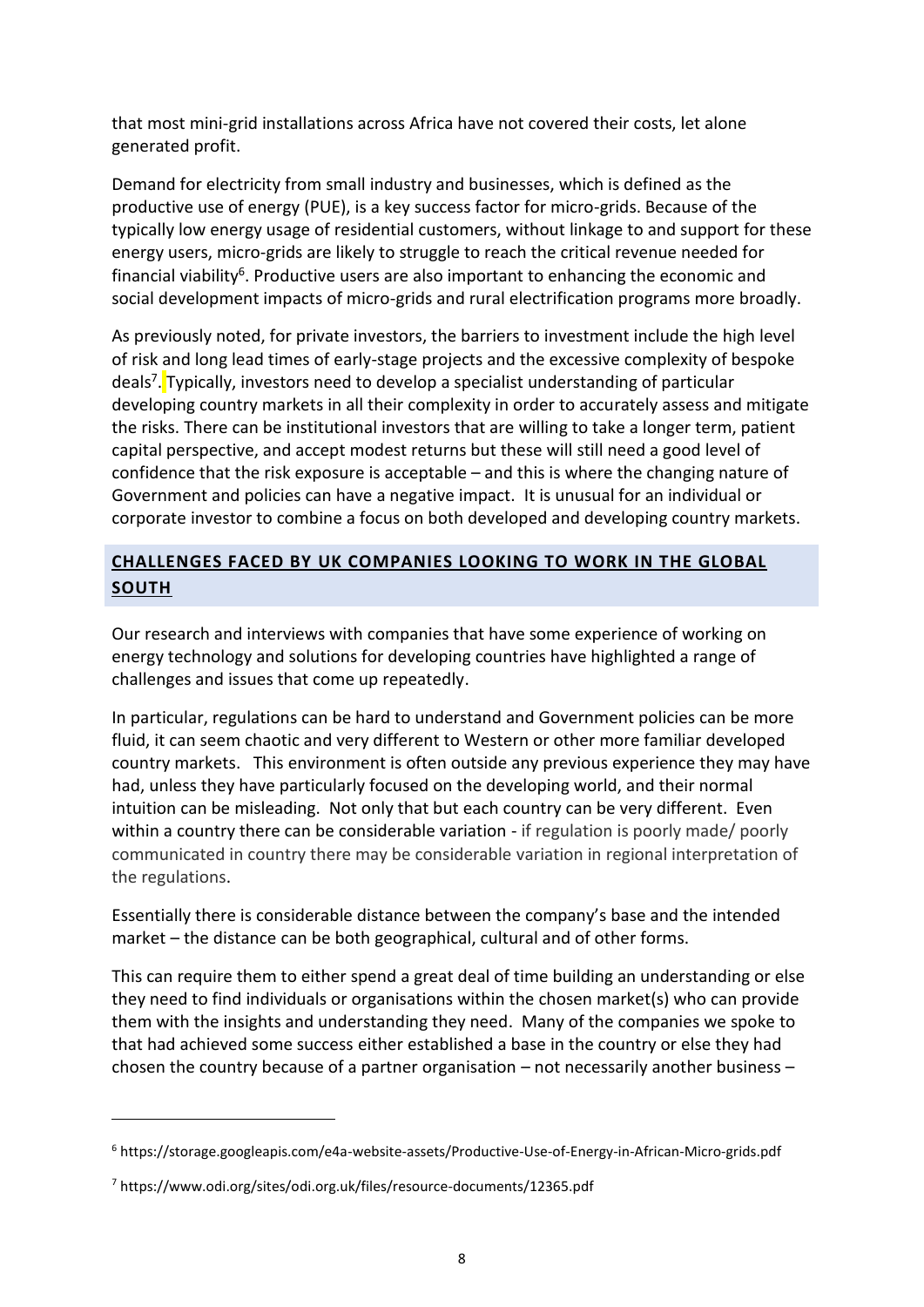that most mini-grid installations across Africa have not covered their costs, let alone generated profit.

Demand for electricity from small industry and businesses, which is defined as the productive use of energy (PUE), is a key success factor for micro-grids. Because of the typically low energy usage of residential customers, without linkage to and support for these energy users, micro-grids are likely to struggle to reach the critical revenue needed for financial viability[6]. Productive users are also important to enhancing the economic and social development impacts of micro-grids and rural electrification programs more broadly.

As previously noted, for private investors, the barriers to investment include the high level of risk and long lead times of early-stage projects and the excessive complexity of bespoke deals[7]. Typically, investors need to develop a specialist understanding of particular developing country markets in all their complexity in order to accurately assess and mitigate the risks. There can be institutional investors that are willing to take a longer term, patient capital perspective, and accept modest returns but these will still need a good level of confidence that the risk exposure is acceptable – and this is where the changing nature of Government and policies can have a negative impact. It is unusual for an individual or corporate investor to combine a focus on both developed and developing country markets.

## CHALLENGES FACED BY UK COMPANIES LOOKING TO WORK IN THE GLOBAL SOUTH

Our research and interviews with companies that have some experience of working on energy technology and solutions for developing countries have highlighted a range of challenges and issues that come up repeatedly.

In particular, regulations can be hard to understand and Government policies can be more fluid, it can seem chaotic and very different to Western or other more familiar developed country markets. This environment is often outside any previous experience they may have had, unless they have particularly focused on the developing world, and their normal intuition can be misleading. Not only that but each country can be very different. Even within a country there can be considerable variation - if regulation is poorly made/ poorly communicated in country there may be considerable variation in regional interpretation of the regulations.

Essentially there is considerable distance between the company's base and the intended market – the distance can be both geographical, cultural and of other forms.

This can require them to either spend a great deal of time building an understanding or else they need to find individuals or organisations within the chosen market(s) who can provide them with the insights and understanding they need. Many of the companies we spoke to that had achieved some success either established a base in the country or else they had chosen the country because of a partner organisation – not necessarily another business –

---

[6] https://storage.googleapis.com/e4a-website-assets/Productive-Use-of-Energy-in-African-Micro-grids.pdf

[7] https://www.odi.org/sites/odi.org.uk/files/resource-documents/12365.pdf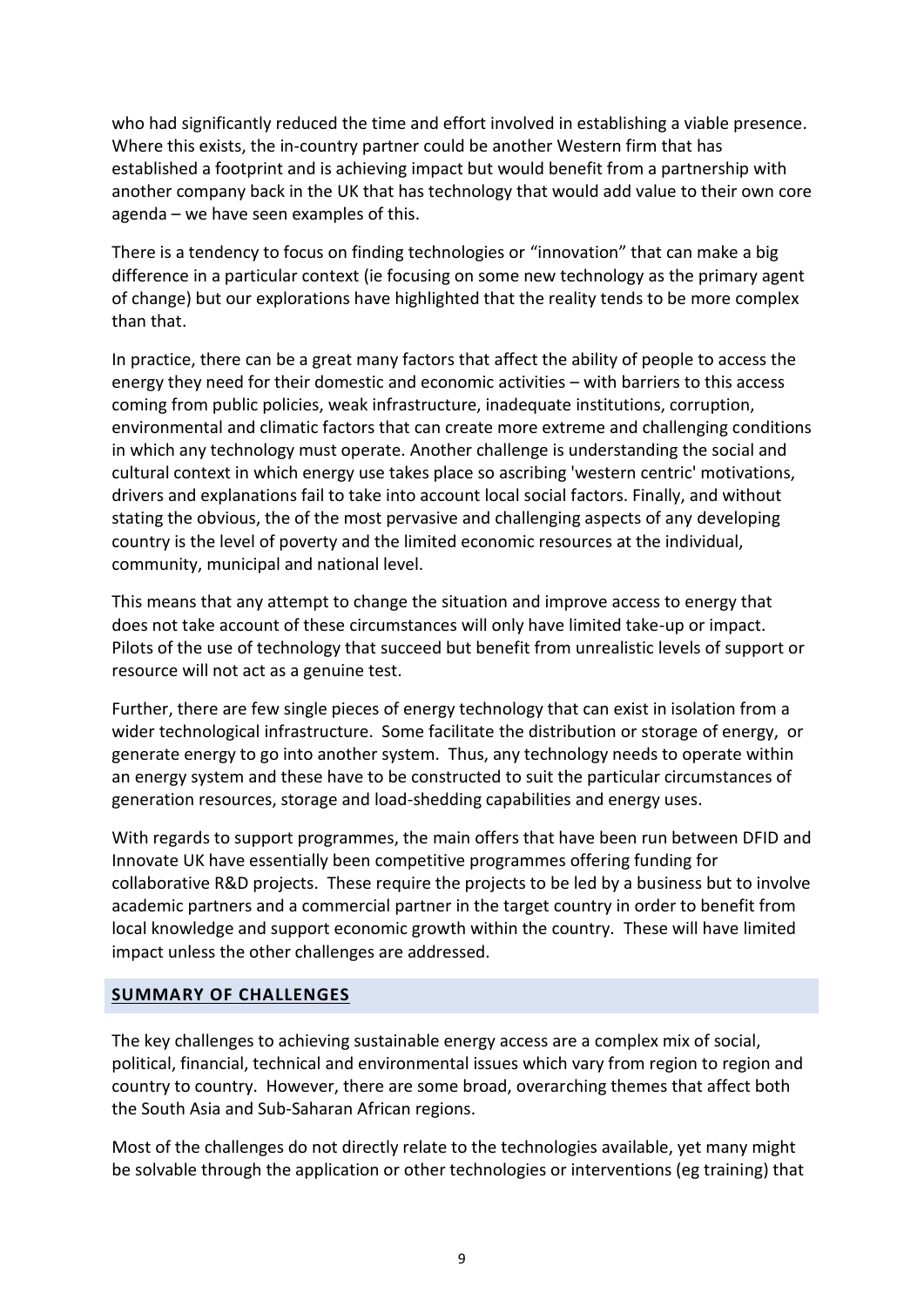who had significantly reduced the time and effort involved in establishing a viable presence. Where this exists, the in-country partner could be another Western firm that has established a footprint and is achieving impact but would benefit from a partnership with another company back in the UK that has technology that would add value to their own core agenda – we have seen examples of this.

There is a tendency to focus on finding technologies or "innovation" that can make a big difference in a particular context (ie focusing on some new technology as the primary agent of change) but our explorations have highlighted that the reality tends to be more complex than that.

In practice, there can be a great many factors that affect the ability of people to access the energy they need for their domestic and economic activities – with barriers to this access coming from public policies, weak infrastructure, inadequate institutions, corruption, environmental and climatic factors that can create more extreme and challenging conditions in which any technology must operate. Another challenge is understanding the social and cultural context in which energy use takes place so ascribing 'western centric' motivations, drivers and explanations fail to take into account local social factors. Finally, and without stating the obvious, the of the most pervasive and challenging aspects of any developing country is the level of poverty and the limited economic resources at the individual, community, municipal and national level.

This means that any attempt to change the situation and improve access to energy that does not take account of these circumstances will only have limited take-up or impact. Pilots of the use of technology that succeed but benefit from unrealistic levels of support or resource will not act as a genuine test.

Further, there are few single pieces of energy technology that can exist in isolation from a wider technological infrastructure. Some facilitate the distribution or storage of energy, or generate energy to go into another system. Thus, any technology needs to operate within an energy system and these have to be constructed to suit the particular circumstances of generation resources, storage and load-shedding capabilities and energy uses.

With regards to support programmes, the main offers that have been run between DFID and Innovate UK have essentially been competitive programmes offering funding for collaborative R&D projects. These require the projects to be led by a business but to involve academic partners and a commercial partner in the target country in order to benefit from local knowledge and support economic growth within the country. These will have limited impact unless the other challenges are addressed.

## SUMMARY OF CHALLENGES

The key challenges to achieving sustainable energy access are a complex mix of social, political, financial, technical and environmental issues which vary from region to region and country to country. However, there are some broad, overarching themes that affect both the South Asia and Sub-Saharan African regions.

Most of the challenges do not directly relate to the technologies available, yet many might be solvable through the application or other technologies or interventions (eg training) that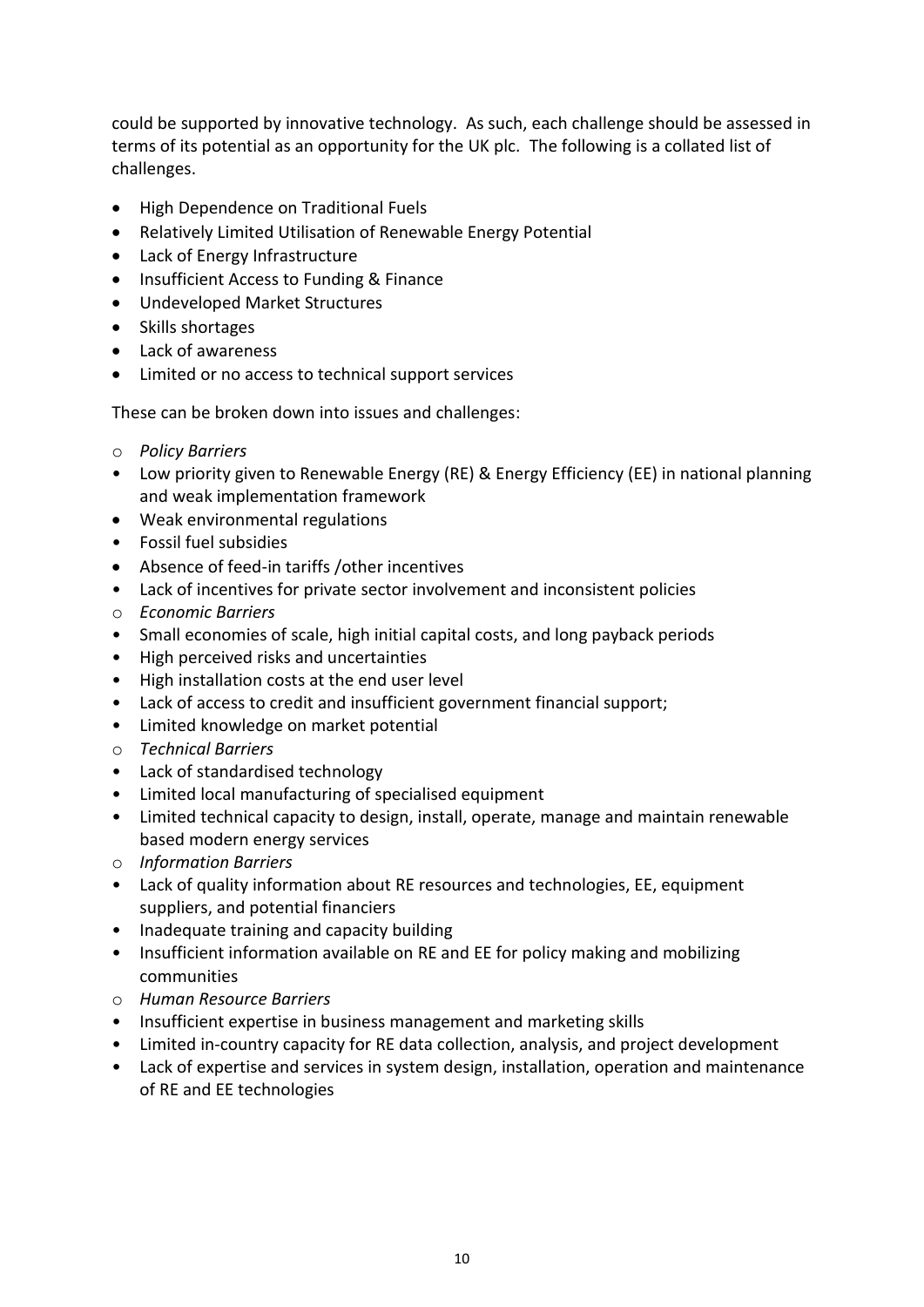could be supported by innovative technology. As such, each challenge should be assessed in terms of its potential as an opportunity for the UK plc. The following is a collated list of challenges.

- High Dependence on Traditional Fuels
- Relatively Limited Utilisation of Renewable Energy Potential
- Lack of Energy Infrastructure
- Insufficient Access to Funding & Finance
- Undeveloped Market Structures
- Skills shortages
- Lack of awareness
- Limited or no access to technical support services

These can be broken down into issues and challenges:

- *Policy Barriers*
- Low priority given to Renewable Energy (RE) & Energy Efficiency (EE) in national planning and weak implementation framework
- Weak environmental regulations
- Fossil fuel subsidies
- Absence of feed-in tariffs /other incentives
- Lack of incentives for private sector involvement and inconsistent policies
- *Economic Barriers*
- Small economies of scale, high initial capital costs, and long payback periods
- High perceived risks and uncertainties
- High installation costs at the end user level
- Lack of access to credit and insufficient government financial support;
- Limited knowledge on market potential
- *Technical Barriers*
- Lack of standardised technology
- Limited local manufacturing of specialised equipment
- Limited technical capacity to design, install, operate, manage and maintain renewable based modern energy services
- *Information Barriers*
- Lack of quality information about RE resources and technologies, EE, equipment suppliers, and potential financiers
- Inadequate training and capacity building
- Insufficient information available on RE and EE for policy making and mobilizing communities
- *Human Resource Barriers*
- Insufficient expertise in business management and marketing skills
- Limited in-country capacity for RE data collection, analysis, and project development
- Lack of expertise and services in system design, installation, operation and maintenance of RE and EE technologies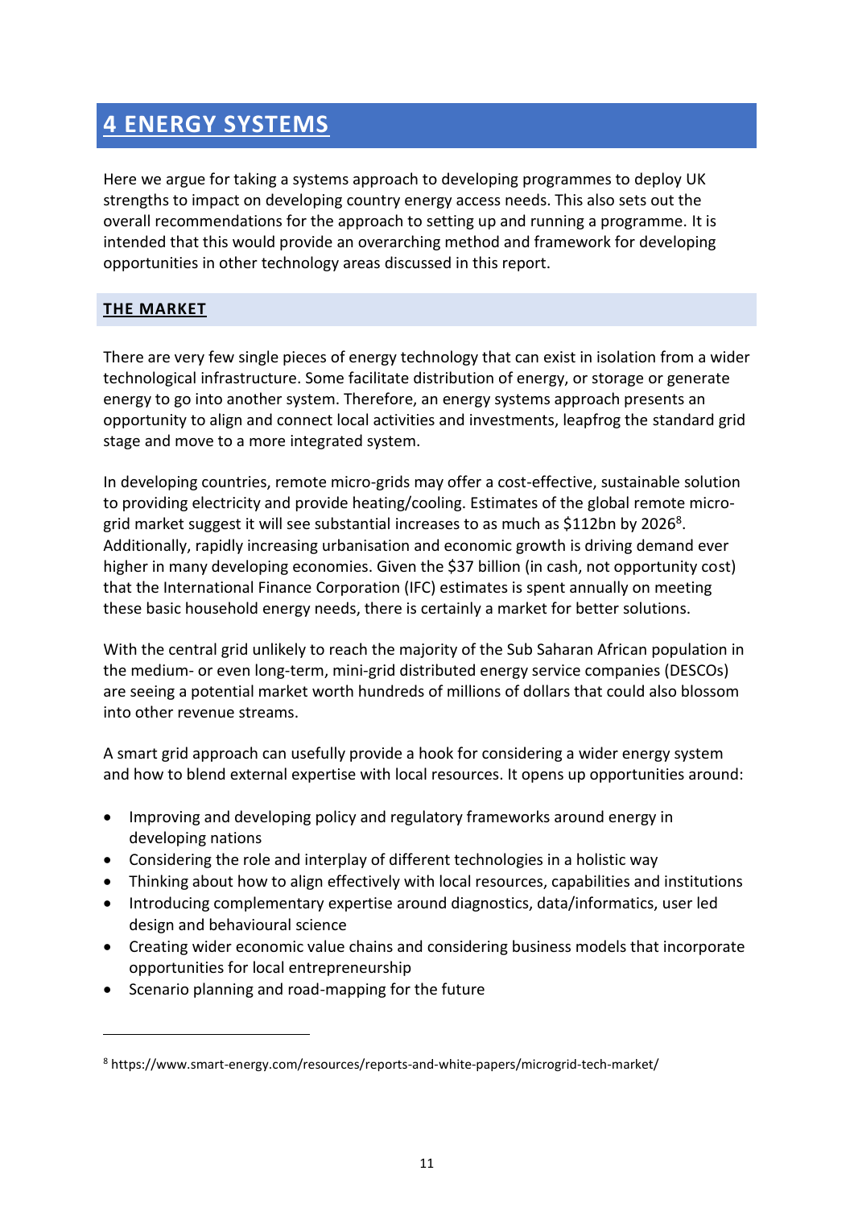# 4 ENERGY SYSTEMS

Here we argue for taking a systems approach to developing programmes to deploy UK strengths to impact on developing country energy access needs. This also sets out the overall recommendations for the approach to setting up and running a programme. It is intended that this would provide an overarching method and framework for developing opportunities in other technology areas discussed in this report.

## THE MARKET

There are very few single pieces of energy technology that can exist in isolation from a wider technological infrastructure. Some facilitate distribution of energy, or storage or generate energy to go into another system. Therefore, an energy systems approach presents an opportunity to align and connect local activities and investments, leapfrog the standard grid stage and move to a more integrated system.

In developing countries, remote micro-grids may offer a cost-effective, sustainable solution to providing electricity and provide heating/cooling. Estimates of the global remote micro-grid market suggest it will see substantial increases to as much as \$112bn by 2026[8]. Additionally, rapidly increasing urbanisation and economic growth is driving demand ever higher in many developing economies. Given the \$37 billion (in cash, not opportunity cost) that the International Finance Corporation (IFC) estimates is spent annually on meeting these basic household energy needs, there is certainly a market for better solutions.

With the central grid unlikely to reach the majority of the Sub Saharan African population in the medium- or even long-term, mini-grid distributed energy service companies (DESCOs) are seeing a potential market worth hundreds of millions of dollars that could also blossom into other revenue streams.

A smart grid approach can usefully provide a hook for considering a wider energy system and how to blend external expertise with local resources. It opens up opportunities around:

- Improving and developing policy and regulatory frameworks around energy in developing nations
- Considering the role and interplay of different technologies in a holistic way
- Thinking about how to align effectively with local resources, capabilities and institutions
- Introducing complementary expertise around diagnostics, data/informatics, user led design and behavioural science
- Creating wider economic value chains and considering business models that incorporate opportunities for local entrepreneurship
- Scenario planning and road-mapping for the future

[8] https://www.smart-energy.com/resources/reports-and-white-papers/microgrid-tech-market/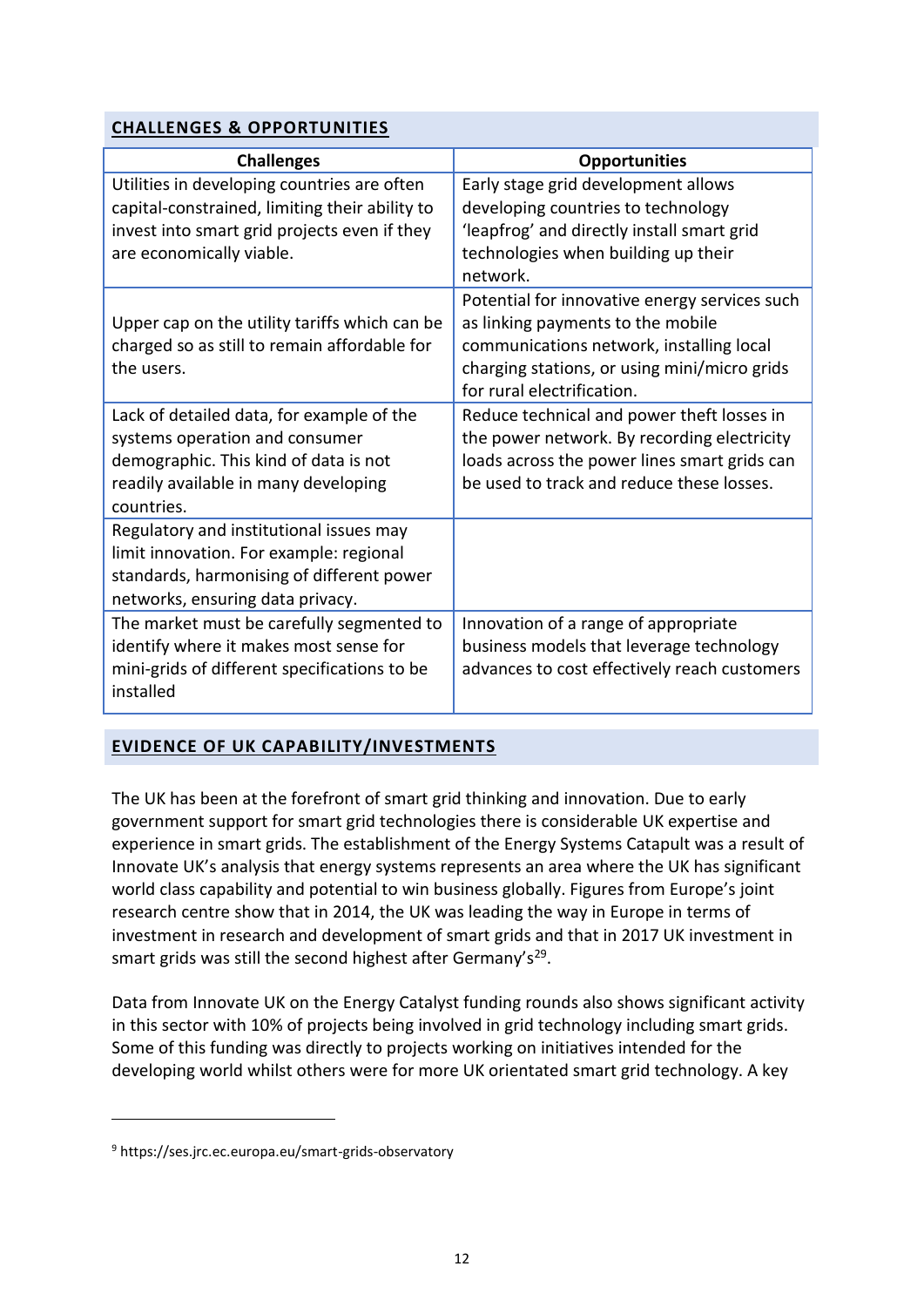## CHALLENGES & OPPORTUNITIES

| Challenges | Opportunities |
|---|---|
| Utilities in developing countries are often capital-constrained, limiting their ability to invest into smart grid projects even if they are economically viable. | Early stage grid development allows developing countries to technology 'leapfrog' and directly install smart grid technologies when building up their network. |
| Upper cap on the utility tariffs which can be charged so as still to remain affordable for the users. | Potential for innovative energy services such as linking payments to the mobile communications network, installing local charging stations, or using mini/micro grids for rural electrification. |
| Lack of detailed data, for example of the systems operation and consumer demographic. This kind of data is not readily available in many developing countries. | Reduce technical and power theft losses in the power network. By recording electricity loads across the power lines smart grids can be used to track and reduce these losses. |
| Regulatory and institutional issues may limit innovation. For example: regional standards, harmonising of different power networks, ensuring data privacy. | |
| The market must be carefully segmented to identify where it makes most sense for mini-grids of different specifications to be installed | Innovation of a range of appropriate business models that leverage technology advances to cost effectively reach customers |

## EVIDENCE OF UK CAPABILITY/INVESTMENTS

The UK has been at the forefront of smart grid thinking and innovation. Due to early government support for smart grid technologies there is considerable UK expertise and experience in smart grids. The establishment of the Energy Systems Catapult was a result of Innovate UK's analysis that energy systems represents an area where the UK has significant world class capability and potential to win business globally. Figures from Europe's joint research centre show that in 2014, the UK was leading the way in Europe in terms of investment in research and development of smart grids and that in 2017 UK investment in smart grids was still the second highest after Germany's[29].

Data from Innovate UK on the Energy Catalyst funding rounds also shows significant activity in this sector with 10% of projects being involved in grid technology including smart grids. Some of this funding was directly to projects working on initiatives intended for the developing world whilst others were for more UK orientated smart grid technology. A key

---

[9] https://ses.jrc.ec.europa.eu/smart-grids-observatory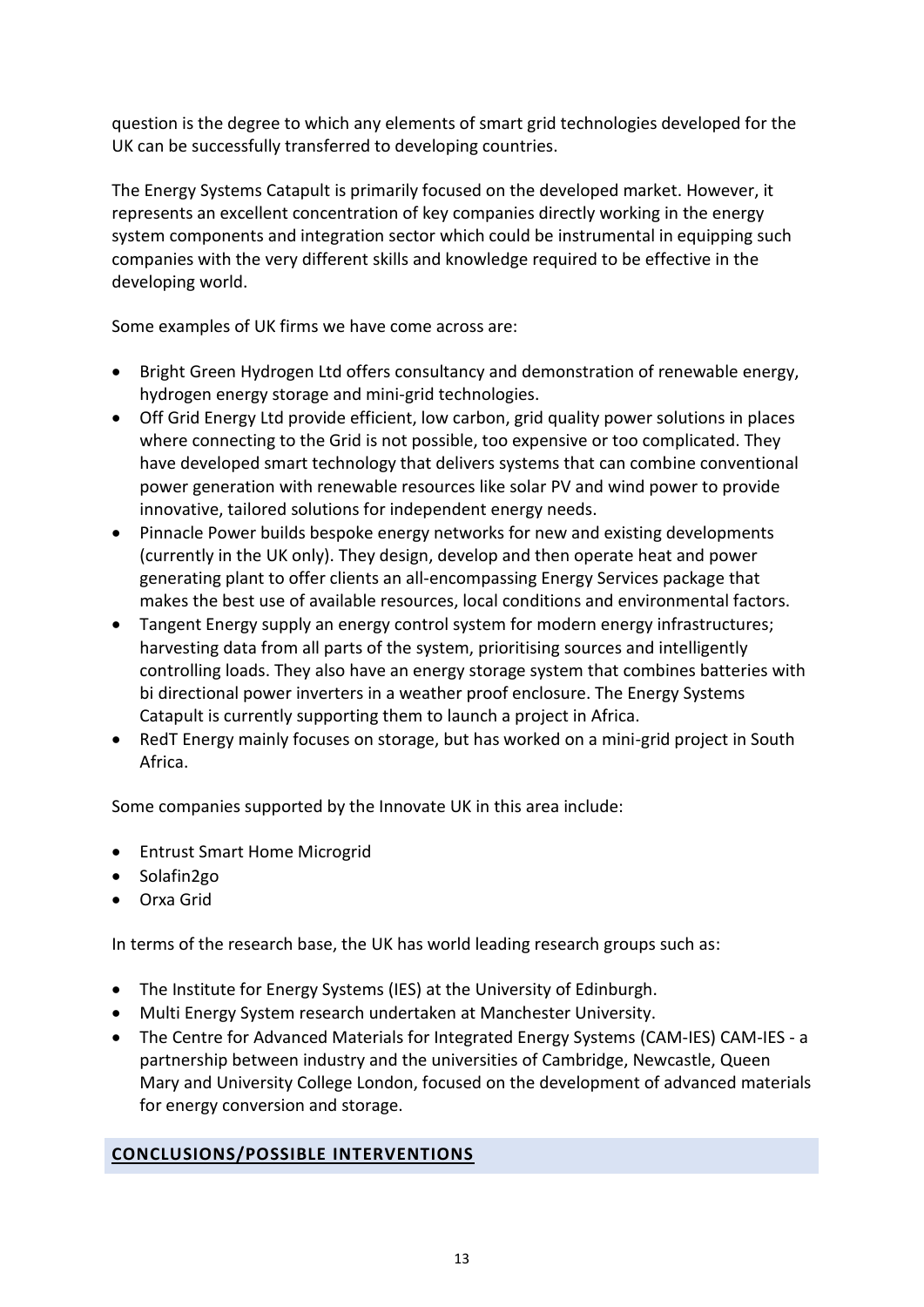question is the degree to which any elements of smart grid technologies developed for the UK can be successfully transferred to developing countries.

The Energy Systems Catapult is primarily focused on the developed market. However, it represents an excellent concentration of key companies directly working in the energy system components and integration sector which could be instrumental in equipping such companies with the very different skills and knowledge required to be effective in the developing world.

Some examples of UK firms we have come across are:

- Bright Green Hydrogen Ltd offers consultancy and demonstration of renewable energy, hydrogen energy storage and mini-grid technologies.
- Off Grid Energy Ltd provide efficient, low carbon, grid quality power solutions in places where connecting to the Grid is not possible, too expensive or too complicated. They have developed smart technology that delivers systems that can combine conventional power generation with renewable resources like solar PV and wind power to provide innovative, tailored solutions for independent energy needs.
- Pinnacle Power builds bespoke energy networks for new and existing developments (currently in the UK only). They design, develop and then operate heat and power generating plant to offer clients an all-encompassing Energy Services package that makes the best use of available resources, local conditions and environmental factors.
- Tangent Energy supply an energy control system for modern energy infrastructures; harvesting data from all parts of the system, prioritising sources and intelligently controlling loads. They also have an energy storage system that combines batteries with bi directional power inverters in a weather proof enclosure. The Energy Systems Catapult is currently supporting them to launch a project in Africa.
- RedT Energy mainly focuses on storage, but has worked on a mini-grid project in South Africa.

Some companies supported by the Innovate UK in this area include:

- Entrust Smart Home Microgrid
- Solafin2go
- Orxa Grid

In terms of the research base, the UK has world leading research groups such as:

- The Institute for Energy Systems (IES) at the University of Edinburgh.
- Multi Energy System research undertaken at Manchester University.
- The Centre for Advanced Materials for Integrated Energy Systems (CAM-IES) CAM-IES - a partnership between industry and the universities of Cambridge, Newcastle, Queen Mary and University College London, focused on the development of advanced materials for energy conversion and storage.

## CONCLUSIONS/POSSIBLE INTERVENTIONS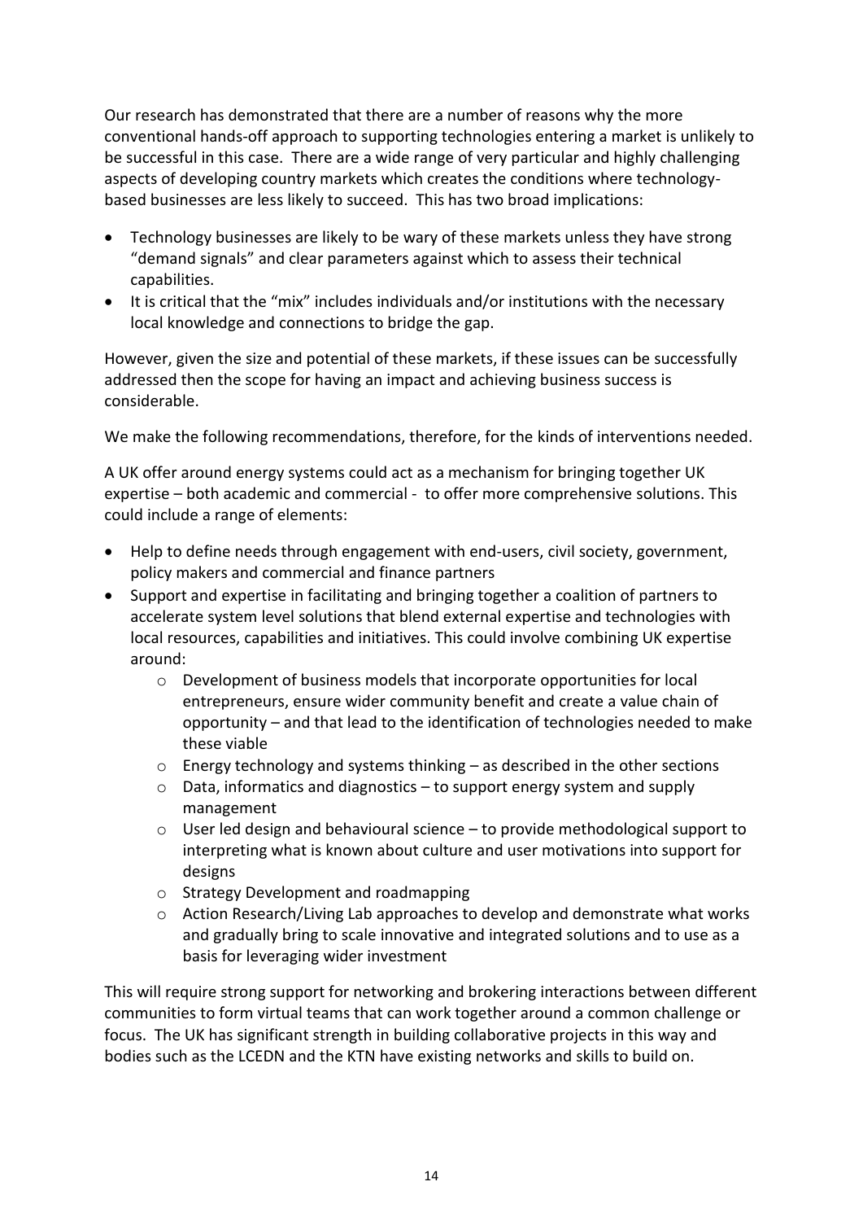Our research has demonstrated that there are a number of reasons why the more conventional hands-off approach to supporting technologies entering a market is unlikely to be successful in this case. There are a wide range of very particular and highly challenging aspects of developing country markets which creates the conditions where technology-based businesses are less likely to succeed. This has two broad implications:

- Technology businesses are likely to be wary of these markets unless they have strong "demand signals" and clear parameters against which to assess their technical capabilities.
- It is critical that the "mix" includes individuals and/or institutions with the necessary local knowledge and connections to bridge the gap.

However, given the size and potential of these markets, if these issues can be successfully addressed then the scope for having an impact and achieving business success is considerable.

We make the following recommendations, therefore, for the kinds of interventions needed.

A UK offer around energy systems could act as a mechanism for bringing together UK expertise – both academic and commercial - to offer more comprehensive solutions. This could include a range of elements:

- Help to define needs through engagement with end-users, civil society, government, policy makers and commercial and finance partners
- Support and expertise in facilitating and bringing together a coalition of partners to accelerate system level solutions that blend external expertise and technologies with local resources, capabilities and initiatives. This could involve combining UK expertise around:
  - Development of business models that incorporate opportunities for local entrepreneurs, ensure wider community benefit and create a value chain of opportunity – and that lead to the identification of technologies needed to make these viable
  - Energy technology and systems thinking – as described in the other sections
  - Data, informatics and diagnostics – to support energy system and supply management
  - User led design and behavioural science – to provide methodological support to interpreting what is known about culture and user motivations into support for designs
  - Strategy Development and roadmapping
  - Action Research/Living Lab approaches to develop and demonstrate what works and gradually bring to scale innovative and integrated solutions and to use as a basis for leveraging wider investment

This will require strong support for networking and brokering interactions between different communities to form virtual teams that can work together around a common challenge or focus. The UK has significant strength in building collaborative projects in this way and bodies such as the LCEDN and the KTN have existing networks and skills to build on.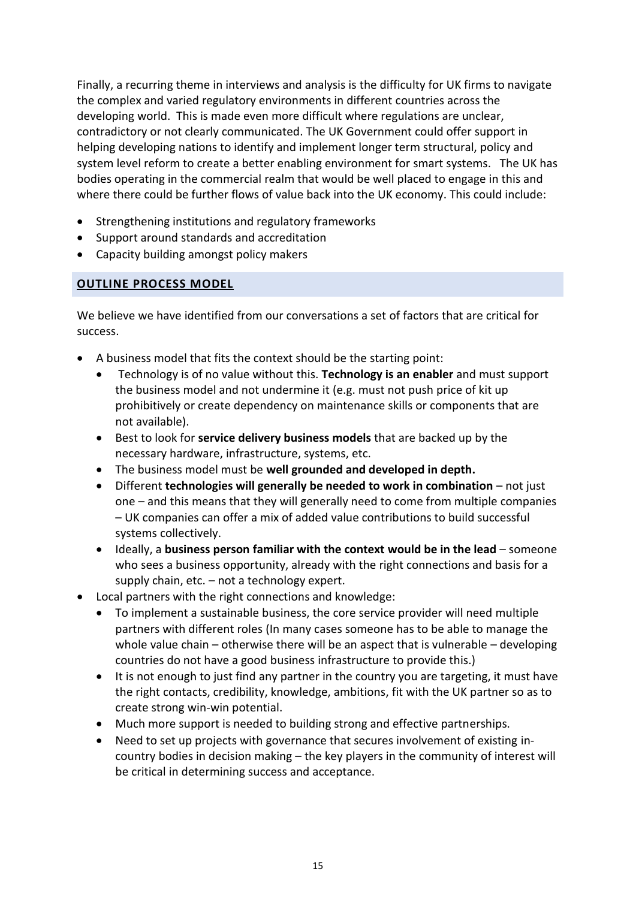Finally, a recurring theme in interviews and analysis is the difficulty for UK firms to navigate the complex and varied regulatory environments in different countries across the developing world. This is made even more difficult where regulations are unclear, contradictory or not clearly communicated. The UK Government could offer support in helping developing nations to identify and implement longer term structural, policy and system level reform to create a better enabling environment for smart systems. The UK has bodies operating in the commercial realm that would be well placed to engage in this and where there could be further flows of value back into the UK economy. This could include:

- Strengthening institutions and regulatory frameworks
- Support around standards and accreditation
- Capacity building amongst policy makers

## OUTLINE PROCESS MODEL

We believe we have identified from our conversations a set of factors that are critical for success.

- A business model that fits the context should be the starting point:
  - Technology is of no value without this. **Technology is an enabler** and must support the business model and not undermine it (e.g. must not push price of kit up prohibitively or create dependency on maintenance skills or components that are not available).
  - Best to look for **service delivery business models** that are backed up by the necessary hardware, infrastructure, systems, etc.
  - The business model must be **well grounded and developed in depth.**
  - Different **technologies will generally be needed to work in combination** – not just one – and this means that they will generally need to come from multiple companies – UK companies can offer a mix of added value contributions to build successful systems collectively.
  - Ideally, a **business person familiar with the context would be in the lead** – someone who sees a business opportunity, already with the right connections and basis for a supply chain, etc. – not a technology expert.
- Local partners with the right connections and knowledge:
  - To implement a sustainable business, the core service provider will need multiple partners with different roles (In many cases someone has to be able to manage the whole value chain – otherwise there will be an aspect that is vulnerable – developing countries do not have a good business infrastructure to provide this.)
  - It is not enough to just find any partner in the country you are targeting, it must have the right contacts, credibility, knowledge, ambitions, fit with the UK partner so as to create strong win-win potential.
  - Much more support is needed to building strong and effective partnerships.
  - Need to set up projects with governance that secures involvement of existing in-country bodies in decision making – the key players in the community of interest will be critical in determining success and acceptance.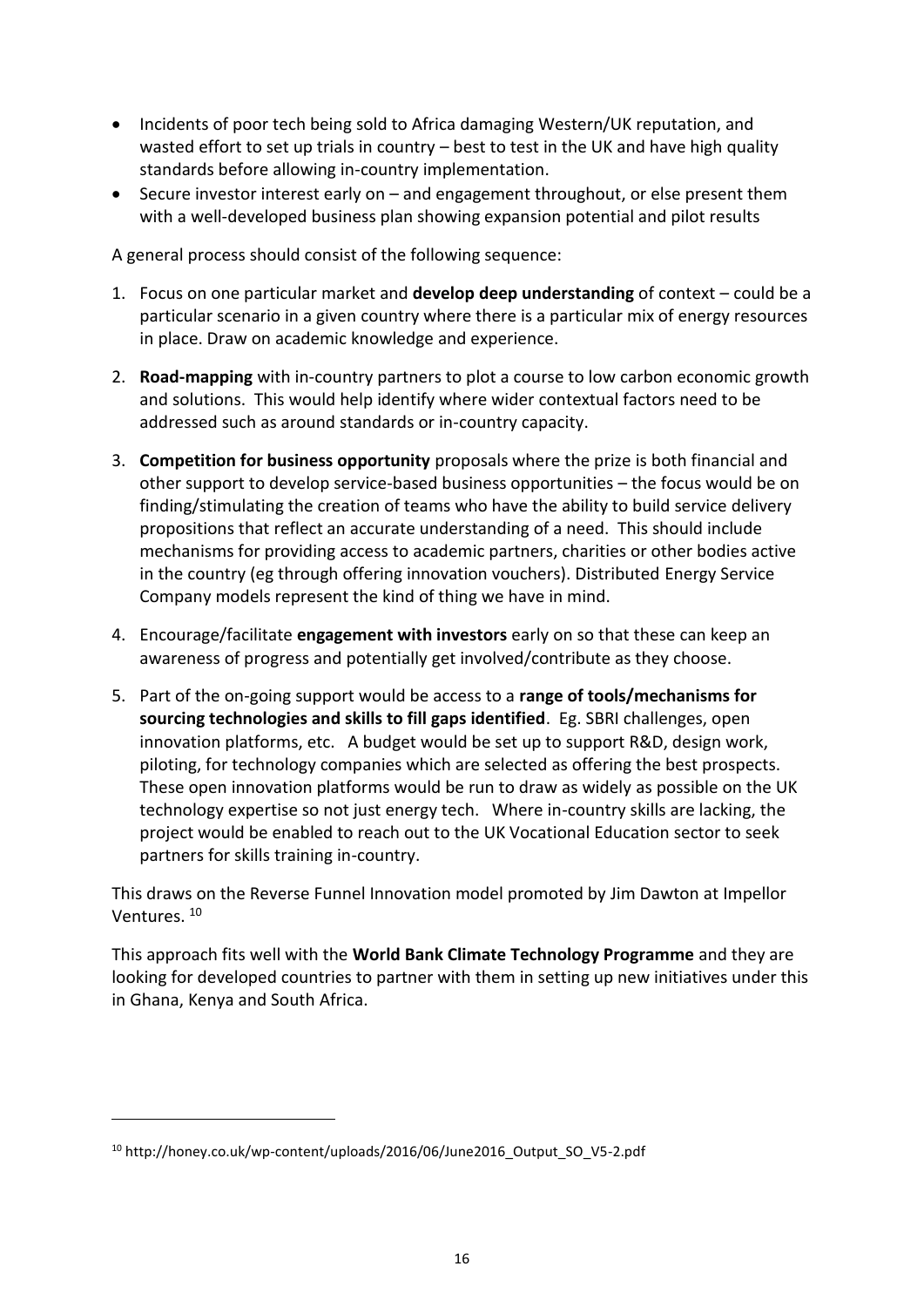- Incidents of poor tech being sold to Africa damaging Western/UK reputation, and wasted effort to set up trials in country – best to test in the UK and have high quality standards before allowing in-country implementation.
- Secure investor interest early on – and engagement throughout, or else present them with a well-developed business plan showing expansion potential and pilot results

A general process should consist of the following sequence:

1. Focus on one particular market and **develop deep understanding** of context – could be a particular scenario in a given country where there is a particular mix of energy resources in place. Draw on academic knowledge and experience.

2. **Road-mapping** with in-country partners to plot a course to low carbon economic growth and solutions. This would help identify where wider contextual factors need to be addressed such as around standards or in-country capacity.

3. **Competition for business opportunity** proposals where the prize is both financial and other support to develop service-based business opportunities – the focus would be on finding/stimulating the creation of teams who have the ability to build service delivery propositions that reflect an accurate understanding of a need. This should include mechanisms for providing access to academic partners, charities or other bodies active in the country (eg through offering innovation vouchers). Distributed Energy Service Company models represent the kind of thing we have in mind.

4. Encourage/facilitate **engagement with investors** early on so that these can keep an awareness of progress and potentially get involved/contribute as they choose.

5. Part of the on-going support would be access to a **range of tools/mechanisms for sourcing technologies and skills to fill gaps identified**. Eg. SBRI challenges, open innovation platforms, etc. A budget would be set up to support R&D, design work, piloting, for technology companies which are selected as offering the best prospects. These open innovation platforms would be run to draw as widely as possible on the UK technology expertise so not just energy tech. Where in-country skills are lacking, the project would be enabled to reach out to the UK Vocational Education sector to seek partners for skills training in-country.

This draws on the Reverse Funnel Innovation model promoted by Jim Dawton at Impellor Ventures. [10]

This approach fits well with the **World Bank Climate Technology Programme** and they are looking for developed countries to partner with them in setting up new initiatives under this in Ghana, Kenya and South Africa.

---

[10] http://honey.co.uk/wp-content/uploads/2016/06/June2016_Output_SO_V5-2.pdf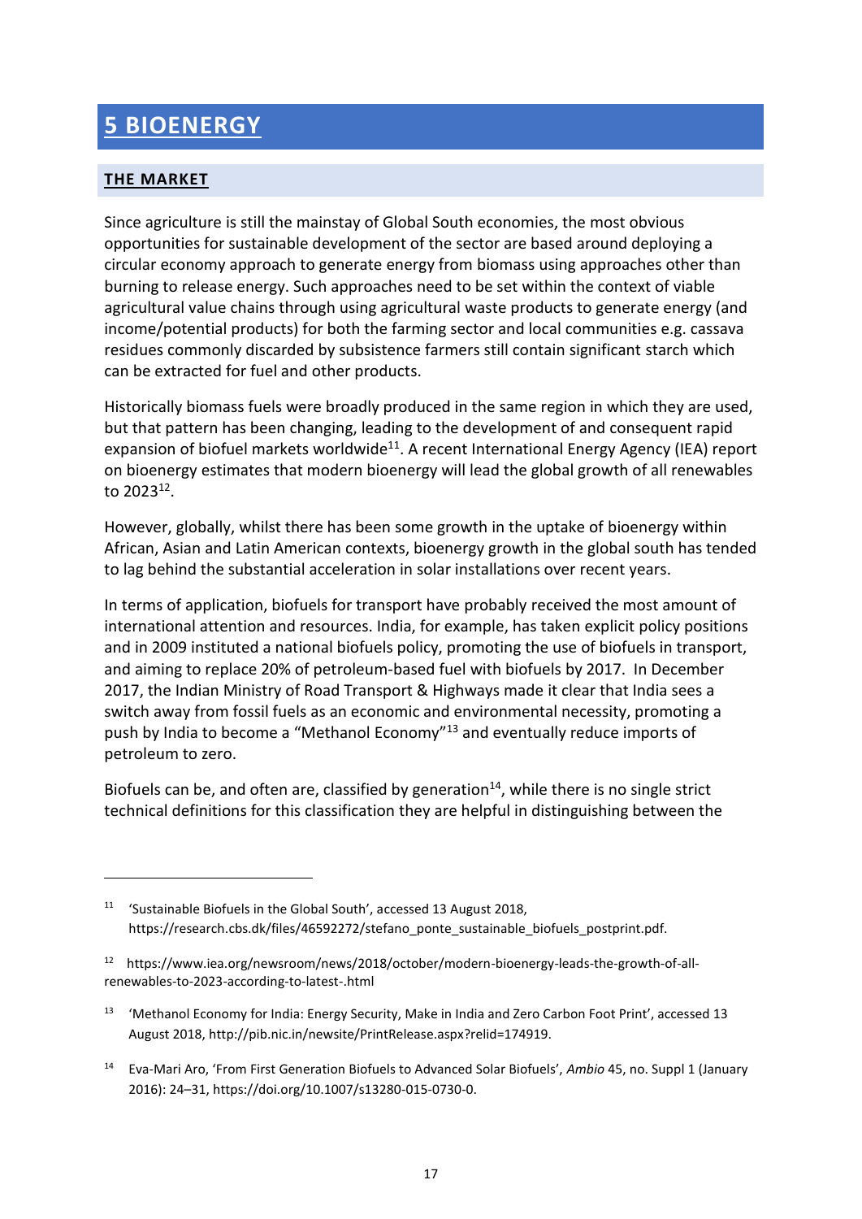# 5 BIOENERGY

## THE MARKET

Since agriculture is still the mainstay of Global South economies, the most obvious opportunities for sustainable development of the sector are based around deploying a circular economy approach to generate energy from biomass using approaches other than burning to release energy. Such approaches need to be set within the context of viable agricultural value chains through using agricultural waste products to generate energy (and income/potential products) for both the farming sector and local communities e.g. cassava residues commonly discarded by subsistence farmers still contain significant starch which can be extracted for fuel and other products.

Historically biomass fuels were broadly produced in the same region in which they are used, but that pattern has been changing, leading to the development of and consequent rapid expansion of biofuel markets worldwide[11]. A recent International Energy Agency (IEA) report on bioenergy estimates that modern bioenergy will lead the global growth of all renewables to 2023[12].

However, globally, whilst there has been some growth in the uptake of bioenergy within African, Asian and Latin American contexts, bioenergy growth in the global south has tended to lag behind the substantial acceleration in solar installations over recent years.

In terms of application, biofuels for transport have probably received the most amount of international attention and resources. India, for example, has taken explicit policy positions and in 2009 instituted a national biofuels policy, promoting the use of biofuels in transport, and aiming to replace 20% of petroleum-based fuel with biofuels by 2017. In December 2017, the Indian Ministry of Road Transport & Highways made it clear that India sees a switch away from fossil fuels as an economic and environmental necessity, promoting a push by India to become a "Methanol Economy"[13] and eventually reduce imports of petroleum to zero.

Biofuels can be, and often are, classified by generation[14], while there is no single strict technical definitions for this classification they are helpful in distinguishing between the

---

[11] 'Sustainable Biofuels in the Global South', accessed 13 August 2018, https://research.cbs.dk/files/46592272/stefano_ponte_sustainable_biofuels_postprint.pdf.

[12] https://www.iea.org/newsroom/news/2018/october/modern-bioenergy-leads-the-growth-of-all-renewables-to-2023-according-to-latest-.html

[13] 'Methanol Economy for India: Energy Security, Make in India and Zero Carbon Foot Print', accessed 13 August 2018, http://pib.nic.in/newsite/PrintRelease.aspx?relid=174919.

[14] Eva-Mari Aro, 'From First Generation Biofuels to Advanced Solar Biofuels', *Ambio* 45, no. Suppl 1 (January 2016): 24–31, https://doi.org/10.1007/s13280-015-0730-0.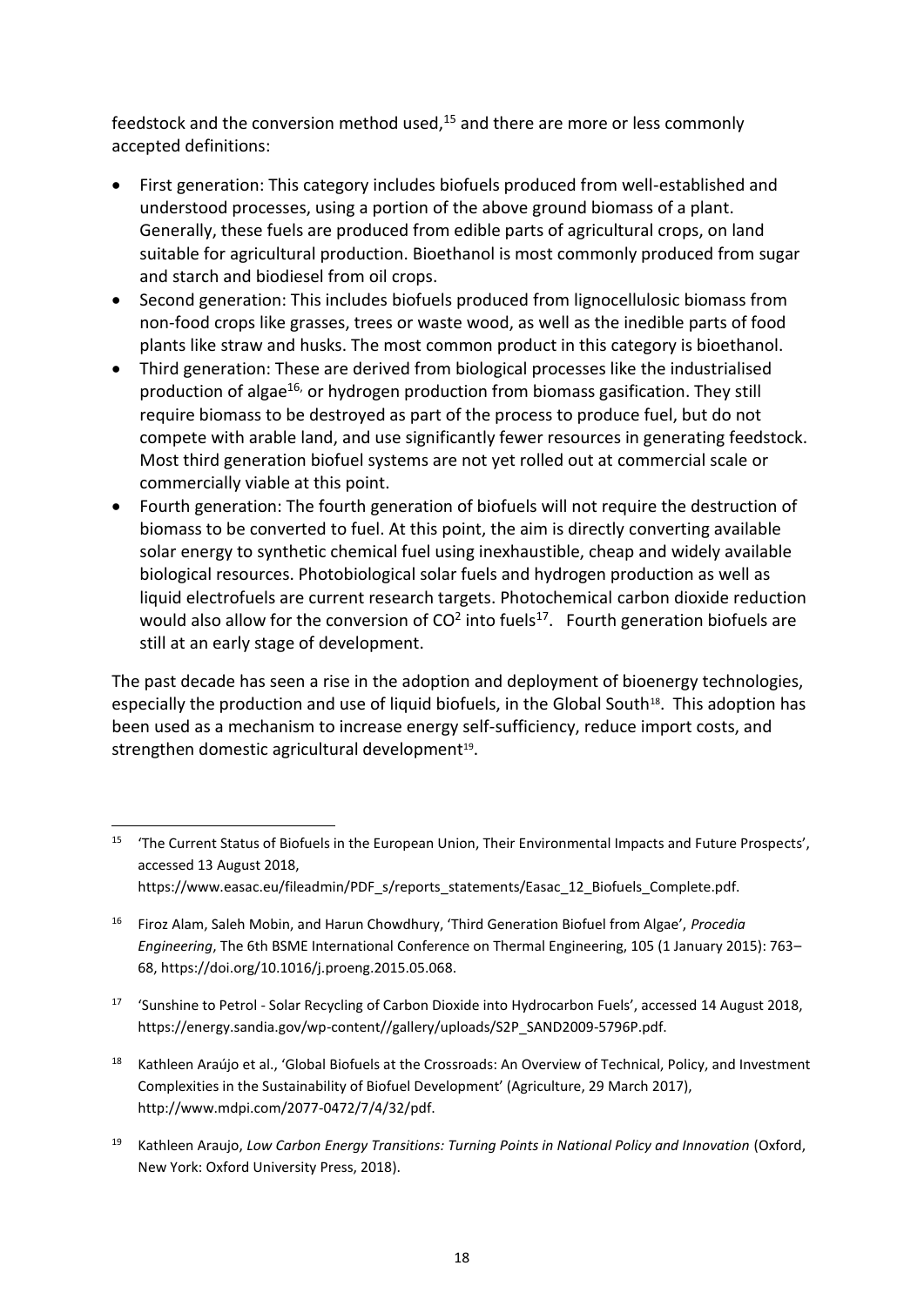feedstock and the conversion method used,[15] and there are more or less commonly accepted definitions:

- First generation: This category includes biofuels produced from well-established and understood processes, using a portion of the above ground biomass of a plant. Generally, these fuels are produced from edible parts of agricultural crops, on land suitable for agricultural production. Bioethanol is most commonly produced from sugar and starch and biodiesel from oil crops.
- Second generation: This includes biofuels produced from lignocellulosic biomass from non-food crops like grasses, trees or waste wood, as well as the inedible parts of food plants like straw and husks. The most common product in this category is bioethanol.
- Third generation: These are derived from biological processes like the industrialised production of algae[16,] or hydrogen production from biomass gasification. They still require biomass to be destroyed as part of the process to produce fuel, but do not compete with arable land, and use significantly fewer resources in generating feedstock. Most third generation biofuel systems are not yet rolled out at commercial scale or commercially viable at this point.
- Fourth generation: The fourth generation of biofuels will not require the destruction of biomass to be converted to fuel. At this point, the aim is directly converting available solar energy to synthetic chemical fuel using inexhaustible, cheap and widely available biological resources. Photobiological solar fuels and hydrogen production as well as liquid electrofuels are current research targets. Photochemical carbon dioxide reduction would also allow for the conversion of $CO^2$ into fuels[17]. Fourth generation biofuels are still at an early stage of development.

The past decade has seen a rise in the adoption and deployment of bioenergy technologies, especially the production and use of liquid biofuels, in the Global South[18]. This adoption has been used as a mechanism to increase energy self-sufficiency, reduce import costs, and strengthen domestic agricultural development[19].

---

[15] 'The Current Status of Biofuels in the European Union, Their Environmental Impacts and Future Prospects', accessed 13 August 2018, https://www.easac.eu/fileadmin/PDF_s/reports_statements/Easac_12_Biofuels_Complete.pdf.

[16] Firoz Alam, Saleh Mobin, and Harun Chowdhury, 'Third Generation Biofuel from Algae', *Procedia Engineering*, The 6th BSME International Conference on Thermal Engineering, 105 (1 January 2015): 763–68, https://doi.org/10.1016/j.proeng.2015.05.068.

[17] 'Sunshine to Petrol - Solar Recycling of Carbon Dioxide into Hydrocarbon Fuels', accessed 14 August 2018, https://energy.sandia.gov/wp-content//gallery/uploads/S2P_SAND2009-5796P.pdf.

[18] Kathleen Araújo et al., 'Global Biofuels at the Crossroads: An Overview of Technical, Policy, and Investment Complexities in the Sustainability of Biofuel Development' (Agriculture, 29 March 2017), http://www.mdpi.com/2077-0472/7/4/32/pdf.

[19] Kathleen Araujo, *Low Carbon Energy Transitions: Turning Points in National Policy and Innovation* (Oxford, New York: Oxford University Press, 2018).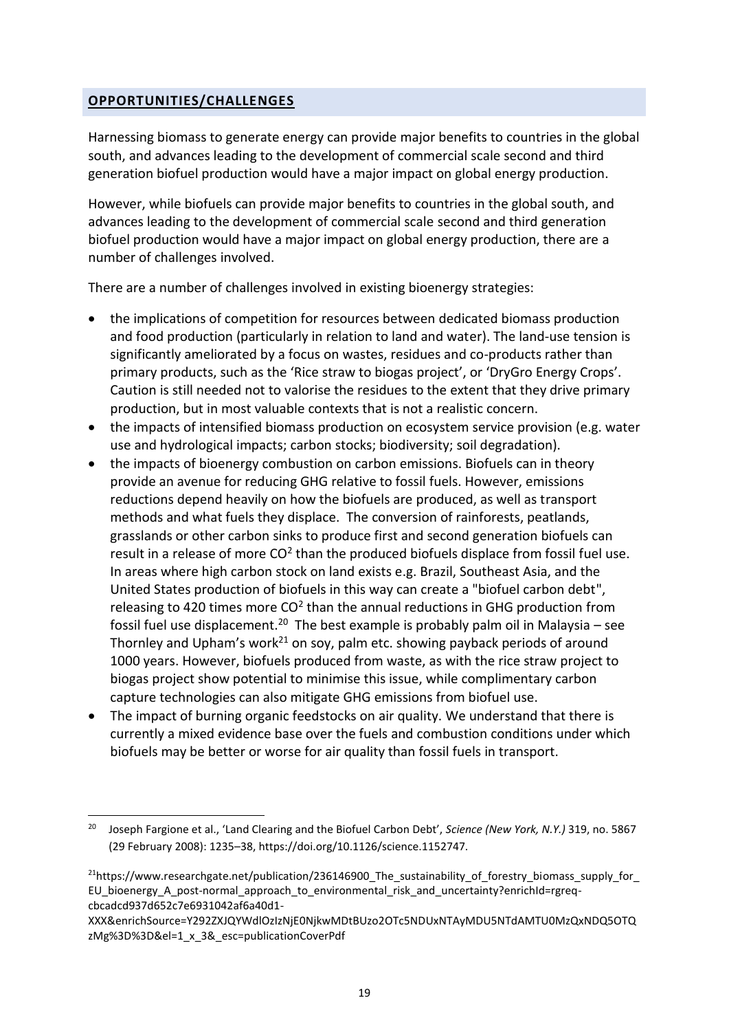## OPPORTUNITIES/CHALLENGES

Harnessing biomass to generate energy can provide major benefits to countries in the global south, and advances leading to the development of commercial scale second and third generation biofuel production would have a major impact on global energy production.

However, while biofuels can provide major benefits to countries in the global south, and advances leading to the development of commercial scale second and third generation biofuel production would have a major impact on global energy production, there are a number of challenges involved.

There are a number of challenges involved in existing bioenergy strategies:

- the implications of competition for resources between dedicated biomass production and food production (particularly in relation to land and water). The land-use tension is significantly ameliorated by a focus on wastes, residues and co-products rather than primary products, such as the 'Rice straw to biogas project', or 'DryGro Energy Crops'. Caution is still needed not to valorise the residues to the extent that they drive primary production, but in most valuable contexts that is not a realistic concern.
- the impacts of intensified biomass production on ecosystem service provision (e.g. water use and hydrological impacts; carbon stocks; biodiversity; soil degradation).
- the impacts of bioenergy combustion on carbon emissions. Biofuels can in theory provide an avenue for reducing GHG relative to fossil fuels. However, emissions reductions depend heavily on how the biofuels are produced, as well as transport methods and what fuels they displace. The conversion of rainforests, peatlands, grasslands or other carbon sinks to produce first and second generation biofuels can result in a release of more $CO^2$ than the produced biofuels displace from fossil fuel use. In areas where high carbon stock on land exists e.g. Brazil, Southeast Asia, and the United States production of biofuels in this way can create a "biofuel carbon debt", releasing to 420 times more $CO^2$ than the annual reductions in GHG production from fossil fuel use displacement.[20] The best example is probably palm oil in Malaysia – see Thornley and Upham's work[21] on soy, palm etc. showing payback periods of around 1000 years. However, biofuels produced from waste, as with the rice straw project to biogas project show potential to minimise this issue, while complimentary carbon capture technologies can also mitigate GHG emissions from biofuel use.
- The impact of burning organic feedstocks on air quality. We understand that there is currently a mixed evidence base over the fuels and combustion conditions under which biofuels may be better or worse for air quality than fossil fuels in transport.

---

[20] Joseph Fargione et al., 'Land Clearing and the Biofuel Carbon Debt', *Science (New York, N.Y.)* 319, no. 5867 (29 February 2008): 1235–38, https://doi.org/10.1126/science.1152747.

[21] https://www.researchgate.net/publication/236146900_The_sustainability_of_forestry_biomass_supply_for_EU_bioenergy_A_post-normal_approach_to_environmental_risk_and_uncertainty?enrichId=rgreq-cbcadcd937d652c7e6931042af6a40d1-XXX&enrichSource=Y292ZXJQYWdlOzIzNjE0NjkwMDtBUzo2OTc5NDUxNTAyMDU5NTdAMTU0MzQxNDQ5OTQzMg%3D%3D&el=1_x_3&_esc=publicationCoverPdf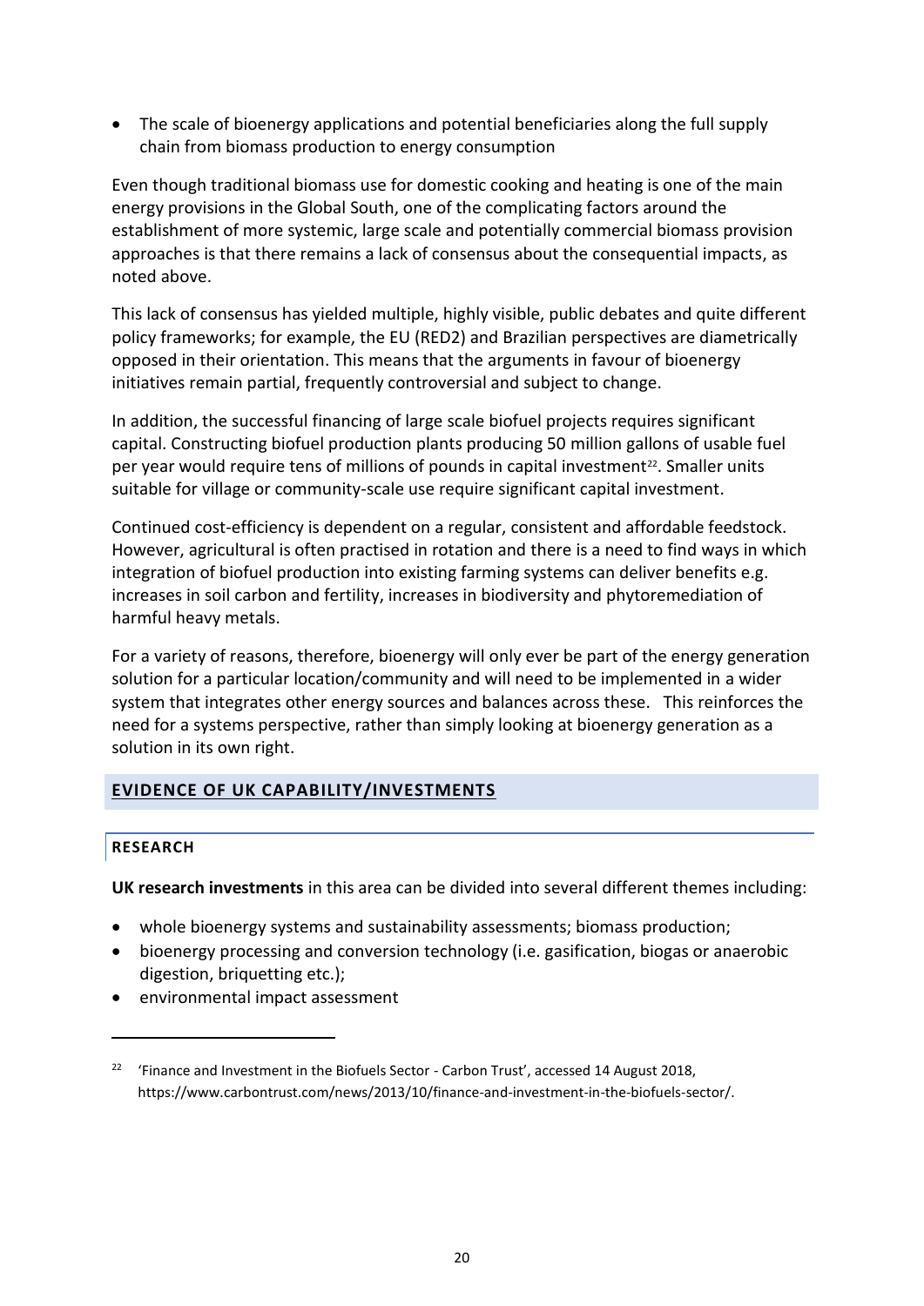- The scale of bioenergy applications and potential beneficiaries along the full supply chain from biomass production to energy consumption

Even though traditional biomass use for domestic cooking and heating is one of the main energy provisions in the Global South, one of the complicating factors around the establishment of more systemic, large scale and potentially commercial biomass provision approaches is that there remains a lack of consensus about the consequential impacts, as noted above.

This lack of consensus has yielded multiple, highly visible, public debates and quite different policy frameworks; for example, the EU (RED2) and Brazilian perspectives are diametrically opposed in their orientation. This means that the arguments in favour of bioenergy initiatives remain partial, frequently controversial and subject to change.

In addition, the successful financing of large scale biofuel projects requires significant capital. Constructing biofuel production plants producing 50 million gallons of usable fuel per year would require tens of millions of pounds in capital investment[22]. Smaller units suitable for village or community-scale use require significant capital investment.

Continued cost-efficiency is dependent on a regular, consistent and affordable feedstock. However, agricultural is often practised in rotation and there is a need to find ways in which integration of biofuel production into existing farming systems can deliver benefits e.g. increases in soil carbon and fertility, increases in biodiversity and phytoremediation of harmful heavy metals.

For a variety of reasons, therefore, bioenergy will only ever be part of the energy generation solution for a particular location/community and will need to be implemented in a wider system that integrates other energy sources and balances across these. This reinforces the need for a systems perspective, rather than simply looking at bioenergy generation as a solution in its own right.

## EVIDENCE OF UK CAPABILITY/INVESTMENTS

### RESEARCH

**UK research investments** in this area can be divided into several different themes including:

- whole bioenergy systems and sustainability assessments; biomass production;
- bioenergy processing and conversion technology (i.e. gasification, biogas or anaerobic digestion, briquetting etc.);
- environmental impact assessment

[22] 'Finance and Investment in the Biofuels Sector - Carbon Trust', accessed 14 August 2018, https://www.carbontrust.com/news/2013/10/finance-and-investment-in-the-biofuels-sector/.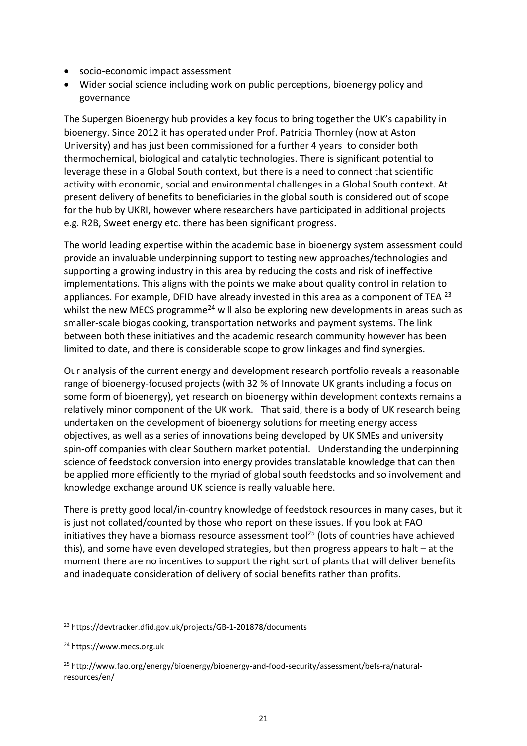- socio-economic impact assessment
- Wider social science including work on public perceptions, bioenergy policy and governance

The Supergen Bioenergy hub provides a key focus to bring together the UK's capability in bioenergy. Since 2012 it has operated under Prof. Patricia Thornley (now at Aston University) and has just been commissioned for a further 4 years to consider both thermochemical, biological and catalytic technologies. There is significant potential to leverage these in a Global South context, but there is a need to connect that scientific activity with economic, social and environmental challenges in a Global South context. At present delivery of benefits to beneficiaries in the global south is considered out of scope for the hub by UKRI, however where researchers have participated in additional projects e.g. R2B, Sweet energy etc. there has been significant progress.

The world leading expertise within the academic base in bioenergy system assessment could provide an invaluable underpinning support to testing new approaches/technologies and supporting a growing industry in this area by reducing the costs and risk of ineffective implementations. This aligns with the points we make about quality control in relation to appliances. For example, DFID have already invested in this area as a component of TEA [23] whilst the new MECS programme[24] will also be exploring new developments in areas such as smaller-scale biogas cooking, transportation networks and payment systems. The link between both these initiatives and the academic research community however has been limited to date, and there is considerable scope to grow linkages and find synergies.

Our analysis of the current energy and development research portfolio reveals a reasonable range of bioenergy-focused projects (with 32 % of Innovate UK grants including a focus on some form of bioenergy), yet research on bioenergy within development contexts remains a relatively minor component of the UK work. That said, there is a body of UK research being undertaken on the development of bioenergy solutions for meeting energy access objectives, as well as a series of innovations being developed by UK SMEs and university spin-off companies with clear Southern market potential. Understanding the underpinning science of feedstock conversion into energy provides translatable knowledge that can then be applied more efficiently to the myriad of global south feedstocks and so involvement and knowledge exchange around UK science is really valuable here.

There is pretty good local/in-country knowledge of feedstock resources in many cases, but it is just not collated/counted by those who report on these issues. If you look at FAO initiatives they have a biomass resource assessment tool[25] (lots of countries have achieved this), and some have even developed strategies, but then progress appears to halt – at the moment there are no incentives to support the right sort of plants that will deliver benefits and inadequate consideration of delivery of social benefits rather than profits.

[23] https://devtracker.dfid.gov.uk/projects/GB-1-201878/documents

[24] https://www.mecs.org.uk

[25] http://www.fao.org/energy/bioenergy/bioenergy-and-food-security/assessment/befs-ra/natural-resources/en/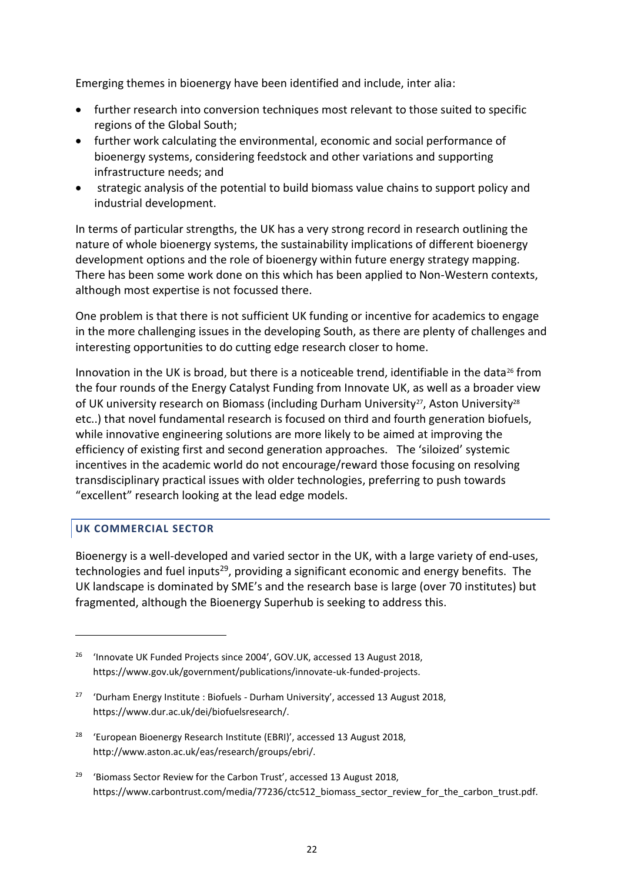Emerging themes in bioenergy have been identified and include, inter alia:

- further research into conversion techniques most relevant to those suited to specific regions of the Global South;
- further work calculating the environmental, economic and social performance of bioenergy systems, considering feedstock and other variations and supporting infrastructure needs; and
- strategic analysis of the potential to build biomass value chains to support policy and industrial development.

In terms of particular strengths, the UK has a very strong record in research outlining the nature of whole bioenergy systems, the sustainability implications of different bioenergy development options and the role of bioenergy within future energy strategy mapping. There has been some work done on this which has been applied to Non-Western contexts, although most expertise is not focussed there.

One problem is that there is not sufficient UK funding or incentive for academics to engage in the more challenging issues in the developing South, as there are plenty of challenges and interesting opportunities to do cutting edge research closer to home.

Innovation in the UK is broad, but there is a noticeable trend, identifiable in the data[26] from the four rounds of the Energy Catalyst Funding from Innovate UK, as well as a broader view of UK university research on Biomass (including Durham University[27], Aston University[28] etc..) that novel fundamental research is focused on third and fourth generation biofuels, while innovative engineering solutions are more likely to be aimed at improving the efficiency of existing first and second generation approaches. The 'siloized' systemic incentives in the academic world do not encourage/reward those focusing on resolving transdisciplinary practical issues with older technologies, preferring to push towards "excellent" research looking at the lead edge models.

## UK COMMERCIAL SECTOR

Bioenergy is a well-developed and varied sector in the UK, with a large variety of end-uses, technologies and fuel inputs[29], providing a significant economic and energy benefits. The UK landscape is dominated by SME's and the research base is large (over 70 institutes) but fragmented, although the Bioenergy Superhub is seeking to address this.

---

[26] 'Innovate UK Funded Projects since 2004', GOV.UK, accessed 13 August 2018, https://www.gov.uk/government/publications/innovate-uk-funded-projects.

[27] 'Durham Energy Institute : Biofuels - Durham University', accessed 13 August 2018, https://www.dur.ac.uk/dei/biofuelsresearch/.

[28] 'European Bioenergy Research Institute (EBRI)', accessed 13 August 2018, http://www.aston.ac.uk/eas/research/groups/ebri/.

[29] 'Biomass Sector Review for the Carbon Trust', accessed 13 August 2018, https://www.carbontrust.com/media/77236/ctc512_biomass_sector_review_for_the_carbon_trust.pdf.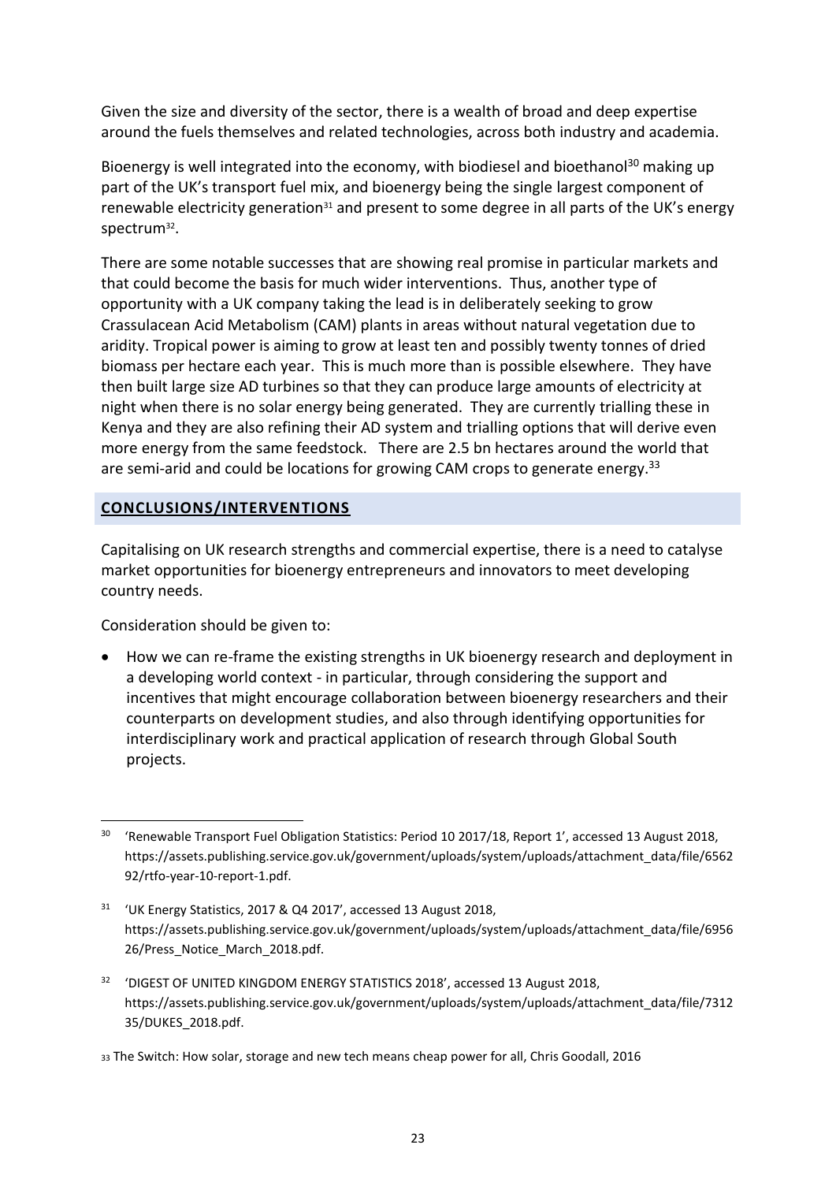Given the size and diversity of the sector, there is a wealth of broad and deep expertise around the fuels themselves and related technologies, across both industry and academia.

Bioenergy is well integrated into the economy, with biodiesel and bioethanol[30] making up part of the UK's transport fuel mix, and bioenergy being the single largest component of renewable electricity generation[31] and present to some degree in all parts of the UK's energy spectrum[32].

There are some notable successes that are showing real promise in particular markets and that could become the basis for much wider interventions. Thus, another type of opportunity with a UK company taking the lead is in deliberately seeking to grow Crassulacean Acid Metabolism (CAM) plants in areas without natural vegetation due to aridity. Tropical power is aiming to grow at least ten and possibly twenty tonnes of dried biomass per hectare each year. This is much more than is possible elsewhere. They have then built large size AD turbines so that they can produce large amounts of electricity at night when there is no solar energy being generated. They are currently trialling these in Kenya and they are also refining their AD system and trialling options that will derive even more energy from the same feedstock. There are 2.5 bn hectares around the world that are semi-arid and could be locations for growing CAM crops to generate energy.[33]

## CONCLUSIONS/INTERVENTIONS

Capitalising on UK research strengths and commercial expertise, there is a need to catalyse market opportunities for bioenergy entrepreneurs and innovators to meet developing country needs.

Consideration should be given to:

- How we can re-frame the existing strengths in UK bioenergy research and deployment in a developing world context - in particular, through considering the support and incentives that might encourage collaboration between bioenergy researchers and their counterparts on development studies, and also through identifying opportunities for interdisciplinary work and practical application of research through Global South projects.

---

[30] 'Renewable Transport Fuel Obligation Statistics: Period 10 2017/18, Report 1', accessed 13 August 2018, https://assets.publishing.service.gov.uk/government/uploads/system/uploads/attachment_data/file/656292/rtfo-year-10-report-1.pdf.

[31] 'UK Energy Statistics, 2017 & Q4 2017', accessed 13 August 2018, https://assets.publishing.service.gov.uk/government/uploads/system/uploads/attachment_data/file/695626/Press_Notice_March_2018.pdf.

[32] 'DIGEST OF UNITED KINGDOM ENERGY STATISTICS 2018', accessed 13 August 2018, https://assets.publishing.service.gov.uk/government/uploads/system/uploads/attachment_data/file/731235/DUKES_2018.pdf.

[33] The Switch: How solar, storage and new tech means cheap power for all, Chris Goodall, 2016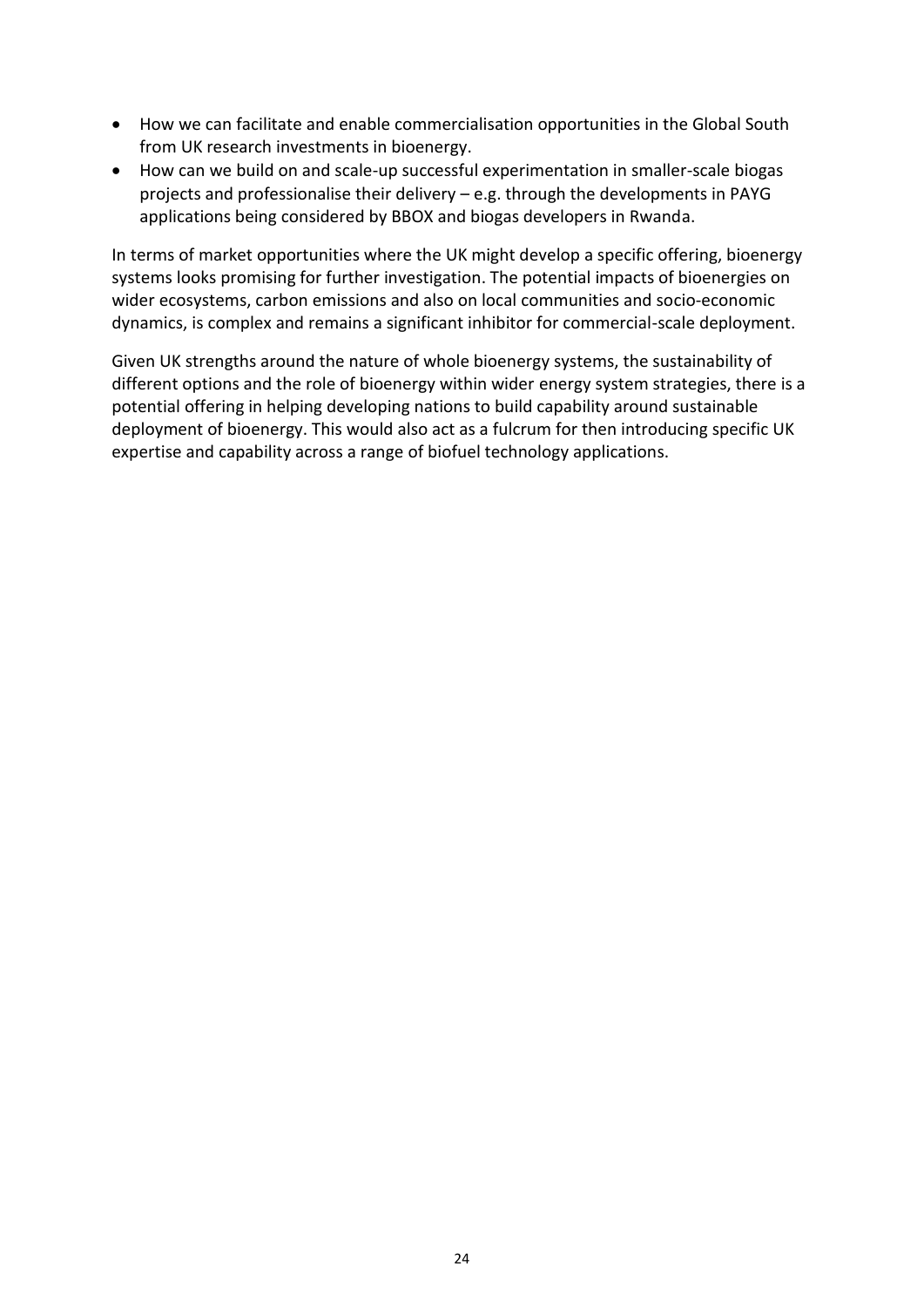- How we can facilitate and enable commercialisation opportunities in the Global South from UK research investments in bioenergy.
- How can we build on and scale-up successful experimentation in smaller-scale biogas projects and professionalise their delivery – e.g. through the developments in PAYG applications being considered by BBOX and biogas developers in Rwanda.

In terms of market opportunities where the UK might develop a specific offering, bioenergy systems looks promising for further investigation. The potential impacts of bioenergies on wider ecosystems, carbon emissions and also on local communities and socio-economic dynamics, is complex and remains a significant inhibitor for commercial-scale deployment.

Given UK strengths around the nature of whole bioenergy systems, the sustainability of different options and the role of bioenergy within wider energy system strategies, there is a potential offering in helping developing nations to build capability around sustainable deployment of bioenergy. This would also act as a fulcrum for then introducing specific UK expertise and capability across a range of biofuel technology applications.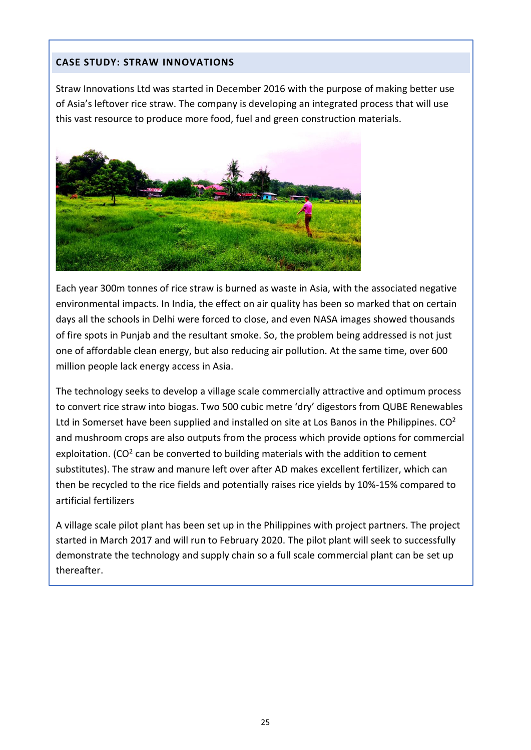### CASE STUDY: STRAW INNOVATIONS

Straw Innovations Ltd was started in December 2016 with the purpose of making better use of Asia's leftover rice straw. The company is developing an integrated process that will use this vast resource to produce more food, fuel and green construction materials.

Each year 300m tonnes of rice straw is burned as waste in Asia, with the associated negative environmental impacts. In India, the effect on air quality has been so marked that on certain days all the schools in Delhi were forced to close, and even NASA images showed thousands of fire spots in Punjab and the resultant smoke. So, the problem being addressed is not just one of affordable clean energy, but also reducing air pollution. At the same time, over 600 million people lack energy access in Asia.

The technology seeks to develop a village scale commercially attractive and optimum process to convert rice straw into biogas. Two 500 cubic metre 'dry' digestors from QUBE Renewables Ltd in Somerset have been supplied and installed on site at Los Banos in the Philippines. $CO^2$ and mushroom crops are also outputs from the process which provide options for commercial exploitation. ($CO^2$ can be converted to building materials with the addition to cement substitutes). The straw and manure left over after AD makes excellent fertilizer, which can then be recycled to the rice fields and potentially raises rice yields by 10%-15% compared to artificial fertilizers

A village scale pilot plant has been set up in the Philippines with project partners. The project started in March 2017 and will run to February 2020. The pilot plant will seek to successfully demonstrate the technology and supply chain so a full scale commercial plant can be set up thereafter.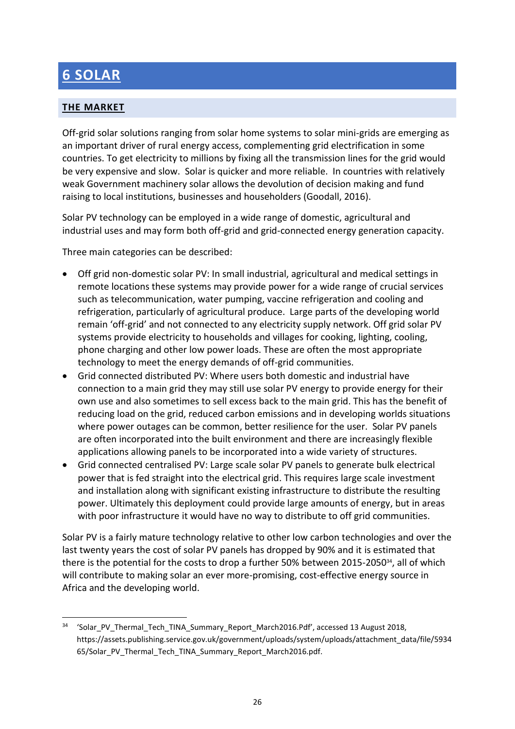# 6 SOLAR

## THE MARKET

Off-grid solar solutions ranging from solar home systems to solar mini-grids are emerging as an important driver of rural energy access, complementing grid electrification in some countries. To get electricity to millions by fixing all the transmission lines for the grid would be very expensive and slow. Solar is quicker and more reliable. In countries with relatively weak Government machinery solar allows the devolution of decision making and fund raising to local institutions, businesses and householders (Goodall, 2016).

Solar PV technology can be employed in a wide range of domestic, agricultural and industrial uses and may form both off-grid and grid-connected energy generation capacity.

Three main categories can be described:

- Off grid non-domestic solar PV: In small industrial, agricultural and medical settings in remote locations these systems may provide power for a wide range of crucial services such as telecommunication, water pumping, vaccine refrigeration and cooling and refrigeration, particularly of agricultural produce. Large parts of the developing world remain 'off-grid' and not connected to any electricity supply network. Off grid solar PV systems provide electricity to households and villages for cooking, lighting, cooling, phone charging and other low power loads. These are often the most appropriate technology to meet the energy demands of off-grid communities.
- Grid connected distributed PV: Where users both domestic and industrial have connection to a main grid they may still use solar PV energy to provide energy for their own use and also sometimes to sell excess back to the main grid. This has the benefit of reducing load on the grid, reduced carbon emissions and in developing worlds situations where power outages can be common, better resilience for the user. Solar PV panels are often incorporated into the built environment and there are increasingly flexible applications allowing panels to be incorporated into a wide variety of structures.
- Grid connected centralised PV: Large scale solar PV panels to generate bulk electrical power that is fed straight into the electrical grid. This requires large scale investment and installation along with significant existing infrastructure to distribute the resulting power. Ultimately this deployment could provide large amounts of energy, but in areas with poor infrastructure it would have no way to distribute to off grid communities.

Solar PV is a fairly mature technology relative to other low carbon technologies and over the last twenty years the cost of solar PV panels has dropped by 90% and it is estimated that there is the potential for the costs to drop a further 50% between 2015-2050[34], all of which will contribute to making solar an ever more-promising, cost-effective energy source in Africa and the developing world.

[34] 'Solar_PV_Thermal_Tech_TINA_Summary_Report_March2016.Pdf', accessed 13 August 2018, https://assets.publishing.service.gov.uk/government/uploads/system/uploads/attachment_data/file/593465/Solar_PV_Thermal_Tech_TINA_Summary_Report_March2016.pdf.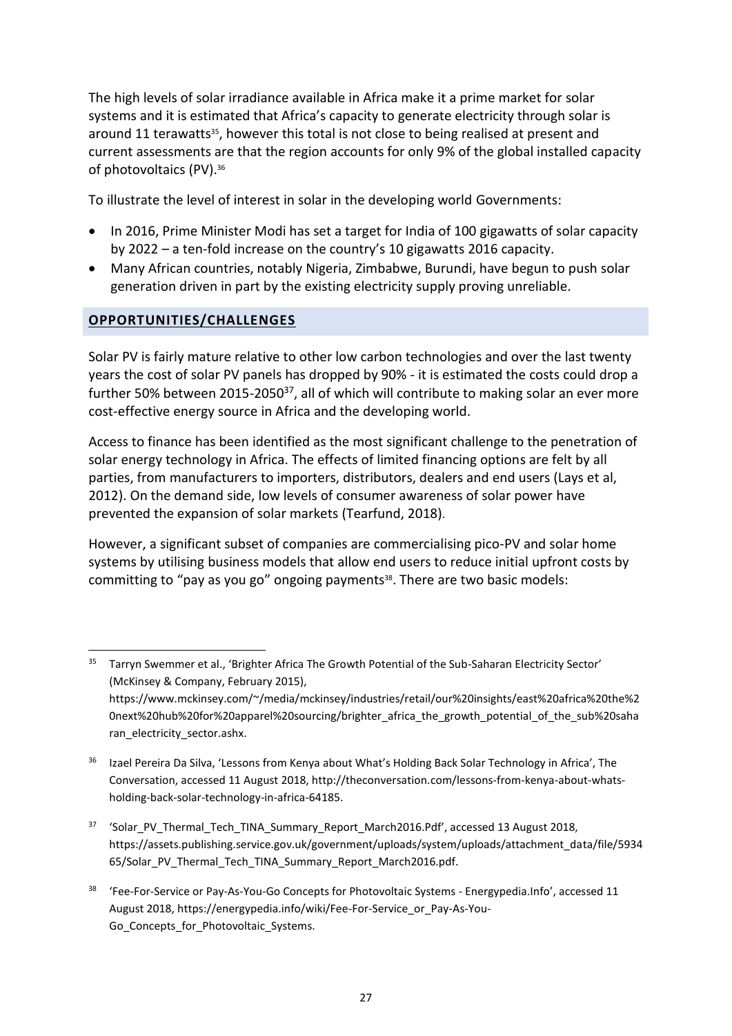The high levels of solar irradiance available in Africa make it a prime market for solar systems and it is estimated that Africa's capacity to generate electricity through solar is around 11 terawatts[35], however this total is not close to being realised at present and current assessments are that the region accounts for only 9% of the global installed capacity of photovoltaics (PV).[36]

To illustrate the level of interest in solar in the developing world Governments:

- In 2016, Prime Minister Modi has set a target for India of 100 gigawatts of solar capacity by 2022 – a ten-fold increase on the country's 10 gigawatts 2016 capacity.
- Many African countries, notably Nigeria, Zimbabwe, Burundi, have begun to push solar generation driven in part by the existing electricity supply proving unreliable.

## OPPORTUNITIES/CHALLENGES

Solar PV is fairly mature relative to other low carbon technologies and over the last twenty years the cost of solar PV panels has dropped by 90% - it is estimated the costs could drop a further 50% between 2015-2050[37], all of which will contribute to making solar an ever more cost-effective energy source in Africa and the developing world.

Access to finance has been identified as the most significant challenge to the penetration of solar energy technology in Africa. The effects of limited financing options are felt by all parties, from manufacturers to importers, distributors, dealers and end users (Lays et al, 2012). On the demand side, low levels of consumer awareness of solar power have prevented the expansion of solar markets (Tearfund, 2018).

However, a significant subset of companies are commercialising pico-PV and solar home systems by utilising business models that allow end users to reduce initial upfront costs by committing to "pay as you go" ongoing payments[38]. There are two basic models:

---

[35] Tarryn Swemmer et al., 'Brighter Africa The Growth Potential of the Sub-Saharan Electricity Sector' (McKinsey & Company, February 2015), https://www.mckinsey.com/~/media/mckinsey/industries/retail/our%20insights/east%20africa%20the%20next%20hub%20for%20apparel%20sourcing/brighter_africa_the_growth_potential_of_the_sub%20saharan_electricity_sector.ashx.

[36] Izael Pereira Da Silva, 'Lessons from Kenya about What's Holding Back Solar Technology in Africa', The Conversation, accessed 11 August 2018, http://theconversation.com/lessons-from-kenya-about-whats-holding-back-solar-technology-in-africa-64185.

[37] 'Solar_PV_Thermal_Tech_TINA_Summary_Report_March2016.Pdf', accessed 13 August 2018, https://assets.publishing.service.gov.uk/government/uploads/system/uploads/attachment_data/file/593465/Solar_PV_Thermal_Tech_TINA_Summary_Report_March2016.pdf.

[38] 'Fee-For-Service or Pay-As-You-Go Concepts for Photovoltaic Systems - Energypedia.Info', accessed 11 August 2018, https://energypedia.info/wiki/Fee-For-Service_or_Pay-As-You-Go_Concepts_for_Photovoltaic_Systems.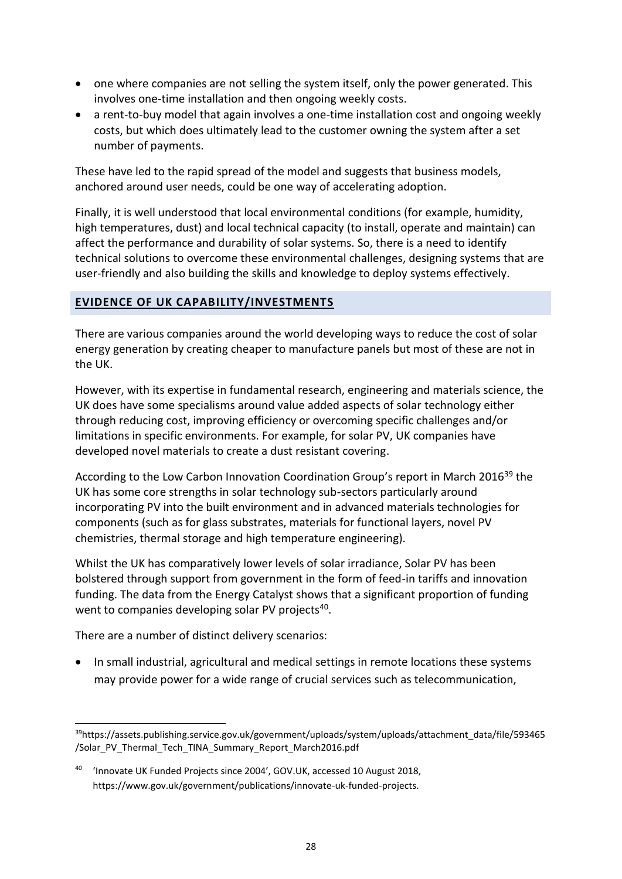- one where companies are not selling the system itself, only the power generated. This involves one-time installation and then ongoing weekly costs.
- a rent-to-buy model that again involves a one-time installation cost and ongoing weekly costs, but which does ultimately lead to the customer owning the system after a set number of payments.

These have led to the rapid spread of the model and suggests that business models, anchored around user needs, could be one way of accelerating adoption.

Finally, it is well understood that local environmental conditions (for example, humidity, high temperatures, dust) and local technical capacity (to install, operate and maintain) can affect the performance and durability of solar systems. So, there is a need to identify technical solutions to overcome these environmental challenges, designing systems that are user-friendly and also building the skills and knowledge to deploy systems effectively.

## EVIDENCE OF UK CAPABILITY/INVESTMENTS

There are various companies around the world developing ways to reduce the cost of solar energy generation by creating cheaper to manufacture panels but most of these are not in the UK.

However, with its expertise in fundamental research, engineering and materials science, the UK does have some specialisms around value added aspects of solar technology either through reducing cost, improving efficiency or overcoming specific challenges and/or limitations in specific environments. For example, for solar PV, UK companies have developed novel materials to create a dust resistant covering.

According to the Low Carbon Innovation Coordination Group's report in March 2016[39] the UK has some core strengths in solar technology sub-sectors particularly around incorporating PV into the built environment and in advanced materials technologies for components (such as for glass substrates, materials for functional layers, novel PV chemistries, thermal storage and high temperature engineering).

Whilst the UK has comparatively lower levels of solar irradiance, Solar PV has been bolstered through support from government in the form of feed-in tariffs and innovation funding. The data from the Energy Catalyst shows that a significant proportion of funding went to companies developing solar PV projects[40].

There are a number of distinct delivery scenarios:

- In small industrial, agricultural and medical settings in remote locations these systems may provide power for a wide range of crucial services such as telecommunication,

---

[39] https://assets.publishing.service.gov.uk/government/uploads/system/uploads/attachment_data/file/593465/Solar_PV_Thermal_Tech_TINA_Summary_Report_March2016.pdf

[40] 'Innovate UK Funded Projects since 2004', GOV.UK, accessed 10 August 2018, https://www.gov.uk/government/publications/innovate-uk-funded-projects.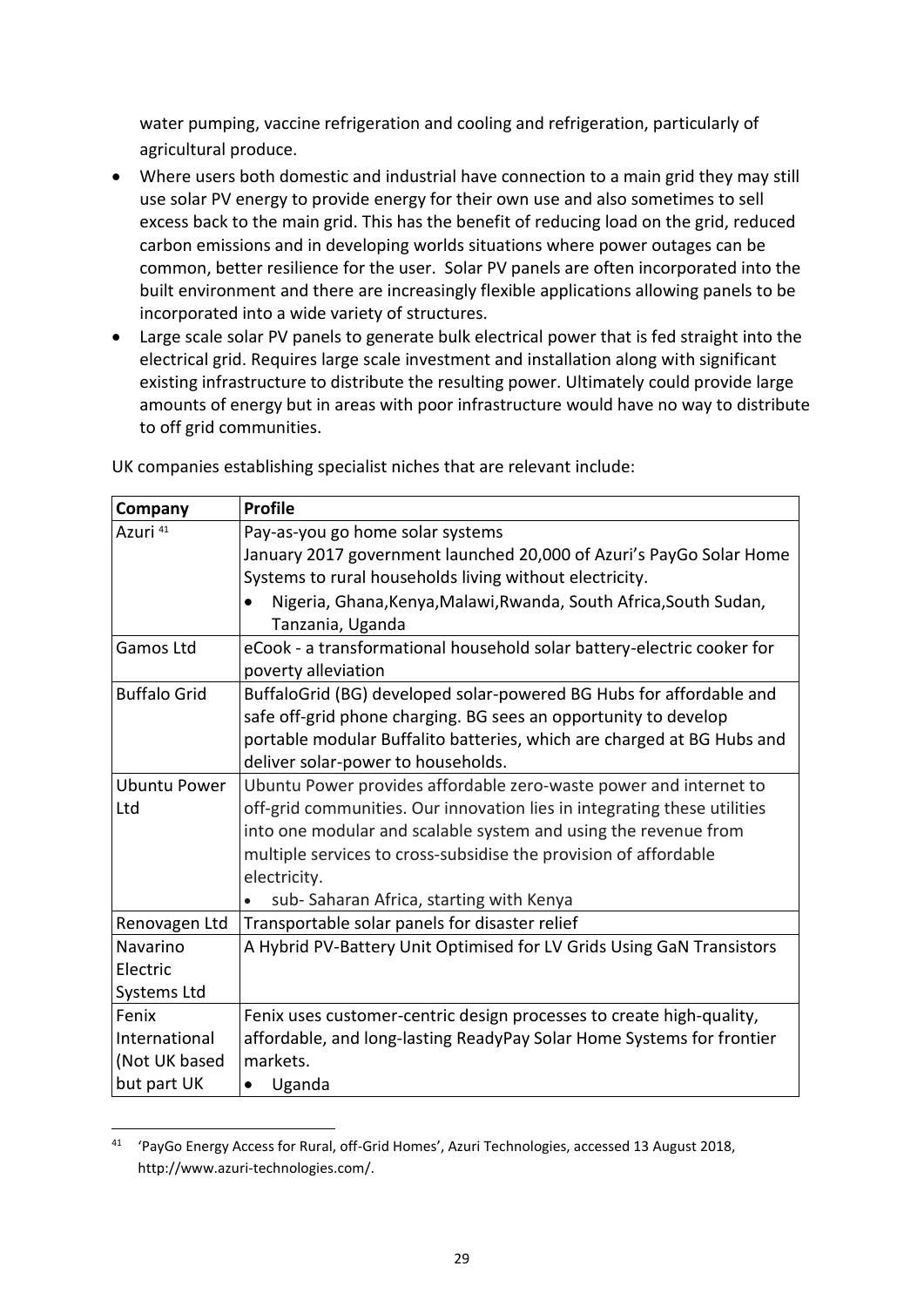water pumping, vaccine refrigeration and cooling and refrigeration, particularly of agricultural produce.

- Where users both domestic and industrial have connection to a main grid they may still use solar PV energy to provide energy for their own use and also sometimes to sell excess back to the main grid. This has the benefit of reducing load on the grid, reduced carbon emissions and in developing worlds situations where power outages can be common, better resilience for the user. Solar PV panels are often incorporated into the built environment and there are increasingly flexible applications allowing panels to be incorporated into a wide variety of structures.
- Large scale solar PV panels to generate bulk electrical power that is fed straight into the electrical grid. Requires large scale investment and installation along with significant existing infrastructure to distribute the resulting power. Ultimately could provide large amounts of energy but in areas with poor infrastructure would have no way to distribute to off grid communities.

UK companies establishing specialist niches that are relevant include:

| Company | Profile |
|---|---|
| Azuri [41] | Pay-as-you go home solar systems<br>January 2017 government launched 20,000 of Azuri's PayGo Solar Home Systems to rural households living without electricity.<br>• Nigeria, Ghana,Kenya,Malawi,Rwanda, South Africa,South Sudan, Tanzania, Uganda |
| Gamos Ltd | eCook - a transformational household solar battery-electric cooker for poverty alleviation |
| Buffalo Grid | BuffaloGrid (BG) developed solar-powered BG Hubs for affordable and safe off-grid phone charging. BG sees an opportunity to develop portable modular Buffalito batteries, which are charged at BG Hubs and deliver solar-power to households. |
| Ubuntu Power Ltd | Ubuntu Power provides affordable zero-waste power and internet to off-grid communities. Our innovation lies in integrating these utilities into one modular and scalable system and using the revenue from multiple services to cross-subsidise the provision of affordable electricity.<br>• sub- Saharan Africa, starting with Kenya |
| Renovagen Ltd | Transportable solar panels for disaster relief |
| Navarino Electric Systems Ltd | A Hybrid PV-Battery Unit Optimised for LV Grids Using GaN Transistors |
| Fenix International (Not UK based but part UK | Fenix uses customer-centric design processes to create high-quality, affordable, and long-lasting ReadyPay Solar Home Systems for frontier markets.<br>• Uganda |

[41] 'PayGo Energy Access for Rural, off-Grid Homes', Azuri Technologies, accessed 13 August 2018, http://www.azuri-technologies.com/.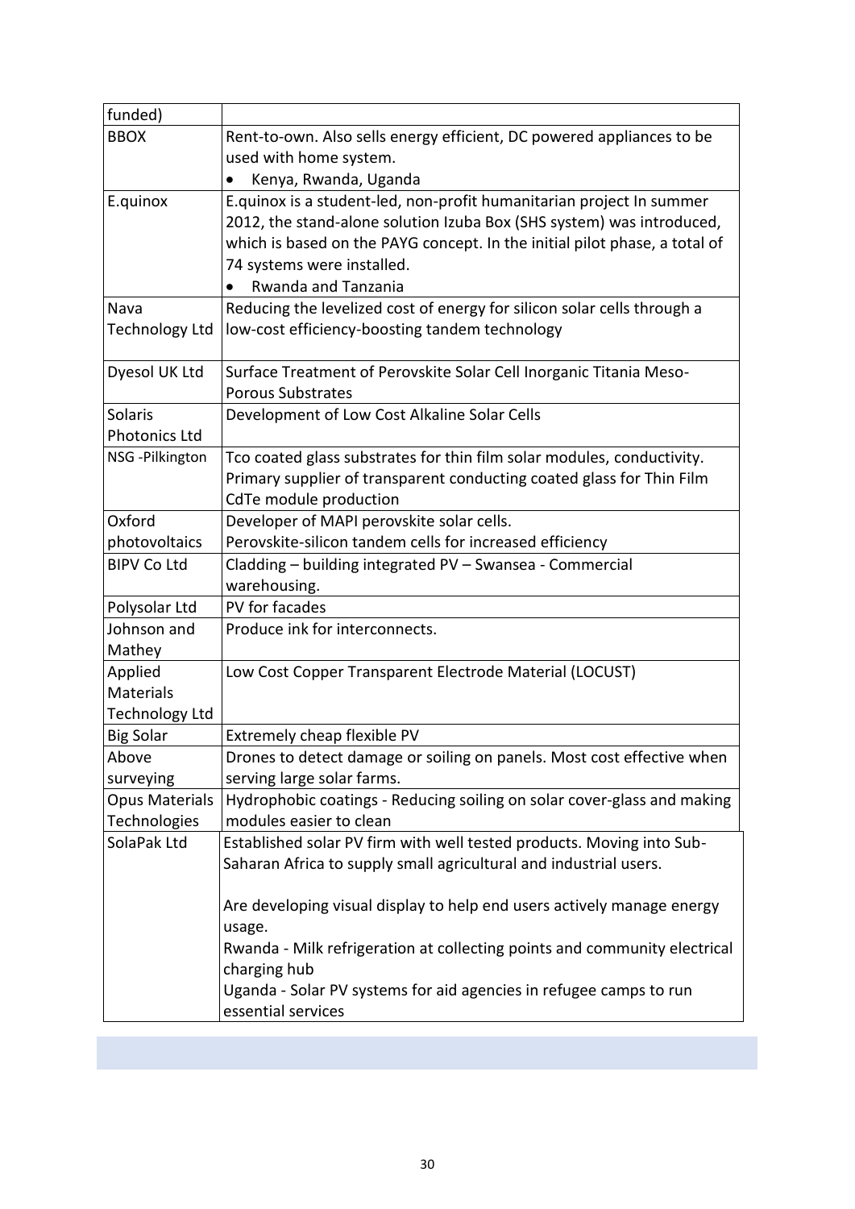| funded) | |
|---|---|
| BBOX | Rent-to-own. Also sells energy efficient, DC powered appliances to be used with home system.<br>• Kenya, Rwanda, Uganda |
| E.quinox | E.quinox is a student-led, non-profit humanitarian project In summer 2012, the stand-alone solution Izuba Box (SHS system) was introduced, which is based on the PAYG concept. In the initial pilot phase, a total of 74 systems were installed.<br>• Rwanda and Tanzania |
| Nava Technology Ltd | Reducing the levelized cost of energy for silicon solar cells through a low-cost efficiency-boosting tandem technology |
| Dyesol UK Ltd | Surface Treatment of Perovskite Solar Cell Inorganic Titania Meso-Porous Substrates |
| Solaris Photonics Ltd | Development of Low Cost Alkaline Solar Cells |
| NSG -Pilkington | Tco coated glass substrates for thin film solar modules, conductivity. Primary supplier of transparent conducting coated glass for Thin Film CdTe module production |
| Oxford photovoltaics | Developer of MAPI perovskite solar cells.<br>Perovskite-silicon tandem cells for increased efficiency |
| BIPV Co Ltd | Cladding – building integrated PV – Swansea - Commercial warehousing. |
| Polysolar Ltd | PV for facades |
| Johnson and Mathey | Produce ink for interconnects. |
| Applied Materials Technology Ltd | Low Cost Copper Transparent Electrode Material (LOCUST) |
| Big Solar | Extremely cheap flexible PV |
| Above surveying | Drones to detect damage or soiling on panels. Most cost effective when serving large solar farms. |
| Opus Materials Technologies | Hydrophobic coatings - Reducing soiling on solar cover-glass and making modules easier to clean |
| SolaPak Ltd | Established solar PV firm with well tested products. Moving into Sub-Saharan Africa to supply small agricultural and industrial users.<br><br>Are developing visual display to help end users actively manage energy usage.<br>Rwanda - Milk refrigeration at collecting points and community electrical charging hub<br>Uganda - Solar PV systems for aid agencies in refugee camps to run essential services |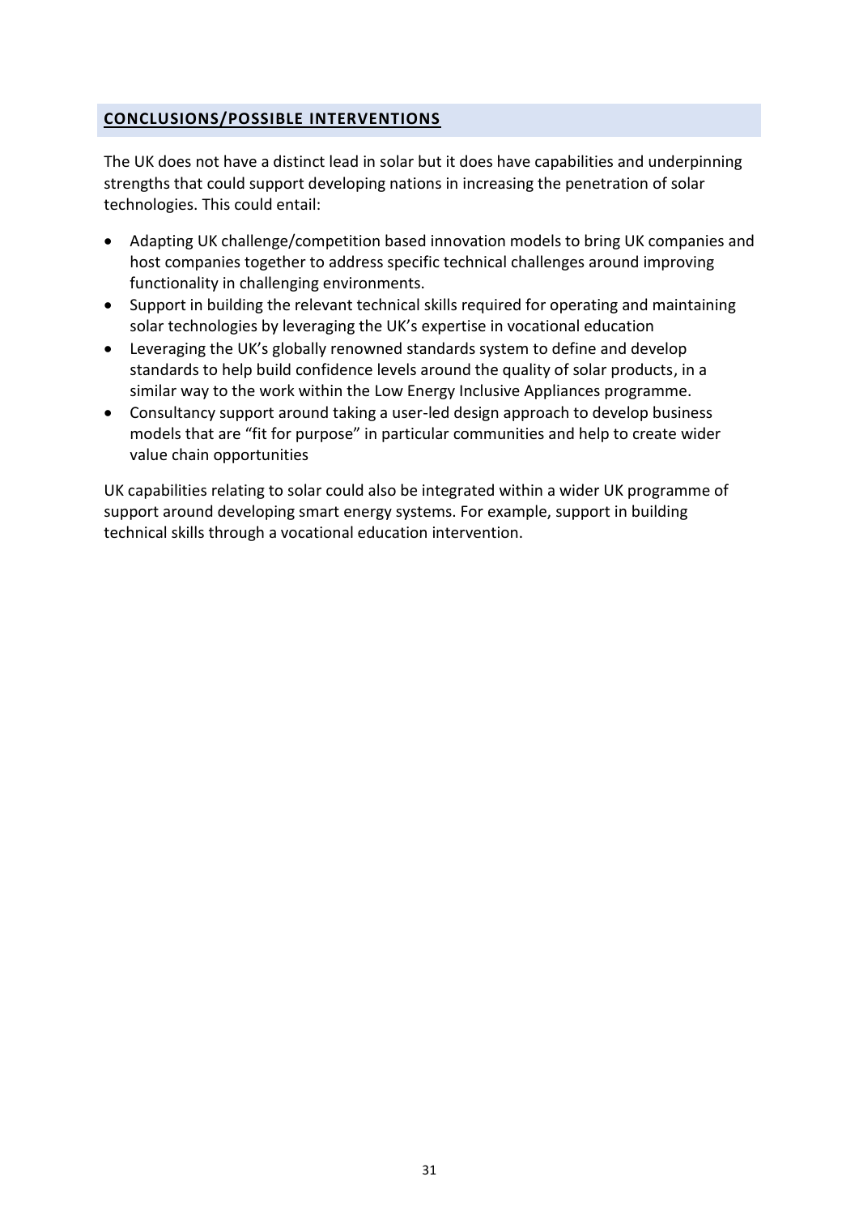## CONCLUSIONS/POSSIBLE INTERVENTIONS

The UK does not have a distinct lead in solar but it does have capabilities and underpinning strengths that could support developing nations in increasing the penetration of solar technologies. This could entail:

- Adapting UK challenge/competition based innovation models to bring UK companies and host companies together to address specific technical challenges around improving functionality in challenging environments.
- Support in building the relevant technical skills required for operating and maintaining solar technologies by leveraging the UK's expertise in vocational education
- Leveraging the UK's globally renowned standards system to define and develop standards to help build confidence levels around the quality of solar products, in a similar way to the work within the Low Energy Inclusive Appliances programme.
- Consultancy support around taking a user-led design approach to develop business models that are "fit for purpose" in particular communities and help to create wider value chain opportunities

UK capabilities relating to solar could also be integrated within a wider UK programme of support around developing smart energy systems. For example, support in building technical skills through a vocational education intervention.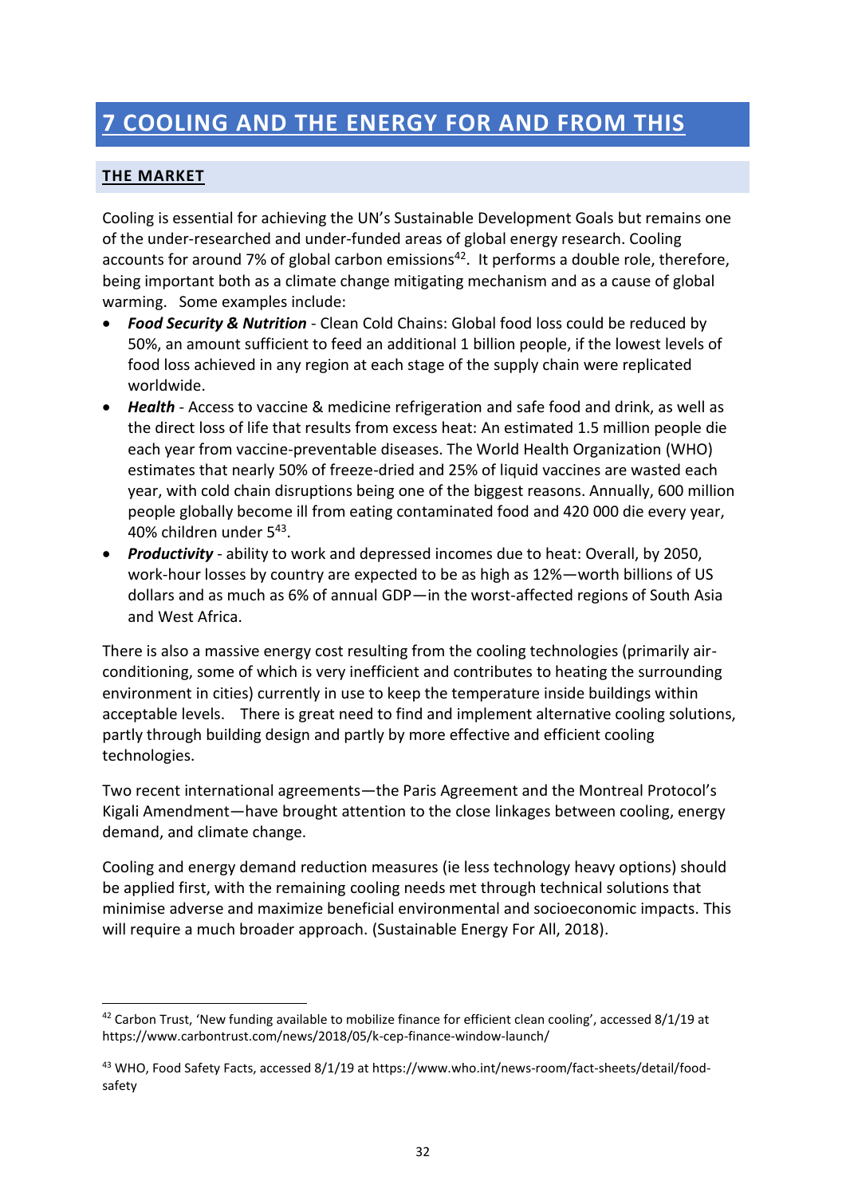# 7 COOLING AND THE ENERGY FOR AND FROM THIS

## THE MARKET

Cooling is essential for achieving the UN's Sustainable Development Goals but remains one of the under-researched and under-funded areas of global energy research. Cooling accounts for around 7% of global carbon emissions[42]. It performs a double role, therefore, being important both as a climate change mitigating mechanism and as a cause of global warming. Some examples include:

- ***Food Security & Nutrition*** - Clean Cold Chains: Global food loss could be reduced by 50%, an amount sufficient to feed an additional 1 billion people, if the lowest levels of food loss achieved in any region at each stage of the supply chain were replicated worldwide.
- ***Health*** - Access to vaccine & medicine refrigeration and safe food and drink, as well as the direct loss of life that results from excess heat: An estimated 1.5 million people die each year from vaccine-preventable diseases. The World Health Organization (WHO) estimates that nearly 50% of freeze-dried and 25% of liquid vaccines are wasted each year, with cold chain disruptions being one of the biggest reasons. Annually, 600 million people globally become ill from eating contaminated food and 420 000 die every year, 40% children under 5[43].
- ***Productivity*** - ability to work and depressed incomes due to heat: Overall, by 2050, work-hour losses by country are expected to be as high as 12%—worth billions of US dollars and as much as 6% of annual GDP—in the worst-affected regions of South Asia and West Africa.

There is also a massive energy cost resulting from the cooling technologies (primarily air-conditioning, some of which is very inefficient and contributes to heating the surrounding environment in cities) currently in use to keep the temperature inside buildings within acceptable levels. There is great need to find and implement alternative cooling solutions, partly through building design and partly by more effective and efficient cooling technologies.

Two recent international agreements—the Paris Agreement and the Montreal Protocol's Kigali Amendment—have brought attention to the close linkages between cooling, energy demand, and climate change.

Cooling and energy demand reduction measures (ie less technology heavy options) should be applied first, with the remaining cooling needs met through technical solutions that minimise adverse and maximize beneficial environmental and socioeconomic impacts. This will require a much broader approach. (Sustainable Energy For All, 2018).

---

[42] Carbon Trust, 'New funding available to mobilize finance for efficient clean cooling', accessed 8/1/19 at https://www.carbontrust.com/news/2018/05/k-cep-finance-window-launch/

[43] WHO, Food Safety Facts, accessed 8/1/19 at https://www.who.int/news-room/fact-sheets/detail/food-safety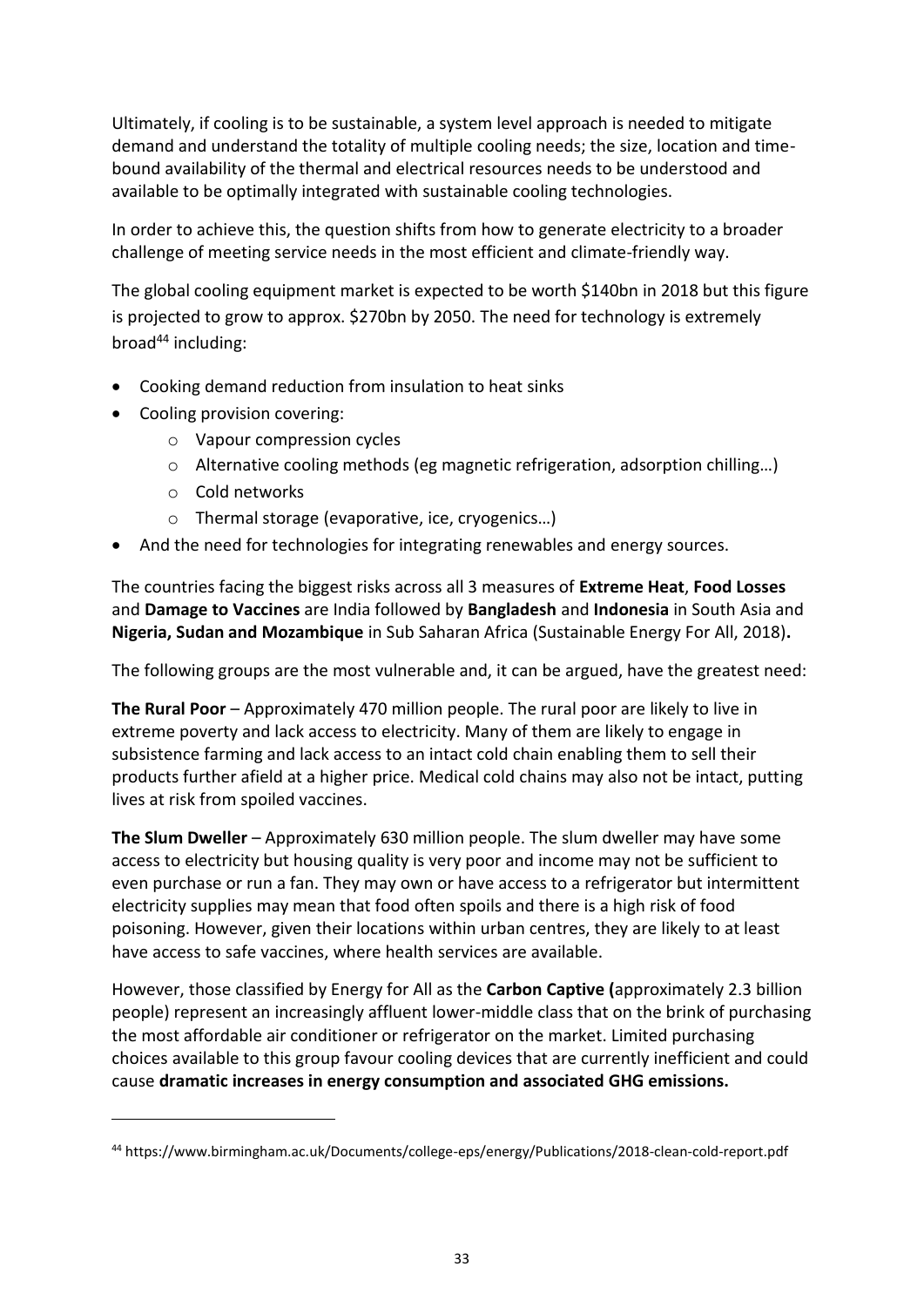Ultimately, if cooling is to be sustainable, a system level approach is needed to mitigate demand and understand the totality of multiple cooling needs; the size, location and time-bound availability of the thermal and electrical resources needs to be understood and available to be optimally integrated with sustainable cooling technologies.

In order to achieve this, the question shifts from how to generate electricity to a broader challenge of meeting service needs in the most efficient and climate-friendly way.

The global cooling equipment market is expected to be worth $140bn in 2018 but this figure is projected to grow to approx. $270bn by 2050. The need for technology is extremely broad[44] including:

- Cooking demand reduction from insulation to heat sinks
- Cooling provision covering:
  - Vapour compression cycles
  - Alternative cooling methods (eg magnetic refrigeration, adsorption chilling…)
  - Cold networks
  - Thermal storage (evaporative, ice, cryogenics…)
- And the need for technologies for integrating renewables and energy sources.

The countries facing the biggest risks across all 3 measures of **Extreme Heat**, **Food Losses** and **Damage to Vaccines** are India followed by **Bangladesh** and **Indonesia** in South Asia and **Nigeria, Sudan and Mozambique** in Sub Saharan Africa (Sustainable Energy For All, 2018)**.**

The following groups are the most vulnerable and, it can be argued, have the greatest need:

**The Rural Poor** – Approximately 470 million people. The rural poor are likely to live in extreme poverty and lack access to electricity. Many of them are likely to engage in subsistence farming and lack access to an intact cold chain enabling them to sell their products further afield at a higher price. Medical cold chains may also not be intact, putting lives at risk from spoiled vaccines.

**The Slum Dweller** – Approximately 630 million people. The slum dweller may have some access to electricity but housing quality is very poor and income may not be sufficient to even purchase or run a fan. They may own or have access to a refrigerator but intermittent electricity supplies may mean that food often spoils and there is a high risk of food poisoning. However, given their locations within urban centres, they are likely to at least have access to safe vaccines, where health services are available.

However, those classified by Energy for All as the **Carbon Captive (**approximately 2.3 billion people) represent an increasingly affluent lower-middle class that on the brink of purchasing the most affordable air conditioner or refrigerator on the market. Limited purchasing choices available to this group favour cooling devices that are currently inefficient and could cause **dramatic increases in energy consumption and associated GHG emissions.**

[44] https://www.birmingham.ac.uk/Documents/college-eps/energy/Publications/2018-clean-cold-report.pdf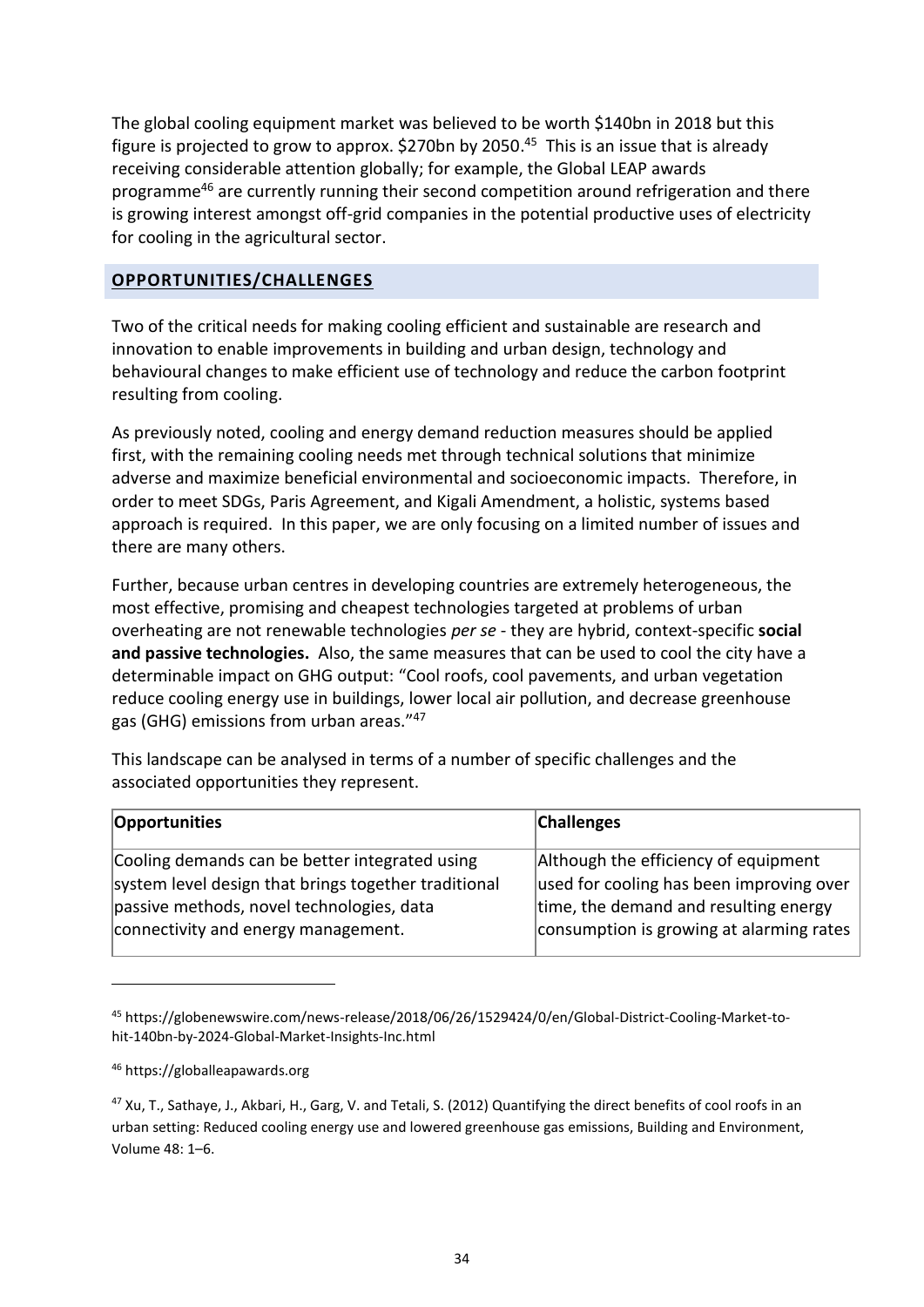The global cooling equipment market was believed to be worth $140bn in 2018 but this figure is projected to grow to approx. $270bn by 2050.[45] This is an issue that is already receiving considerable attention globally; for example, the Global LEAP awards programme[46] are currently running their second competition around refrigeration and there is growing interest amongst off-grid companies in the potential productive uses of electricity for cooling in the agricultural sector.

## OPPORTUNITIES/CHALLENGES

Two of the critical needs for making cooling efficient and sustainable are research and innovation to enable improvements in building and urban design, technology and behavioural changes to make efficient use of technology and reduce the carbon footprint resulting from cooling.

As previously noted, cooling and energy demand reduction measures should be applied first, with the remaining cooling needs met through technical solutions that minimize adverse and maximize beneficial environmental and socioeconomic impacts. Therefore, in order to meet SDGs, Paris Agreement, and Kigali Amendment, a holistic, systems based approach is required. In this paper, we are only focusing on a limited number of issues and there are many others.

Further, because urban centres in developing countries are extremely heterogeneous, the most effective, promising and cheapest technologies targeted at problems of urban overheating are not renewable technologies *per se* - they are hybrid, context-specific **social and passive technologies.** Also, the same measures that can be used to cool the city have a determinable impact on GHG output: "Cool roofs, cool pavements, and urban vegetation reduce cooling energy use in buildings, lower local air pollution, and decrease greenhouse gas (GHG) emissions from urban areas."[47]

This landscape can be analysed in terms of a number of specific challenges and the associated opportunities they represent.

| Opportunities | Challenges |
| --- | --- |
| Cooling demands can be better integrated using system level design that brings together traditional passive methods, novel technologies, data connectivity and energy management. | Although the efficiency of equipment used for cooling has been improving over time, the demand and resulting energy consumption is growing at alarming rates |

[45] https://globenewswire.com/news-release/2018/06/26/1529424/0/en/Global-District-Cooling-Market-to-hit-140bn-by-2024-Global-Market-Insights-Inc.html

[46] https://globalleapawards.org

[47] Xu, T., Sathaye, J., Akbari, H., Garg, V. and Tetali, S. (2012) Quantifying the direct benefits of cool roofs in an urban setting: Reduced cooling energy use and lowered greenhouse gas emissions, Building and Environment, Volume 48: 1–6.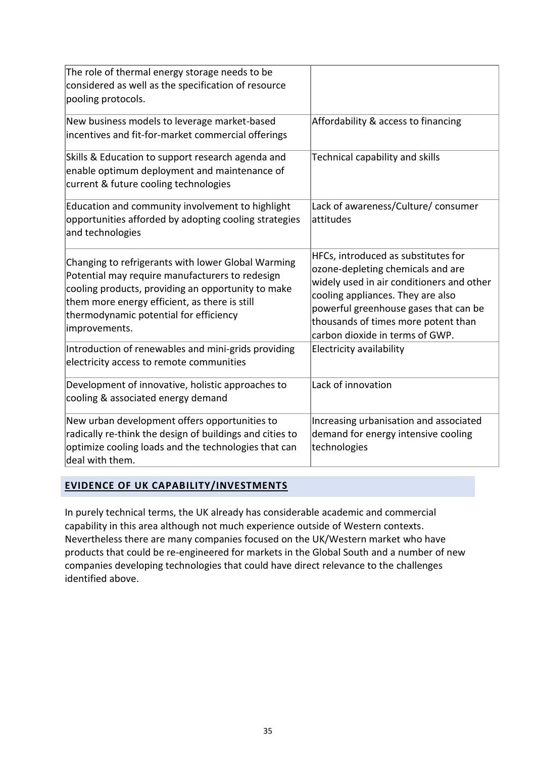| | |
|---|---|
| The role of thermal energy storage needs to be considered as well as the specification of resource pooling protocols. | |
| New business models to leverage market-based incentives and fit-for-market commercial offerings | Affordability & access to financing |
| Skills & Education to support research agenda and enable optimum deployment and maintenance of current & future cooling technologies | Technical capability and skills |
| Education and community involvement to highlight opportunities afforded by adopting cooling strategies and technologies | Lack of awareness/Culture/ consumer attitudes |
| Changing to refrigerants with lower Global Warming Potential may require manufacturers to redesign cooling products, providing an opportunity to make them more energy efficient, as there is still thermodynamic potential for efficiency improvements. | HFCs, introduced as substitutes for ozone-depleting chemicals and are widely used in air conditioners and other cooling appliances. They are also powerful greenhouse gases that can be thousands of times more potent than carbon dioxide in terms of GWP. |
| Introduction of renewables and mini-grids providing electricity access to remote communities | Electricity availability |
| Development of innovative, holistic approaches to cooling & associated energy demand | Lack of innovation |
| New urban development offers opportunities to radically re-think the design of buildings and cities to optimize cooling loads and the technologies that can deal with them. | Increasing urbanisation and associated demand for energy intensive cooling technologies |

## EVIDENCE OF UK CAPABILITY/INVESTMENTS

In purely technical terms, the UK already has considerable academic and commercial capability in this area although not much experience outside of Western contexts. Nevertheless there are many companies focused on the UK/Western market who have products that could be re-engineered for markets in the Global South and a number of new companies developing technologies that could have direct relevance to the challenges identified above.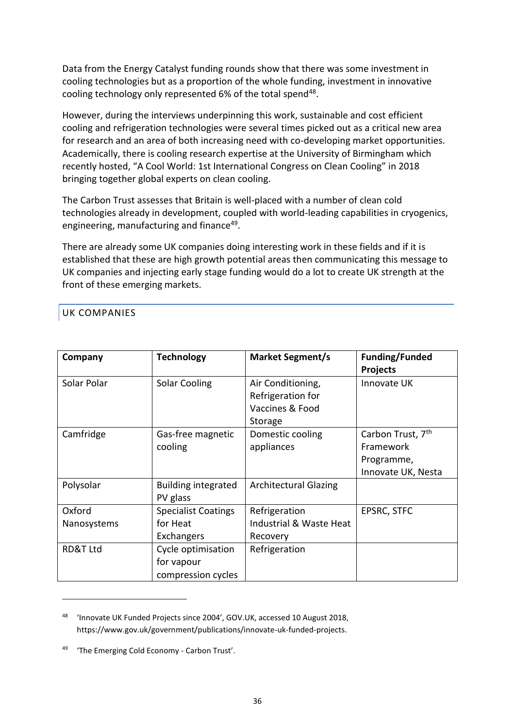Data from the Energy Catalyst funding rounds show that there was some investment in cooling technologies but as a proportion of the whole funding, investment in innovative cooling technology only represented 6% of the total spend[48].

However, during the interviews underpinning this work, sustainable and cost efficient cooling and refrigeration technologies were several times picked out as a critical new area for research and an area of both increasing need with co-developing market opportunities. Academically, there is cooling research expertise at the University of Birmingham which recently hosted, "A Cool World: 1st International Congress on Clean Cooling" in 2018 bringing together global experts on clean cooling.

The Carbon Trust assesses that Britain is well-placed with a number of clean cold technologies already in development, coupled with world-leading capabilities in cryogenics, engineering, manufacturing and finance[49].

There are already some UK companies doing interesting work in these fields and if it is established that these are high growth potential areas then communicating this message to UK companies and injecting early stage funding would do a lot to create UK strength at the front of these emerging markets.

## UK COMPANIES

| Company | Technology | Market Segment/s | Funding/Funded Projects |
|---|---|---|---|
| Solar Polar | Solar Cooling | Air Conditioning, Refrigeration for Vaccines & Food Storage | Innovate UK |
| Camfridge | Gas-free magnetic cooling | Domestic cooling appliances | Carbon Trust, 7th Framework Programme, Innovate UK, Nesta |
| Polysolar | Building integrated PV glass | Architectural Glazing | |
| Oxford Nanosystems | Specialist Coatings for Heat Exchangers | Refrigeration Industrial & Waste Heat Recovery | EPSRC, STFC |
| RD&T Ltd | Cycle optimisation for vapour compression cycles | Refrigeration | |

[48] 'Innovate UK Funded Projects since 2004', GOV.UK, accessed 10 August 2018, https://www.gov.uk/government/publications/innovate-uk-funded-projects.

[49] 'The Emerging Cold Economy - Carbon Trust'.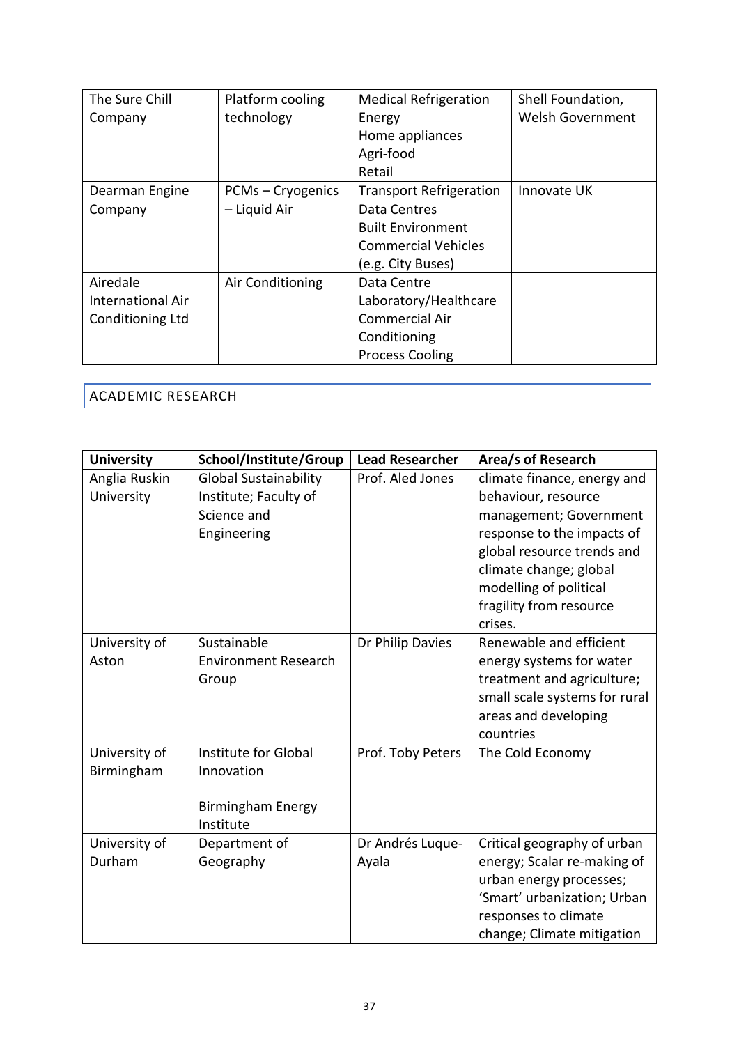| The Sure Chill Company | Platform cooling technology | Medical Refrigeration<br>Energy<br>Home appliances<br>Agri-food<br>Retail | Shell Foundation, Welsh Government |
|---|---|---|---|
| Dearman Engine Company | PCMs – Cryogenics – Liquid Air | Transport Refrigeration<br>Data Centres<br>Built Environment<br>Commercial Vehicles (e.g. City Buses) | Innovate UK |
| Airedale International Air Conditioning Ltd | Air Conditioning | Data Centre<br>Laboratory/Healthcare<br>Commercial Air Conditioning<br>Process Cooling | |

## ACADEMIC RESEARCH

| University | School/Institute/Group | Lead Researcher | Area/s of Research |
|---|---|---|---|
| Anglia Ruskin University | Global Sustainability Institute; Faculty of Science and Engineering | Prof. Aled Jones | climate finance, energy and behaviour, resource management; Government response to the impacts of global resource trends and climate change; global modelling of political fragility from resource crises. |
| University of Aston | Sustainable Environment Research Group | Dr Philip Davies | Renewable and efficient energy systems for water treatment and agriculture; small scale systems for rural areas and developing countries |
| University of Birmingham | Institute for Global Innovation<br><br>Birmingham Energy Institute | Prof. Toby Peters | The Cold Economy |
| University of Durham | Department of Geography | Dr Andrés Luque-Ayala | Critical geography of urban energy; Scalar re-making of urban energy processes; 'Smart' urbanization; Urban responses to climate change; Climate mitigation |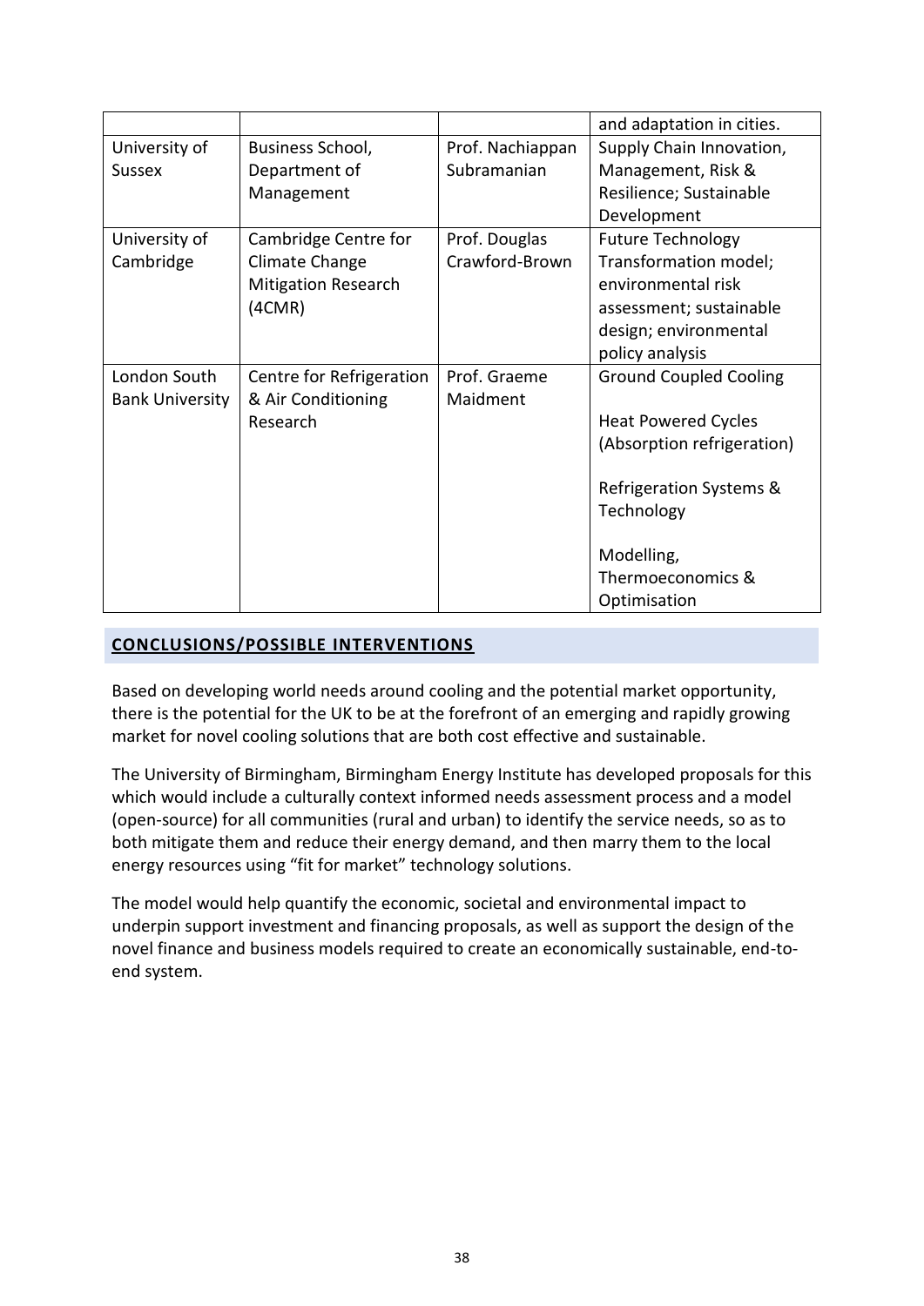| | | | and adaptation in cities. |
|---|---|---|---|
| University of Sussex | Business School, Department of Management | Prof. Nachiappan Subramanian | Supply Chain Innovation, Management, Risk & Resilience; Sustainable Development |
| University of Cambridge | Cambridge Centre for Climate Change Mitigation Research (4CMR) | Prof. Douglas Crawford-Brown | Future Technology Transformation model; environmental risk assessment; sustainable design; environmental policy analysis |
| London South Bank University | Centre for Refrigeration & Air Conditioning Research | Prof. Graeme Maidment | Ground Coupled Cooling<br><br>Heat Powered Cycles (Absorption refrigeration)<br><br>Refrigeration Systems & Technology<br><br>Modelling, Thermoeconomics & Optimisation |

## CONCLUSIONS/POSSIBLE INTERVENTIONS

Based on developing world needs around cooling and the potential market opportunity, there is the potential for the UK to be at the forefront of an emerging and rapidly growing market for novel cooling solutions that are both cost effective and sustainable.

The University of Birmingham, Birmingham Energy Institute has developed proposals for this which would include a culturally context informed needs assessment process and a model (open-source) for all communities (rural and urban) to identify the service needs, so as to both mitigate them and reduce their energy demand, and then marry them to the local energy resources using "fit for market" technology solutions.

The model would help quantify the economic, societal and environmental impact to underpin support investment and financing proposals, as well as support the design of the novel finance and business models required to create an economically sustainable, end-to-end system.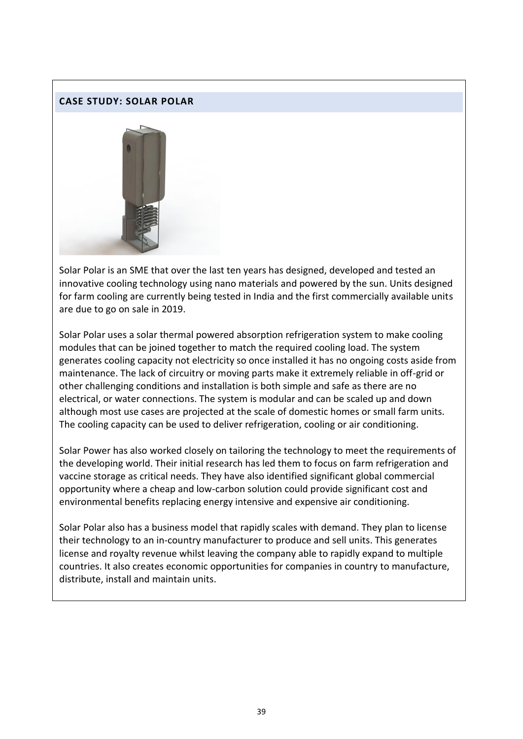## CASE STUDY: SOLAR POLAR

Solar Polar is an SME that over the last ten years has designed, developed and tested an innovative cooling technology using nano materials and powered by the sun. Units designed for farm cooling are currently being tested in India and the first commercially available units are due to go on sale in 2019.

Solar Polar uses a solar thermal powered absorption refrigeration system to make cooling modules that can be joined together to match the required cooling load. The system generates cooling capacity not electricity so once installed it has no ongoing costs aside from maintenance. The lack of circuitry or moving parts make it extremely reliable in off-grid or other challenging conditions and installation is both simple and safe as there are no electrical, or water connections. The system is modular and can be scaled up and down although most use cases are projected at the scale of domestic homes or small farm units. The cooling capacity can be used to deliver refrigeration, cooling or air conditioning.

Solar Power has also worked closely on tailoring the technology to meet the requirements of the developing world. Their initial research has led them to focus on farm refrigeration and vaccine storage as critical needs. They have also identified significant global commercial opportunity where a cheap and low-carbon solution could provide significant cost and environmental benefits replacing energy intensive and expensive air conditioning.

Solar Polar also has a business model that rapidly scales with demand. They plan to license their technology to an in-country manufacturer to produce and sell units. This generates license and royalty revenue whilst leaving the company able to rapidly expand to multiple countries. It also creates economic opportunities for companies in country to manufacture, distribute, install and maintain units.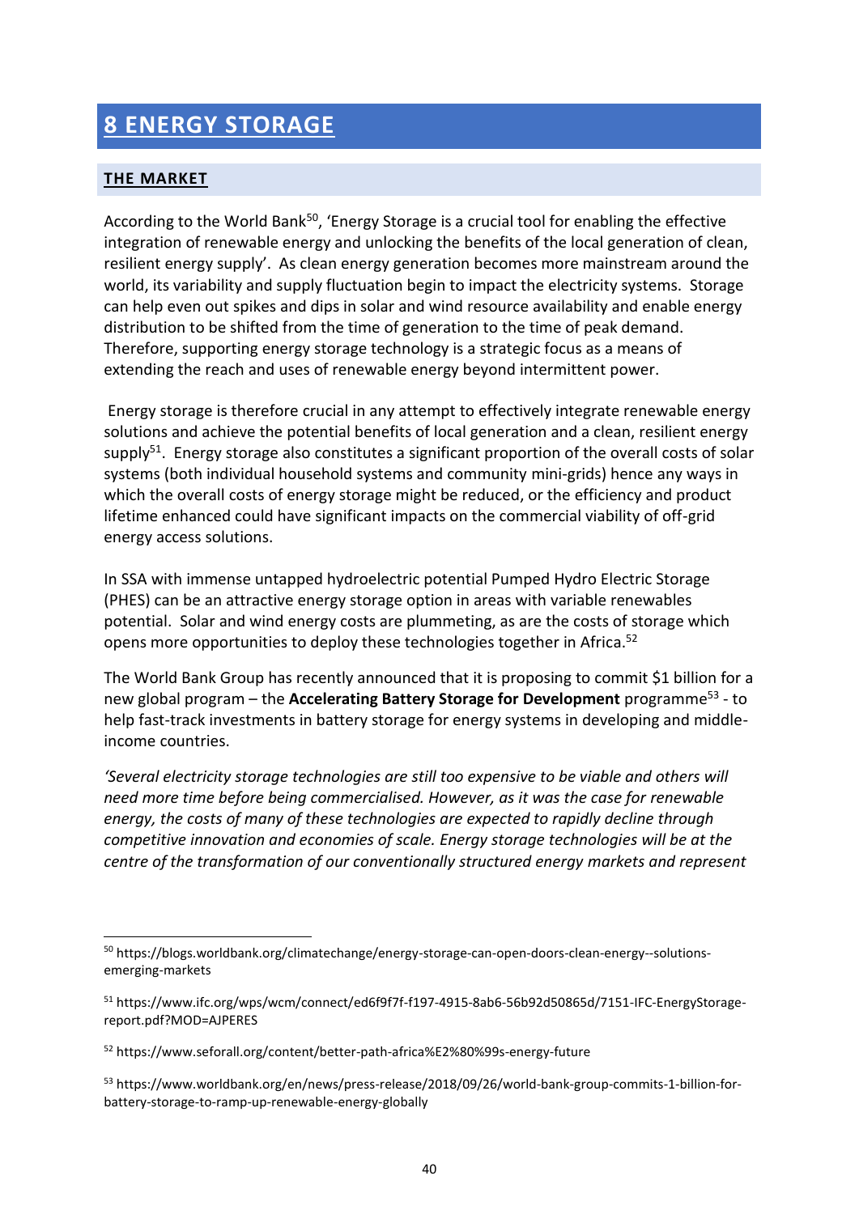# 8 ENERGY STORAGE

## THE MARKET

According to the World Bank[50], 'Energy Storage is a crucial tool for enabling the effective integration of renewable energy and unlocking the benefits of the local generation of clean, resilient energy supply'. As clean energy generation becomes more mainstream around the world, its variability and supply fluctuation begin to impact the electricity systems. Storage can help even out spikes and dips in solar and wind resource availability and enable energy distribution to be shifted from the time of generation to the time of peak demand. Therefore, supporting energy storage technology is a strategic focus as a means of extending the reach and uses of renewable energy beyond intermittent power.

Energy storage is therefore crucial in any attempt to effectively integrate renewable energy solutions and achieve the potential benefits of local generation and a clean, resilient energy supply[51]. Energy storage also constitutes a significant proportion of the overall costs of solar systems (both individual household systems and community mini-grids) hence any ways in which the overall costs of energy storage might be reduced, or the efficiency and product lifetime enhanced could have significant impacts on the commercial viability of off-grid energy access solutions.

In SSA with immense untapped hydroelectric potential Pumped Hydro Electric Storage (PHES) can be an attractive energy storage option in areas with variable renewables potential. Solar and wind energy costs are plummeting, as are the costs of storage which opens more opportunities to deploy these technologies together in Africa.[52]

The World Bank Group has recently announced that it is proposing to commit $1 billion for a new global program – the **Accelerating Battery Storage for Development** programme[53] - to help fast-track investments in battery storage for energy systems in developing and middle-income countries.

*'Several electricity storage technologies are still too expensive to be viable and others will need more time before being commercialised. However, as it was the case for renewable energy, the costs of many of these technologies are expected to rapidly decline through competitive innovation and economies of scale. Energy storage technologies will be at the centre of the transformation of our conventionally structured energy markets and represent*

---

[50] https://blogs.worldbank.org/climatechange/energy-storage-can-open-doors-clean-energy--solutions-emerging-markets

[51] https://www.ifc.org/wps/wcm/connect/ed6f9f7f-f197-4915-8ab6-56b92d50865d/7151-IFC-EnergyStorage-report.pdf?MOD=AJPERES

[52] https://www.seforall.org/content/better-path-africa%E2%80%99s-energy-future

[53] https://www.worldbank.org/en/news/press-release/2018/09/26/world-bank-group-commits-1-billion-for-battery-storage-to-ramp-up-renewable-energy-globally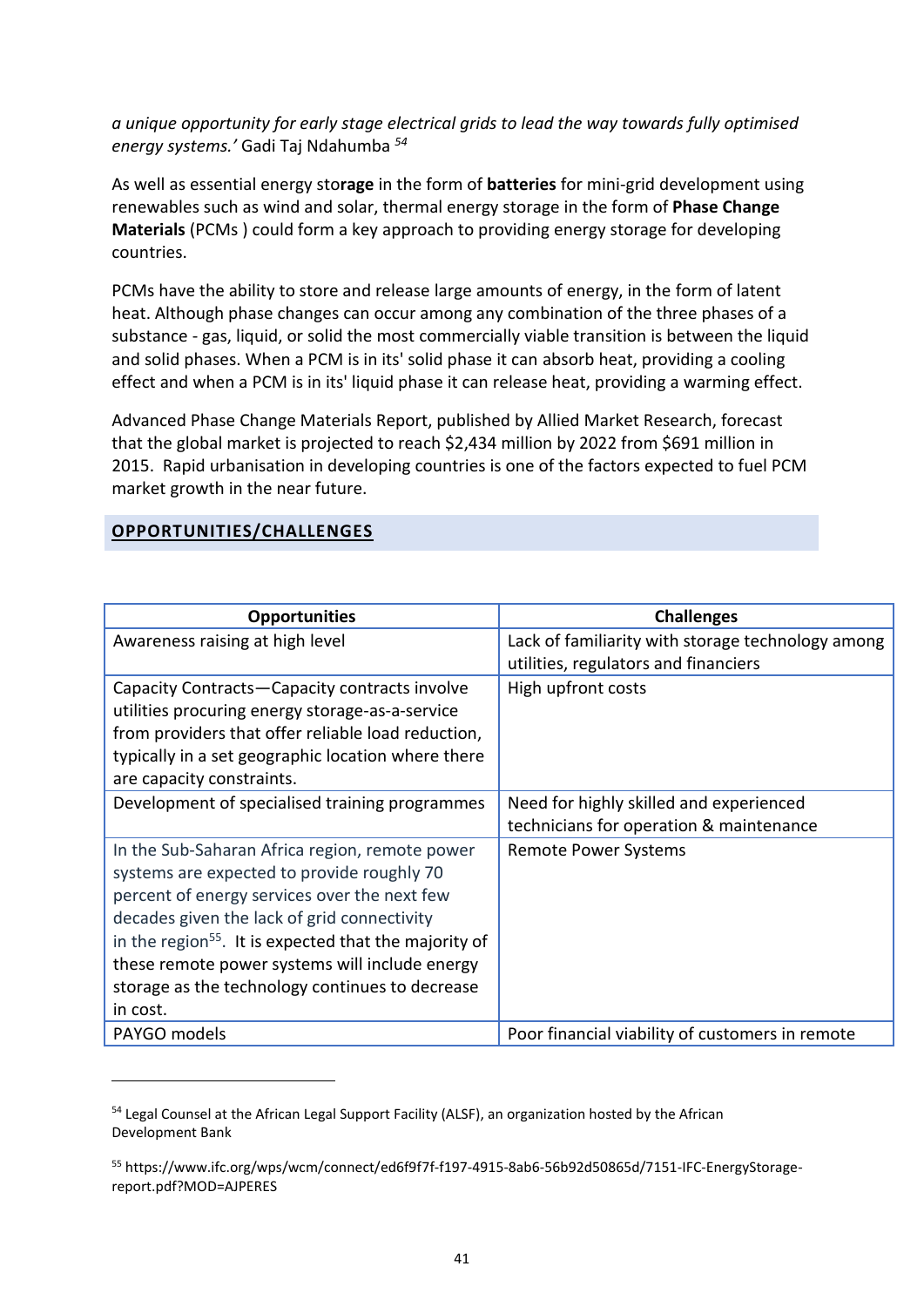*a unique opportunity for early stage electrical grids to lead the way towards fully optimised energy systems.'* Gadi Taj Ndahumba [54]

As well as essential energy sto**rage** in the form of **batteries** for mini-grid development using renewables such as wind and solar, thermal energy storage in the form of **Phase Change Materials** (PCMs ) could form a key approach to providing energy storage for developing countries.

PCMs have the ability to store and release large amounts of energy, in the form of latent heat. Although phase changes can occur among any combination of the three phases of a substance - gas, liquid, or solid the most commercially viable transition is between the liquid and solid phases. When a PCM is in its' solid phase it can absorb heat, providing a cooling effect and when a PCM is in its' liquid phase it can release heat, providing a warming effect.

Advanced Phase Change Materials Report, published by Allied Market Research, forecast that the global market is projected to reach $2,434 million by 2022 from $691 million in 2015. Rapid urbanisation in developing countries is one of the factors expected to fuel PCM market growth in the near future.

## OPPORTUNITIES/CHALLENGES

| Opportunities | Challenges |
|---|---|
| Awareness raising at high level | Lack of familiarity with storage technology among utilities, regulators and financiers |
| Capacity Contracts—Capacity contracts involve utilities procuring energy storage-as-a-service from providers that offer reliable load reduction, typically in a set geographic location where there are capacity constraints. | High upfront costs |
| Development of specialised training programmes | Need for highly skilled and experienced technicians for operation & maintenance |
| In the Sub-Saharan Africa region, remote power systems are expected to provide roughly 70 percent of energy services over the next few decades given the lack of grid connectivity in the region[55]. It is expected that the majority of these remote power systems will include energy storage as the technology continues to decrease in cost. | Remote Power Systems |
| PAYGO models | Poor financial viability of customers in remote |

[54] Legal Counsel at the African Legal Support Facility (ALSF), an organization hosted by the African Development Bank

[55] https://www.ifc.org/wps/wcm/connect/ed6f9f7f-f197-4915-8ab6-56b92d50865d/7151-IFC-EnergyStorage-report.pdf?MOD=AJPERES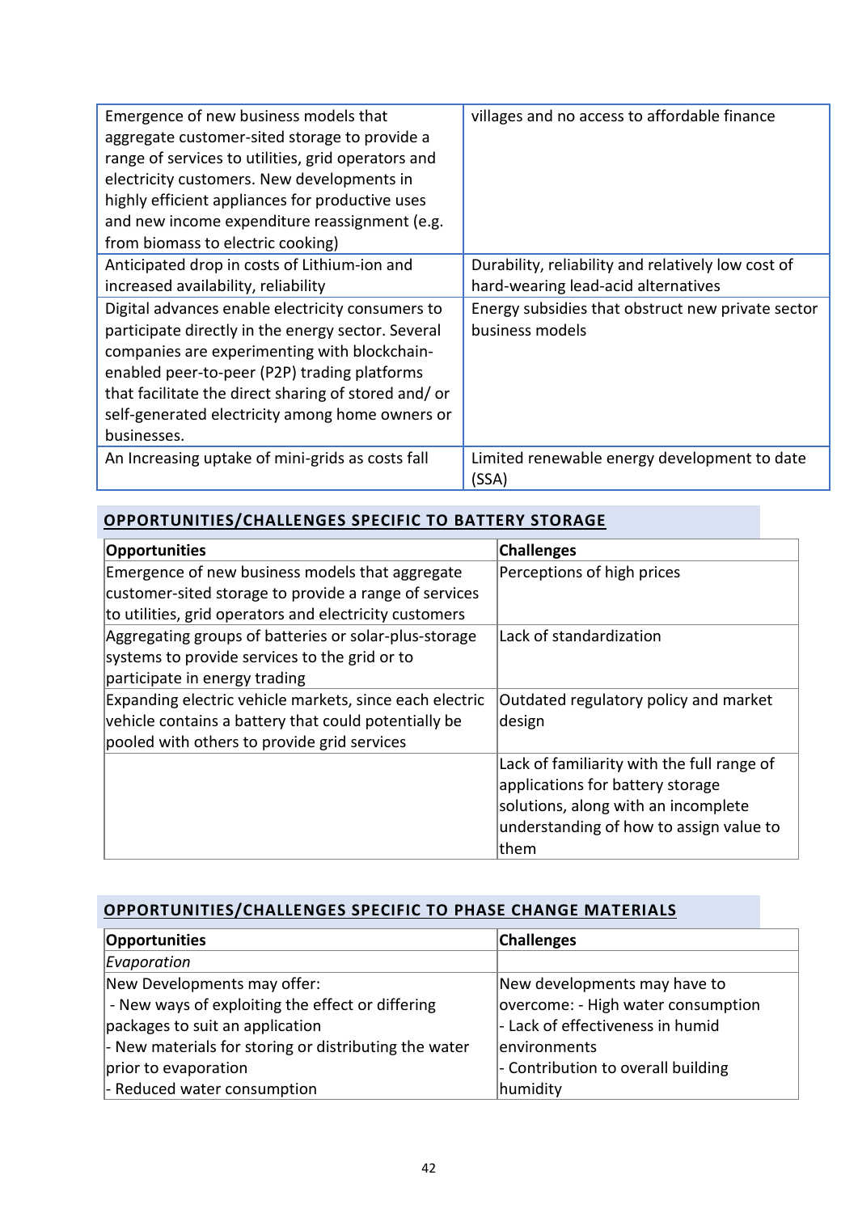| | |
|---|---|
| Emergence of new business models that aggregate customer-sited storage to provide a range of services to utilities, grid operators and electricity customers. New developments in highly efficient appliances for productive uses and new income expenditure reassignment (e.g. from biomass to electric cooking) | villages and no access to affordable finance |
| Anticipated drop in costs of Lithium-ion and increased availability, reliability | Durability, reliability and relatively low cost of hard-wearing lead-acid alternatives |
| Digital advances enable electricity consumers to participate directly in the energy sector. Several companies are experimenting with blockchain-enabled peer-to-peer (P2P) trading platforms that facilitate the direct sharing of stored and/ or self-generated electricity among home owners or businesses. | Energy subsidies that obstruct new private sector business models |
| An Increasing uptake of mini-grids as costs fall | Limited renewable energy development to date (SSA) |

## OPPORTUNITIES/CHALLENGES SPECIFIC TO BATTERY STORAGE

| Opportunities | Challenges |
|---|---|
| Emergence of new business models that aggregate customer-sited storage to provide a range of services to utilities, grid operators and electricity customers | Perceptions of high prices |
| Aggregating groups of batteries or solar-plus-storage systems to provide services to the grid or to participate in energy trading | Lack of standardization |
| Expanding electric vehicle markets, since each electric vehicle contains a battery that could potentially be pooled with others to provide grid services | Outdated regulatory policy and market design |
| | Lack of familiarity with the full range of applications for battery storage solutions, along with an incomplete understanding of how to assign value to them |

## OPPORTUNITIES/CHALLENGES SPECIFIC TO PHASE CHANGE MATERIALS

| Opportunities | Challenges |
|---|---|
| *Evaporation* | |
| New Developments may offer:<br>- New ways of exploiting the effect or differing packages to suit an application<br>- New materials for storing or distributing the water prior to evaporation<br>- Reduced water consumption | New developments may have to overcome: - High water consumption<br>- Lack of effectiveness in humid environments<br>- Contribution to overall building humidity |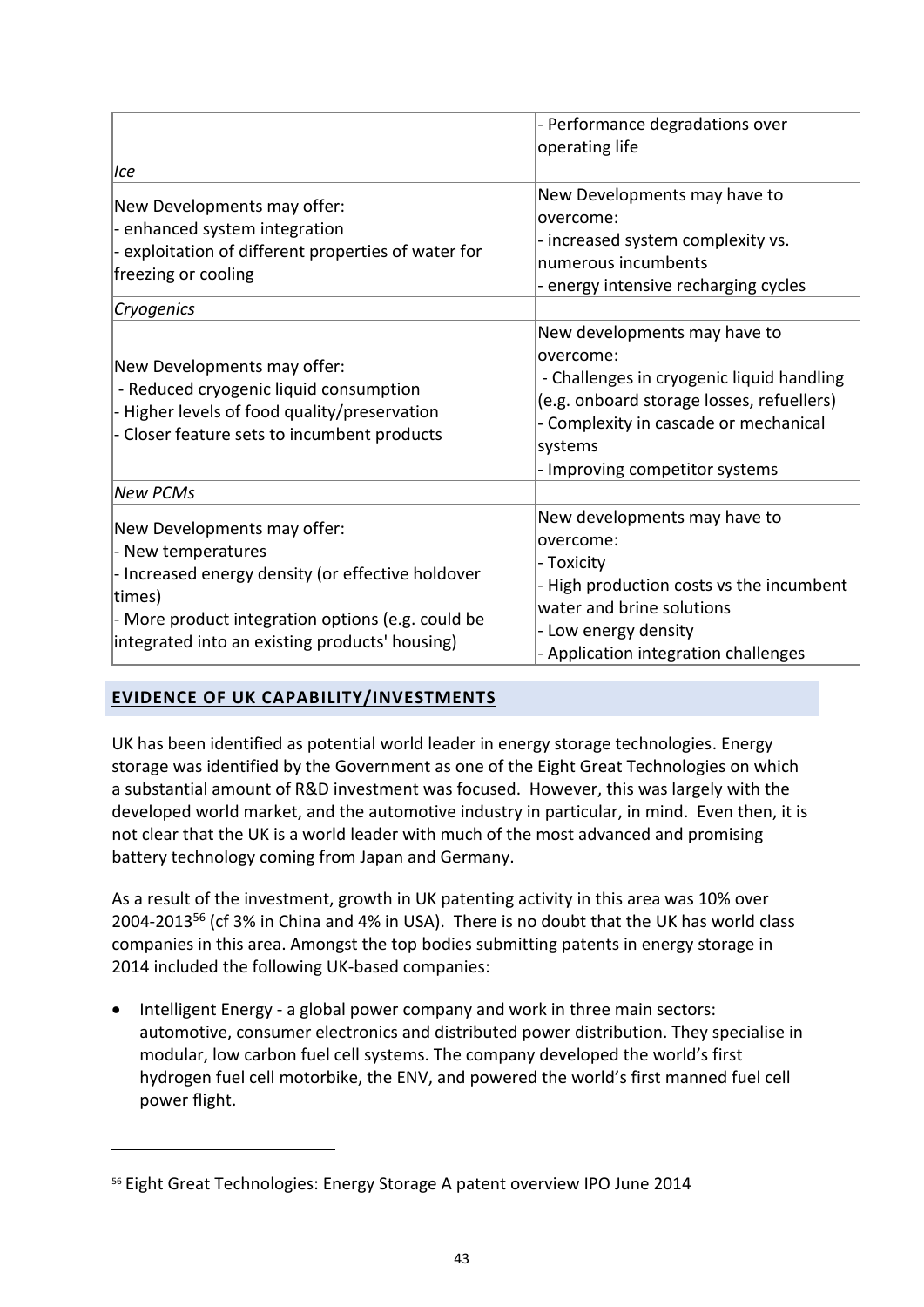| | |
|---|---|
| | - Performance degradations over operating life |
| *Ice* | |
| New Developments may offer:<br>- enhanced system integration<br>- exploitation of different properties of water for freezing or cooling | New Developments may have to overcome:<br>- increased system complexity vs. numerous incumbents<br>- energy intensive recharging cycles |
| *Cryogenics* | |
| New Developments may offer:<br>- Reduced cryogenic liquid consumption<br>- Higher levels of food quality/preservation<br>- Closer feature sets to incumbent products | New developments may have to overcome:<br>- Challenges in cryogenic liquid handling (e.g. onboard storage losses, refuellers)<br>- Complexity in cascade or mechanical systems<br>- Improving competitor systems |
| *New PCMs* | |
| New Developments may offer:<br>- New temperatures<br>- Increased energy density (or effective holdover times)<br>- More product integration options (e.g. could be integrated into an existing products' housing) | New developments may have to overcome:<br>- Toxicity<br>- High production costs vs the incumbent water and brine solutions<br>- Low energy density<br>- Application integration challenges |

## EVIDENCE OF UK CAPABILITY/INVESTMENTS

UK has been identified as potential world leader in energy storage technologies. Energy storage was identified by the Government as one of the Eight Great Technologies on which a substantial amount of R&D investment was focused. However, this was largely with the developed world market, and the automotive industry in particular, in mind. Even then, it is not clear that the UK is a world leader with much of the most advanced and promising battery technology coming from Japan and Germany.

As a result of the investment, growth in UK patenting activity in this area was 10% over 2004-2013[56] (cf 3% in China and 4% in USA). There is no doubt that the UK has world class companies in this area. Amongst the top bodies submitting patents in energy storage in 2014 included the following UK-based companies:

- Intelligent Energy - a global power company and work in three main sectors: automotive, consumer electronics and distributed power distribution. They specialise in modular, low carbon fuel cell systems. The company developed the world's first hydrogen fuel cell motorbike, the ENV, and powered the world's first manned fuel cell power flight.

[56] Eight Great Technologies: Energy Storage A patent overview IPO June 2014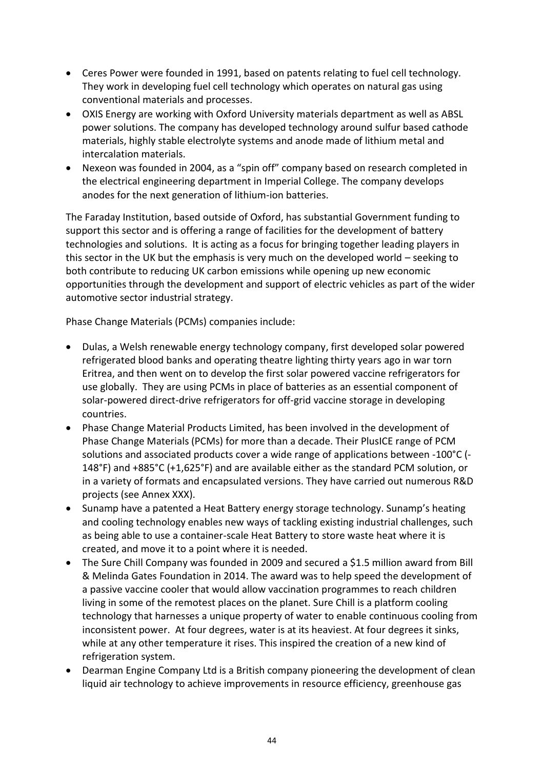- Ceres Power were founded in 1991, based on patents relating to fuel cell technology. They work in developing fuel cell technology which operates on natural gas using conventional materials and processes.
- OXIS Energy are working with Oxford University materials department as well as ABSL power solutions. The company has developed technology around sulfur based cathode materials, highly stable electrolyte systems and anode made of lithium metal and intercalation materials.
- Nexeon was founded in 2004, as a "spin off" company based on research completed in the electrical engineering department in Imperial College. The company develops anodes for the next generation of lithium-ion batteries.

The Faraday Institution, based outside of Oxford, has substantial Government funding to support this sector and is offering a range of facilities for the development of battery technologies and solutions. It is acting as a focus for bringing together leading players in this sector in the UK but the emphasis is very much on the developed world – seeking to both contribute to reducing UK carbon emissions while opening up new economic opportunities through the development and support of electric vehicles as part of the wider automotive sector industrial strategy.

Phase Change Materials (PCMs) companies include:

- Dulas, a Welsh renewable energy technology company, first developed solar powered refrigerated blood banks and operating theatre lighting thirty years ago in war torn Eritrea, and then went on to develop the first solar powered vaccine refrigerators for use globally. They are using PCMs in place of batteries as an essential component of solar-powered direct-drive refrigerators for off-grid vaccine storage in developing countries.
- Phase Change Material Products Limited, has been involved in the development of Phase Change Materials (PCMs) for more than a decade. Their PlusICE range of PCM solutions and associated products cover a wide range of applications between -100°C (-148°F) and +885°C (+1,625°F) and are available either as the standard PCM solution, or in a variety of formats and encapsulated versions. They have carried out numerous R&D projects (see Annex XXX).
- Sunamp have a patented a Heat Battery energy storage technology. Sunamp's heating and cooling technology enables new ways of tackling existing industrial challenges, such as being able to use a container-scale Heat Battery to store waste heat where it is created, and move it to a point where it is needed.
- The Sure Chill Company was founded in 2009 and secured a $1.5 million award from Bill & Melinda Gates Foundation in 2014. The award was to help speed the development of a passive vaccine cooler that would allow vaccination programmes to reach children living in some of the remotest places on the planet. Sure Chill is a platform cooling technology that harnesses a unique property of water to enable continuous cooling from inconsistent power. At four degrees, water is at its heaviest. At four degrees it sinks, while at any other temperature it rises. This inspired the creation of a new kind of refrigeration system.
- Dearman Engine Company Ltd is a British company pioneering the development of clean liquid air technology to achieve improvements in resource efficiency, greenhouse gas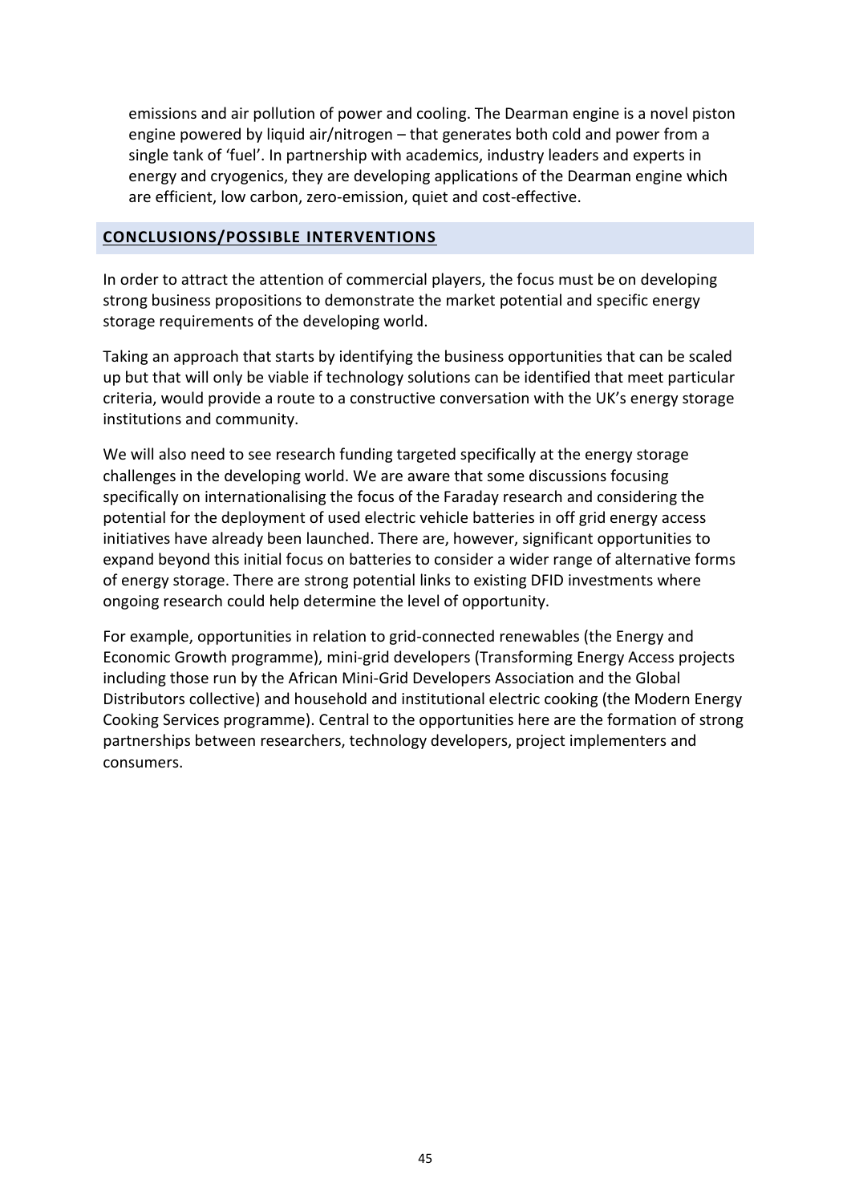emissions and air pollution of power and cooling. The Dearman engine is a novel piston engine powered by liquid air/nitrogen – that generates both cold and power from a single tank of 'fuel'. In partnership with academics, industry leaders and experts in energy and cryogenics, they are developing applications of the Dearman engine which are efficient, low carbon, zero-emission, quiet and cost-effective.

## CONCLUSIONS/POSSIBLE INTERVENTIONS

In order to attract the attention of commercial players, the focus must be on developing strong business propositions to demonstrate the market potential and specific energy storage requirements of the developing world.

Taking an approach that starts by identifying the business opportunities that can be scaled up but that will only be viable if technology solutions can be identified that meet particular criteria, would provide a route to a constructive conversation with the UK's energy storage institutions and community.

We will also need to see research funding targeted specifically at the energy storage challenges in the developing world. We are aware that some discussions focusing specifically on internationalising the focus of the Faraday research and considering the potential for the deployment of used electric vehicle batteries in off grid energy access initiatives have already been launched. There are, however, significant opportunities to expand beyond this initial focus on batteries to consider a wider range of alternative forms of energy storage. There are strong potential links to existing DFID investments where ongoing research could help determine the level of opportunity.

For example, opportunities in relation to grid-connected renewables (the Energy and Economic Growth programme), mini-grid developers (Transforming Energy Access projects including those run by the African Mini-Grid Developers Association and the Global Distributors collective) and household and institutional electric cooking (the Modern Energy Cooking Services programme). Central to the opportunities here are the formation of strong partnerships between researchers, technology developers, project implementers and consumers.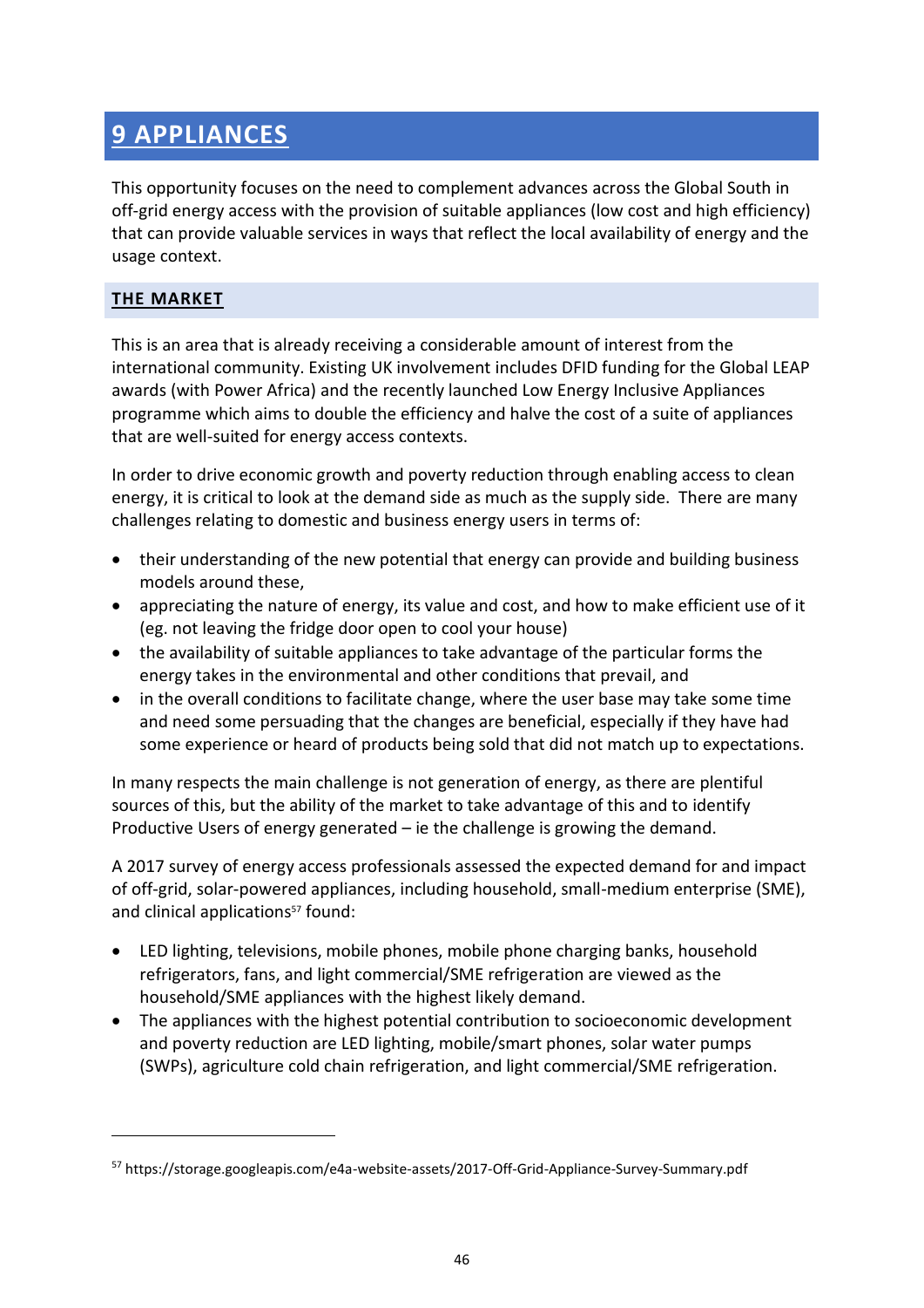# 9 APPLIANCES

This opportunity focuses on the need to complement advances across the Global South in off-grid energy access with the provision of suitable appliances (low cost and high efficiency) that can provide valuable services in ways that reflect the local availability of energy and the usage context.

## THE MARKET

This is an area that is already receiving a considerable amount of interest from the international community. Existing UK involvement includes DFID funding for the Global LEAP awards (with Power Africa) and the recently launched Low Energy Inclusive Appliances programme which aims to double the efficiency and halve the cost of a suite of appliances that are well-suited for energy access contexts.

In order to drive economic growth and poverty reduction through enabling access to clean energy, it is critical to look at the demand side as much as the supply side. There are many challenges relating to domestic and business energy users in terms of:

- their understanding of the new potential that energy can provide and building business models around these,
- appreciating the nature of energy, its value and cost, and how to make efficient use of it (eg. not leaving the fridge door open to cool your house)
- the availability of suitable appliances to take advantage of the particular forms the energy takes in the environmental and other conditions that prevail, and
- in the overall conditions to facilitate change, where the user base may take some time and need some persuading that the changes are beneficial, especially if they have had some experience or heard of products being sold that did not match up to expectations.

In many respects the main challenge is not generation of energy, as there are plentiful sources of this, but the ability of the market to take advantage of this and to identify Productive Users of energy generated – ie the challenge is growing the demand.

A 2017 survey of energy access professionals assessed the expected demand for and impact of off-grid, solar-powered appliances, including household, small-medium enterprise (SME), and clinical applications[57] found:

- LED lighting, televisions, mobile phones, mobile phone charging banks, household refrigerators, fans, and light commercial/SME refrigeration are viewed as the household/SME appliances with the highest likely demand.
- The appliances with the highest potential contribution to socioeconomic development and poverty reduction are LED lighting, mobile/smart phones, solar water pumps (SWPs), agriculture cold chain refrigeration, and light commercial/SME refrigeration.

---

[57] https://storage.googleapis.com/e4a-website-assets/2017-Off-Grid-Appliance-Survey-Summary.pdf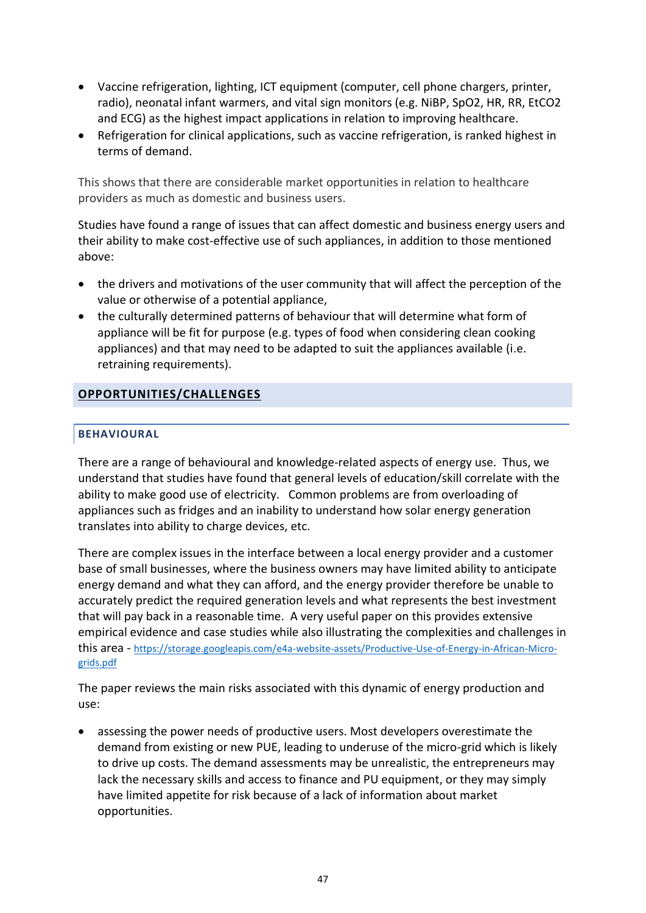- Vaccine refrigeration, lighting, ICT equipment (computer, cell phone chargers, printer, radio), neonatal infant warmers, and vital sign monitors (e.g. NiBP, SpO2, HR, RR, EtCO2 and ECG) as the highest impact applications in relation to improving healthcare.
- Refrigeration for clinical applications, such as vaccine refrigeration, is ranked highest in terms of demand.

This shows that there are considerable market opportunities in relation to healthcare providers as much as domestic and business users.

Studies have found a range of issues that can affect domestic and business energy users and their ability to make cost-effective use of such appliances, in addition to those mentioned above:

- the drivers and motivations of the user community that will affect the perception of the value or otherwise of a potential appliance,
- the culturally determined patterns of behaviour that will determine what form of appliance will be fit for purpose (e.g. types of food when considering clean cooking appliances) and that may need to be adapted to suit the appliances available (i.e. retraining requirements).

## OPPORTUNITIES/CHALLENGES

### BEHAVIOURAL

There are a range of behavioural and knowledge-related aspects of energy use. Thus, we understand that studies have found that general levels of education/skill correlate with the ability to make good use of electricity. Common problems are from overloading of appliances such as fridges and an inability to understand how solar energy generation translates into ability to charge devices, etc.

There are complex issues in the interface between a local energy provider and a customer base of small businesses, where the business owners may have limited ability to anticipate energy demand and what they can afford, and the energy provider therefore be unable to accurately predict the required generation levels and what represents the best investment that will pay back in a reasonable time. A very useful paper on this provides extensive empirical evidence and case studies while also illustrating the complexities and challenges in this area - https://storage.googleapis.com/e4a-website-assets/Productive-Use-of-Energy-in-African-Micro-grids.pdf

The paper reviews the main risks associated with this dynamic of energy production and use:

- assessing the power needs of productive users. Most developers overestimate the demand from existing or new PUE, leading to underuse of the micro-grid which is likely to drive up costs. The demand assessments may be unrealistic, the entrepreneurs may lack the necessary skills and access to finance and PU equipment, or they may simply have limited appetite for risk because of a lack of information about market opportunities.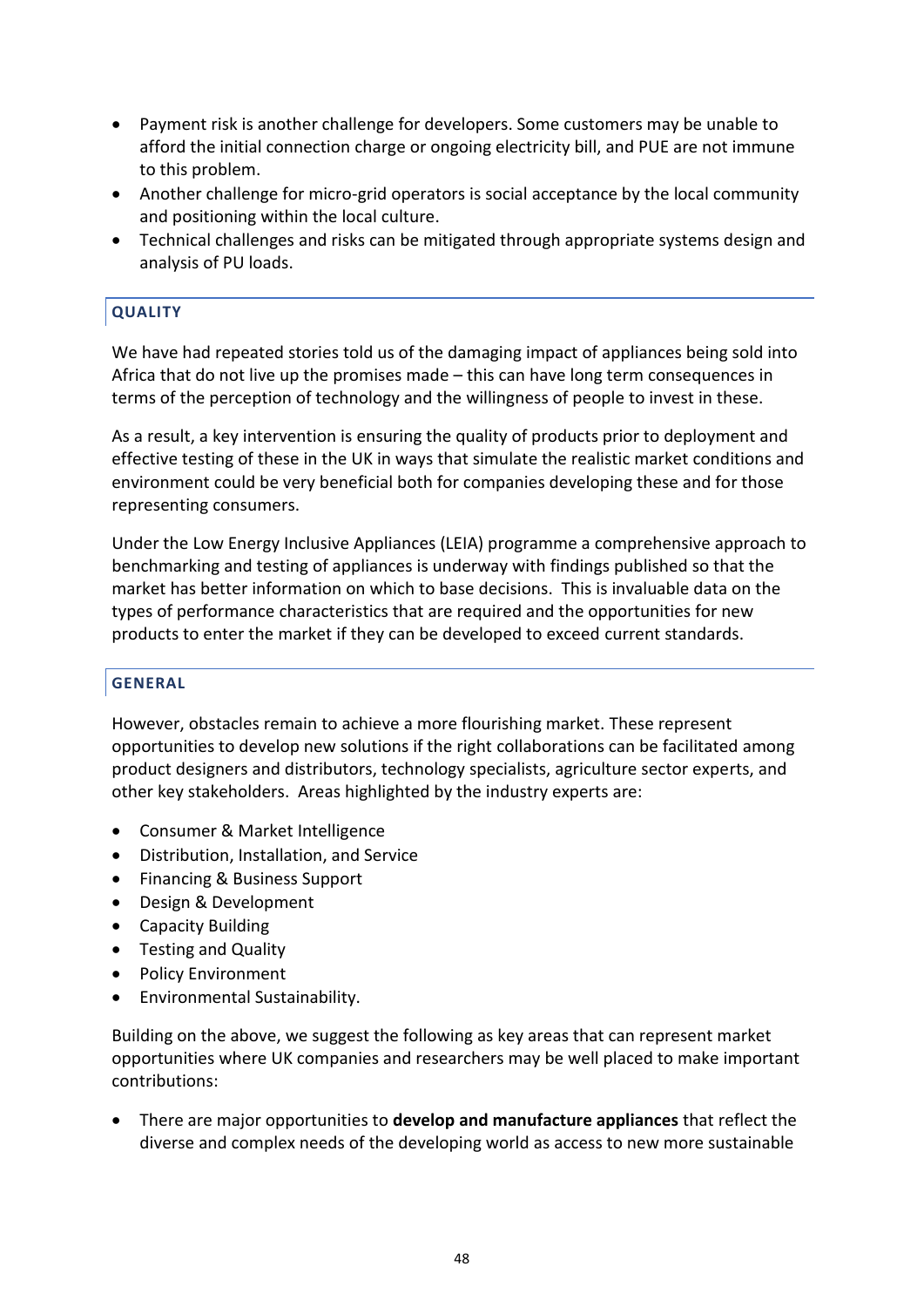- Payment risk is another challenge for developers. Some customers may be unable to afford the initial connection charge or ongoing electricity bill, and PUE are not immune to this problem.
- Another challenge for micro-grid operators is social acceptance by the local community and positioning within the local culture.
- Technical challenges and risks can be mitigated through appropriate systems design and analysis of PU loads.

### QUALITY

We have had repeated stories told us of the damaging impact of appliances being sold into Africa that do not live up the promises made – this can have long term consequences in terms of the perception of technology and the willingness of people to invest in these.

As a result, a key intervention is ensuring the quality of products prior to deployment and effective testing of these in the UK in ways that simulate the realistic market conditions and environment could be very beneficial both for companies developing these and for those representing consumers.

Under the Low Energy Inclusive Appliances (LEIA) programme a comprehensive approach to benchmarking and testing of appliances is underway with findings published so that the market has better information on which to base decisions. This is invaluable data on the types of performance characteristics that are required and the opportunities for new products to enter the market if they can be developed to exceed current standards.

### GENERAL

However, obstacles remain to achieve a more flourishing market. These represent opportunities to develop new solutions if the right collaborations can be facilitated among product designers and distributors, technology specialists, agriculture sector experts, and other key stakeholders. Areas highlighted by the industry experts are:

- Consumer & Market Intelligence
- Distribution, Installation, and Service
- Financing & Business Support
- Design & Development
- Capacity Building
- Testing and Quality
- Policy Environment
- Environmental Sustainability.

Building on the above, we suggest the following as key areas that can represent market opportunities where UK companies and researchers may be well placed to make important contributions:

- There are major opportunities to **develop and manufacture appliances** that reflect the diverse and complex needs of the developing world as access to new more sustainable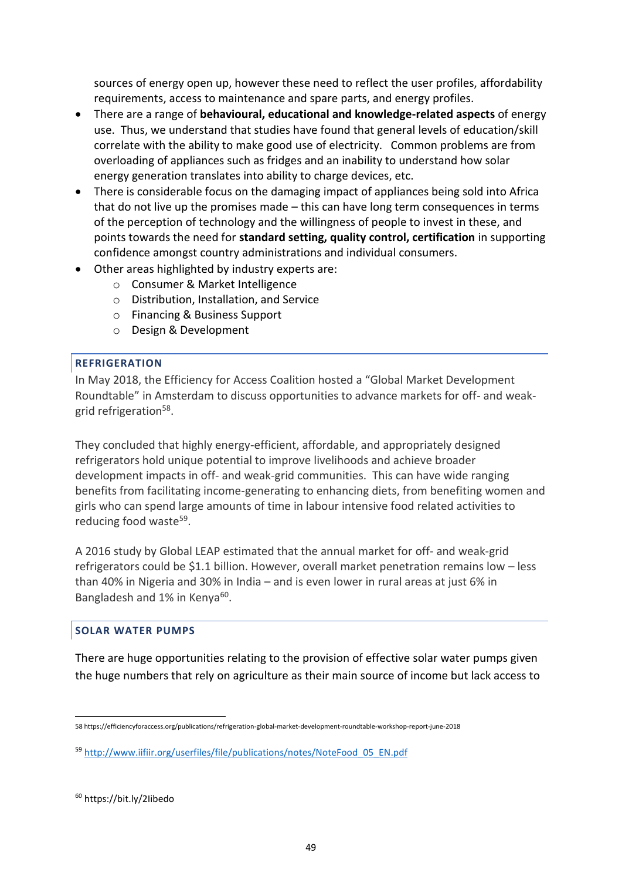sources of energy open up, however these need to reflect the user profiles, affordability requirements, access to maintenance and spare parts, and energy profiles.

- There are a range of **behavioural, educational and knowledge-related aspects** of energy use. Thus, we understand that studies have found that general levels of education/skill correlate with the ability to make good use of electricity. Common problems are from overloading of appliances such as fridges and an inability to understand how solar energy generation translates into ability to charge devices, etc.
- There is considerable focus on the damaging impact of appliances being sold into Africa that do not live up the promises made – this can have long term consequences in terms of the perception of technology and the willingness of people to invest in these, and points towards the need for **standard setting, quality control, certification** in supporting confidence amongst country administrations and individual consumers.
- Other areas highlighted by industry experts are:
  - Consumer & Market Intelligence
  - Distribution, Installation, and Service
  - Financing & Business Support
  - Design & Development

## REFRIGERATION

In May 2018, the Efficiency for Access Coalition hosted a "Global Market Development Roundtable" in Amsterdam to discuss opportunities to advance markets for off- and weak-grid refrigeration[58].

They concluded that highly energy-efficient, affordable, and appropriately designed refrigerators hold unique potential to improve livelihoods and achieve broader development impacts in off- and weak-grid communities. This can have wide ranging benefits from facilitating income-generating to enhancing diets, from benefiting women and girls who can spend large amounts of time in labour intensive food related activities to reducing food waste[59].

A 2016 study by Global LEAP estimated that the annual market for off- and weak-grid refrigerators could be $1.1 billion. However, overall market penetration remains low – less than 40% in Nigeria and 30% in India – and is even lower in rural areas at just 6% in Bangladesh and 1% in Kenya[60].

## SOLAR WATER PUMPS

There are huge opportunities relating to the provision of effective solar water pumps given the huge numbers that rely on agriculture as their main source of income but lack access to

---

58 https://efficiencyforaccess.org/publications/refrigeration-global-market-development-roundtable-workshop-report-june-2018

59 http://www.iifiir.org/userfiles/file/publications/notes/NoteFood_05_EN.pdf

60 https://bit.ly/2Iibedo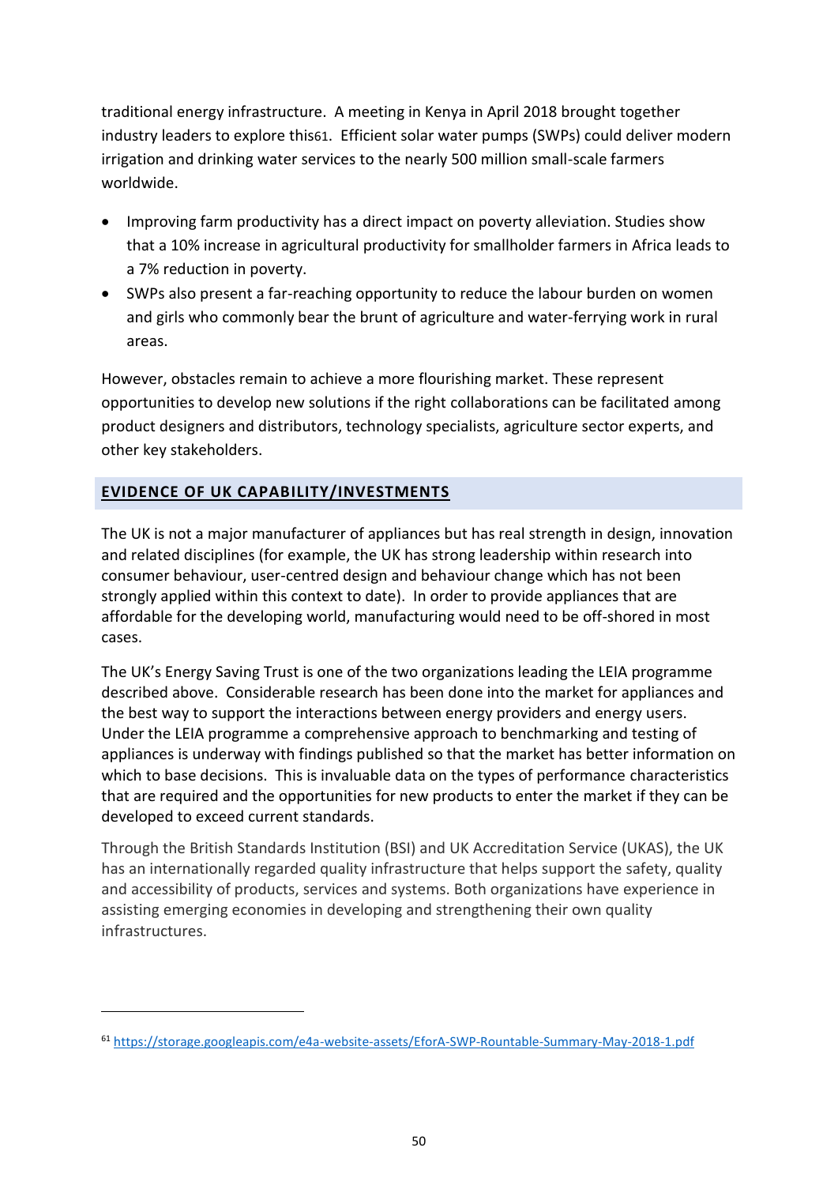traditional energy infrastructure. A meeting in Kenya in April 2018 brought together industry leaders to explore this[61]. Efficient solar water pumps (SWPs) could deliver modern irrigation and drinking water services to the nearly 500 million small-scale farmers worldwide.

- Improving farm productivity has a direct impact on poverty alleviation. Studies show that a 10% increase in agricultural productivity for smallholder farmers in Africa leads to a 7% reduction in poverty.
- SWPs also present a far-reaching opportunity to reduce the labour burden on women and girls who commonly bear the brunt of agriculture and water-ferrying work in rural areas.

However, obstacles remain to achieve a more flourishing market. These represent opportunities to develop new solutions if the right collaborations can be facilitated among product designers and distributors, technology specialists, agriculture sector experts, and other key stakeholders.

## EVIDENCE OF UK CAPABILITY/INVESTMENTS

The UK is not a major manufacturer of appliances but has real strength in design, innovation and related disciplines (for example, the UK has strong leadership within research into consumer behaviour, user-centred design and behaviour change which has not been strongly applied within this context to date). In order to provide appliances that are affordable for the developing world, manufacturing would need to be off-shored in most cases.

The UK's Energy Saving Trust is one of the two organizations leading the LEIA programme described above. Considerable research has been done into the market for appliances and the best way to support the interactions between energy providers and energy users. Under the LEIA programme a comprehensive approach to benchmarking and testing of appliances is underway with findings published so that the market has better information on which to base decisions. This is invaluable data on the types of performance characteristics that are required and the opportunities for new products to enter the market if they can be developed to exceed current standards.

Through the British Standards Institution (BSI) and UK Accreditation Service (UKAS), the UK has an internationally regarded quality infrastructure that helps support the safety, quality and accessibility of products, services and systems. Both organizations have experience in assisting emerging economies in developing and strengthening their own quality infrastructures.

---

[61] https://storage.googleapis.com/e4a-website-assets/EforA-SWP-Rountable-Summary-May-2018-1.pdf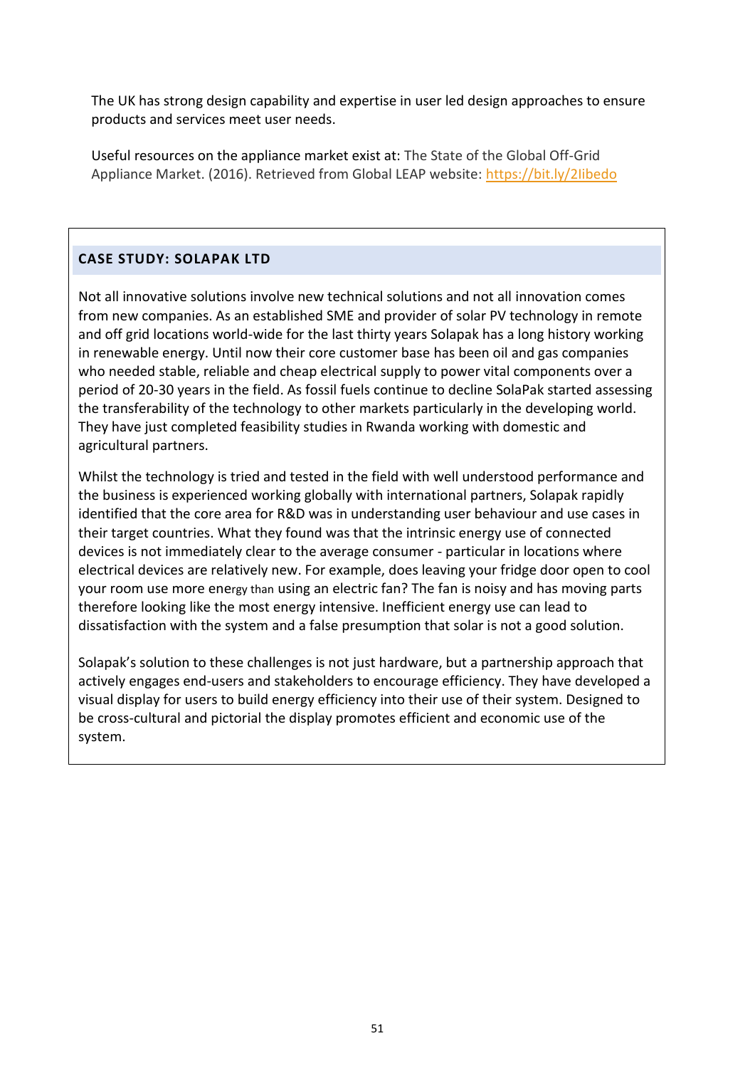The UK has strong design capability and expertise in user led design approaches to ensure products and services meet user needs.

Useful resources on the appliance market exist at: The State of the Global Off-Grid Appliance Market. (2016). Retrieved from Global LEAP website: https://bit.ly/2Iibedo

## CASE STUDY: SOLAPAK LTD

Not all innovative solutions involve new technical solutions and not all innovation comes from new companies. As an established SME and provider of solar PV technology in remote and off grid locations world-wide for the last thirty years Solapak has a long history working in renewable energy. Until now their core customer base has been oil and gas companies who needed stable, reliable and cheap electrical supply to power vital components over a period of 20-30 years in the field. As fossil fuels continue to decline SolaPak started assessing the transferability of the technology to other markets particularly in the developing world. They have just completed feasibility studies in Rwanda working with domestic and agricultural partners.

Whilst the technology is tried and tested in the field with well understood performance and the business is experienced working globally with international partners, Solapak rapidly identified that the core area for R&D was in understanding user behaviour and use cases in their target countries. What they found was that the intrinsic energy use of connected devices is not immediately clear to the average consumer - particular in locations where electrical devices are relatively new. For example, does leaving your fridge door open to cool your room use more energy than using an electric fan? The fan is noisy and has moving parts therefore looking like the most energy intensive. Inefficient energy use can lead to dissatisfaction with the system and a false presumption that solar is not a good solution.

Solapak's solution to these challenges is not just hardware, but a partnership approach that actively engages end-users and stakeholders to encourage efficiency. They have developed a visual display for users to build energy efficiency into their use of their system. Designed to be cross-cultural and pictorial the display promotes efficient and economic use of the system.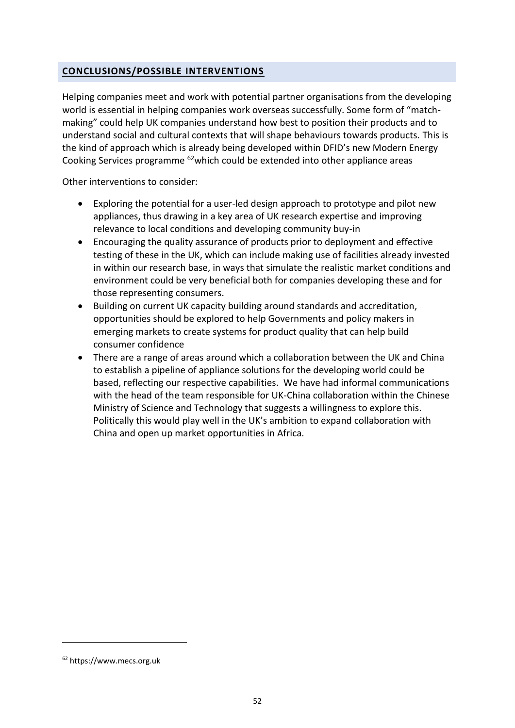## CONCLUSIONS/POSSIBLE INTERVENTIONS

Helping companies meet and work with potential partner organisations from the developing world is essential in helping companies work overseas successfully. Some form of "match-making" could help UK companies understand how best to position their products and to understand social and cultural contexts that will shape behaviours towards products. This is the kind of approach which is already being developed within DFID's new Modern Energy Cooking Services programme [62]which could be extended into other appliance areas

Other interventions to consider:

- Exploring the potential for a user-led design approach to prototype and pilot new appliances, thus drawing in a key area of UK research expertise and improving relevance to local conditions and developing community buy-in
- Encouraging the quality assurance of products prior to deployment and effective testing of these in the UK, which can include making use of facilities already invested in within our research base, in ways that simulate the realistic market conditions and environment could be very beneficial both for companies developing these and for those representing consumers.
- Building on current UK capacity building around standards and accreditation, opportunities should be explored to help Governments and policy makers in emerging markets to create systems for product quality that can help build consumer confidence
- There are a range of areas around which a collaboration between the UK and China to establish a pipeline of appliance solutions for the developing world could be based, reflecting our respective capabilities. We have had informal communications with the head of the team responsible for UK-China collaboration within the Chinese Ministry of Science and Technology that suggests a willingness to explore this. Politically this would play well in the UK's ambition to expand collaboration with China and open up market opportunities in Africa.

---

[62] https://www.mecs.org.uk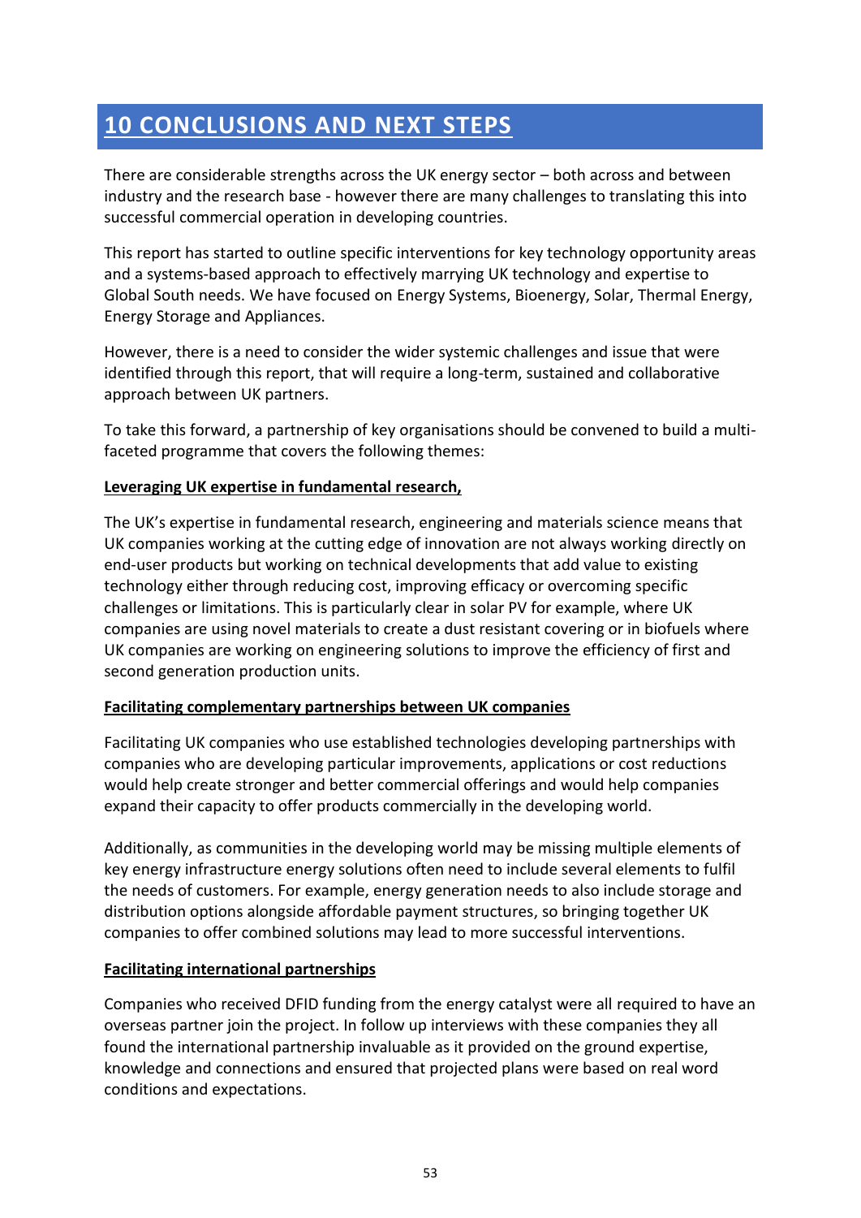# 10 CONCLUSIONS AND NEXT STEPS

There are considerable strengths across the UK energy sector – both across and between industry and the research base - however there are many challenges to translating this into successful commercial operation in developing countries.

This report has started to outline specific interventions for key technology opportunity areas and a systems-based approach to effectively marrying UK technology and expertise to Global South needs. We have focused on Energy Systems, Bioenergy, Solar, Thermal Energy, Energy Storage and Appliances.

However, there is a need to consider the wider systemic challenges and issue that were identified through this report, that will require a long-term, sustained and collaborative approach between UK partners.

To take this forward, a partnership of key organisations should be convened to build a multi-faceted programme that covers the following themes:

**Leveraging UK expertise in fundamental research,**

The UK's expertise in fundamental research, engineering and materials science means that UK companies working at the cutting edge of innovation are not always working directly on end-user products but working on technical developments that add value to existing technology either through reducing cost, improving efficacy or overcoming specific challenges or limitations. This is particularly clear in solar PV for example, where UK companies are using novel materials to create a dust resistant covering or in biofuels where UK companies are working on engineering solutions to improve the efficiency of first and second generation production units.

**Facilitating complementary partnerships between UK companies**

Facilitating UK companies who use established technologies developing partnerships with companies who are developing particular improvements, applications or cost reductions would help create stronger and better commercial offerings and would help companies expand their capacity to offer products commercially in the developing world.

Additionally, as communities in the developing world may be missing multiple elements of key energy infrastructure energy solutions often need to include several elements to fulfil the needs of customers. For example, energy generation needs to also include storage and distribution options alongside affordable payment structures, so bringing together UK companies to offer combined solutions may lead to more successful interventions.

**Facilitating international partnerships**

Companies who received DFID funding from the energy catalyst were all required to have an overseas partner join the project. In follow up interviews with these companies they all found the international partnership invaluable as it provided on the ground expertise, knowledge and connections and ensured that projected plans were based on real word conditions and expectations.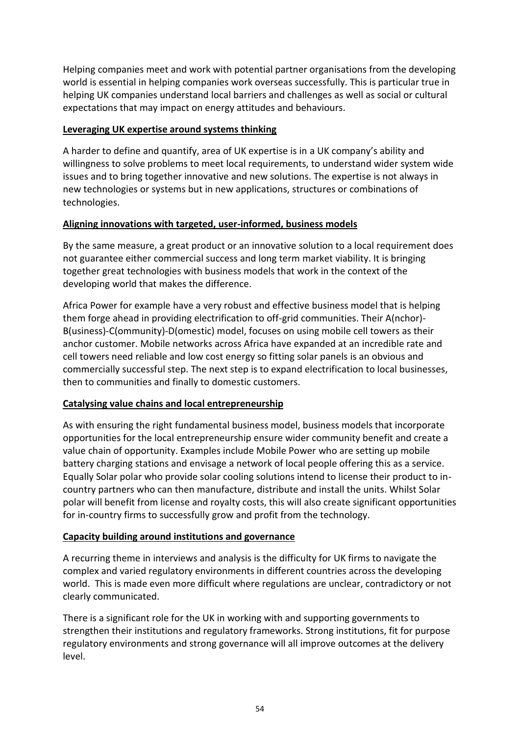Helping companies meet and work with potential partner organisations from the developing world is essential in helping companies work overseas successfully. This is particular true in helping UK companies understand local barriers and challenges as well as social or cultural expectations that may impact on energy attitudes and behaviours.

**Leveraging UK expertise around systems thinking**

A harder to define and quantify, area of UK expertise is in a UK company's ability and willingness to solve problems to meet local requirements, to understand wider system wide issues and to bring together innovative and new solutions. The expertise is not always in new technologies or systems but in new applications, structures or combinations of technologies.

**Aligning innovations with targeted, user-informed, business models**

By the same measure, a great product or an innovative solution to a local requirement does not guarantee either commercial success and long term market viability. It is bringing together great technologies with business models that work in the context of the developing world that makes the difference.

Africa Power for example have a very robust and effective business model that is helping them forge ahead in providing electrification to off-grid communities. Their A(nchor)-B(usiness)-C(ommunity)-D(omestic) model, focuses on using mobile cell towers as their anchor customer. Mobile networks across Africa have expanded at an incredible rate and cell towers need reliable and low cost energy so fitting solar panels is an obvious and commercially successful step. The next step is to expand electrification to local businesses, then to communities and finally to domestic customers.

**Catalysing value chains and local entrepreneurship**

As with ensuring the right fundamental business model, business models that incorporate opportunities for the local entrepreneurship ensure wider community benefit and create a value chain of opportunity. Examples include Mobile Power who are setting up mobile battery charging stations and envisage a network of local people offering this as a service. Equally Solar polar who provide solar cooling solutions intend to license their product to in-country partners who can then manufacture, distribute and install the units. Whilst Solar polar will benefit from license and royalty costs, this will also create significant opportunities for in-country firms to successfully grow and profit from the technology.

**Capacity building around institutions and governance**

A recurring theme in interviews and analysis is the difficulty for UK firms to navigate the complex and varied regulatory environments in different countries across the developing world. This is made even more difficult where regulations are unclear, contradictory or not clearly communicated.

There is a significant role for the UK in working with and supporting governments to strengthen their institutions and regulatory frameworks. Strong institutions, fit for purpose regulatory environments and strong governance will all improve outcomes at the delivery level.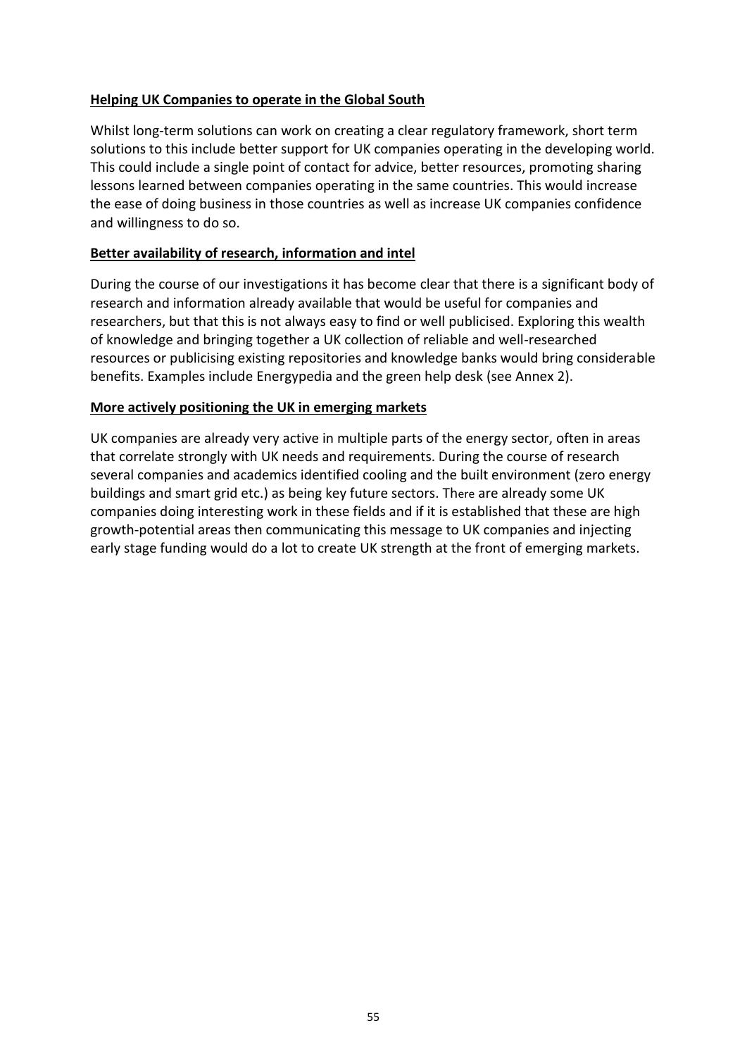**Helping UK Companies to operate in the Global South**

Whilst long-term solutions can work on creating a clear regulatory framework, short term solutions to this include better support for UK companies operating in the developing world. This could include a single point of contact for advice, better resources, promoting sharing lessons learned between companies operating in the same countries. This would increase the ease of doing business in those countries as well as increase UK companies confidence and willingness to do so.

**Better availability of research, information and intel**

During the course of our investigations it has become clear that there is a significant body of research and information already available that would be useful for companies and researchers, but that this is not always easy to find or well publicised. Exploring this wealth of knowledge and bringing together a UK collection of reliable and well-researched resources or publicising existing repositories and knowledge banks would bring considerable benefits. Examples include Energypedia and the green help desk (see Annex 2).

**More actively positioning the UK in emerging markets**

UK companies are already very active in multiple parts of the energy sector, often in areas that correlate strongly with UK needs and requirements. During the course of research several companies and academics identified cooling and the built environment (zero energy buildings and smart grid etc.) as being key future sectors. There are already some UK companies doing interesting work in these fields and if it is established that these are high growth-potential areas then communicating this message to UK companies and injecting early stage funding would do a lot to create UK strength at the front of emerging markets.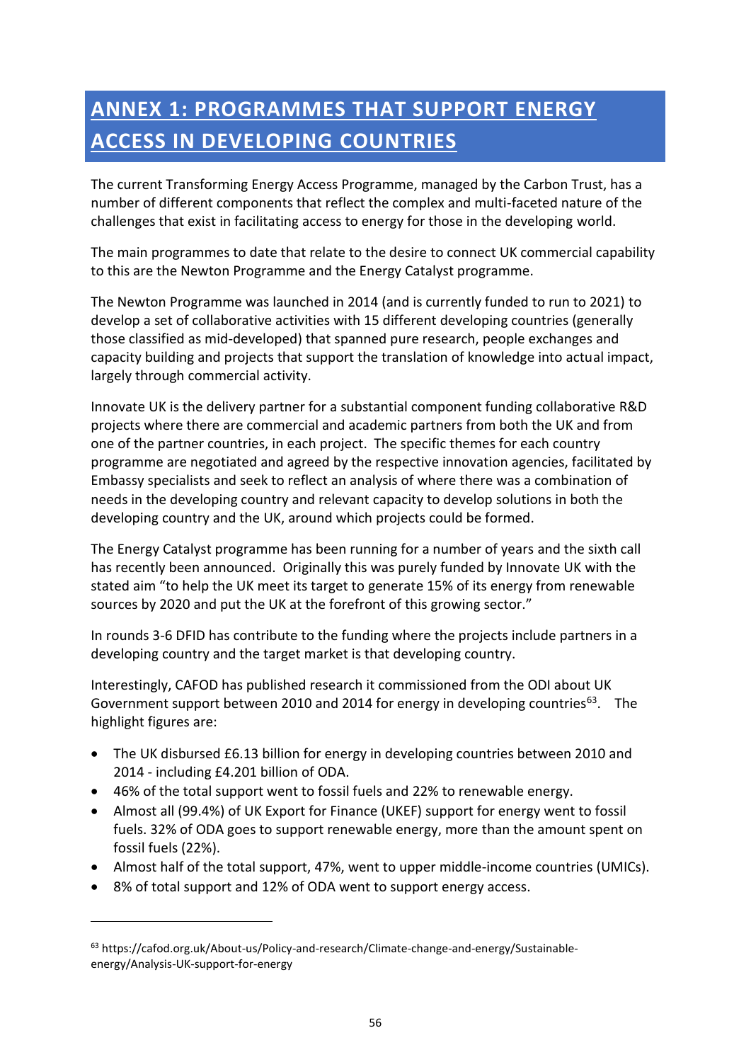# ANNEX 1: PROGRAMMES THAT SUPPORT ENERGY ACCESS IN DEVELOPING COUNTRIES

The current Transforming Energy Access Programme, managed by the Carbon Trust, has a number of different components that reflect the complex and multi-faceted nature of the challenges that exist in facilitating access to energy for those in the developing world.

The main programmes to date that relate to the desire to connect UK commercial capability to this are the Newton Programme and the Energy Catalyst programme.

The Newton Programme was launched in 2014 (and is currently funded to run to 2021) to develop a set of collaborative activities with 15 different developing countries (generally those classified as mid-developed) that spanned pure research, people exchanges and capacity building and projects that support the translation of knowledge into actual impact, largely through commercial activity.

Innovate UK is the delivery partner for a substantial component funding collaborative R&D projects where there are commercial and academic partners from both the UK and from one of the partner countries, in each project. The specific themes for each country programme are negotiated and agreed by the respective innovation agencies, facilitated by Embassy specialists and seek to reflect an analysis of where there was a combination of needs in the developing country and relevant capacity to develop solutions in both the developing country and the UK, around which projects could be formed.

The Energy Catalyst programme has been running for a number of years and the sixth call has recently been announced. Originally this was purely funded by Innovate UK with the stated aim "to help the UK meet its target to generate 15% of its energy from renewable sources by 2020 and put the UK at the forefront of this growing sector."

In rounds 3-6 DFID has contribute to the funding where the projects include partners in a developing country and the target market is that developing country.

Interestingly, CAFOD has published research it commissioned from the ODI about UK Government support between 2010 and 2014 for energy in developing countries[63]. The highlight figures are:

- The UK disbursed £6.13 billion for energy in developing countries between 2010 and 2014 - including £4.201 billion of ODA.
- 46% of the total support went to fossil fuels and 22% to renewable energy.
- Almost all (99.4%) of UK Export for Finance (UKEF) support for energy went to fossil fuels. 32% of ODA goes to support renewable energy, more than the amount spent on fossil fuels (22%).
- Almost half of the total support, 47%, went to upper middle-income countries (UMICs).
- 8% of total support and 12% of ODA went to support energy access.

---

[63] https://cafod.org.uk/About-us/Policy-and-research/Climate-change-and-energy/Sustainable-energy/Analysis-UK-support-for-energy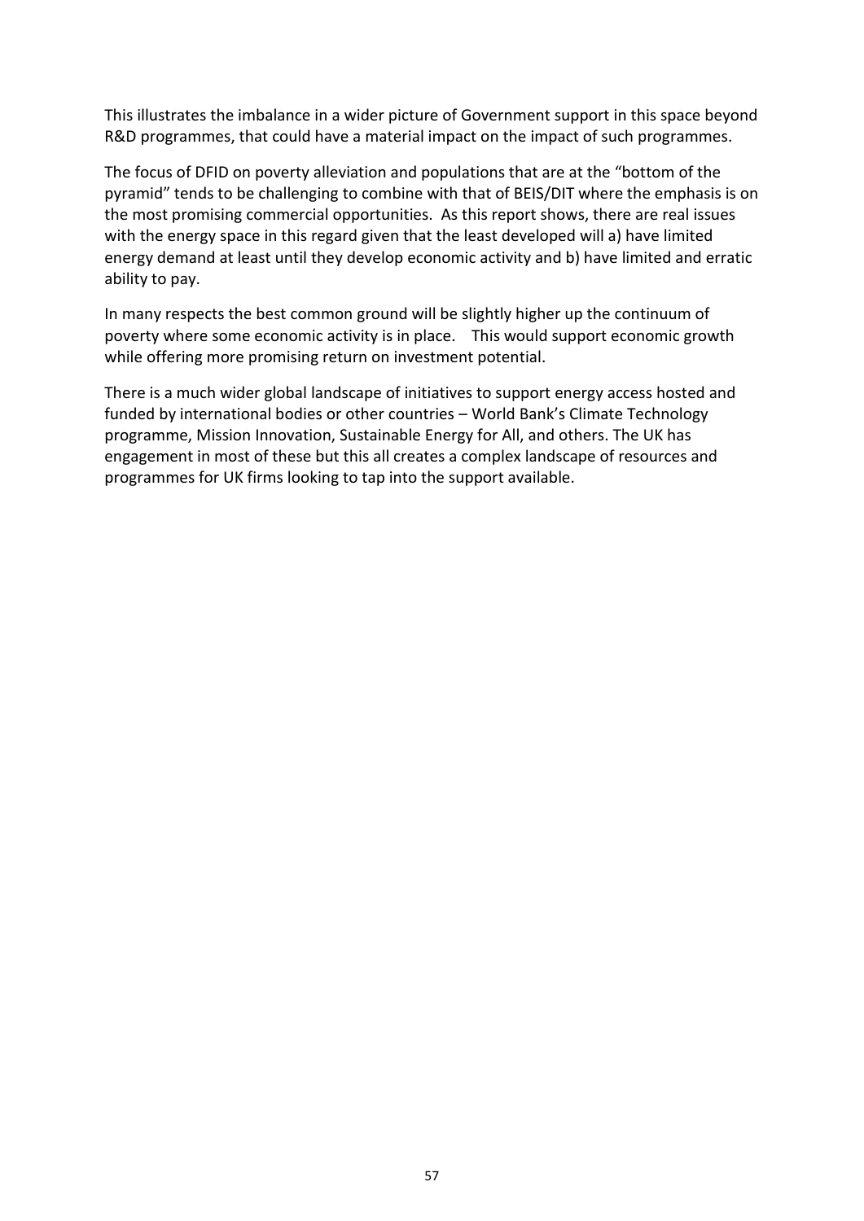This illustrates the imbalance in a wider picture of Government support in this space beyond R&D programmes, that could have a material impact on the impact of such programmes.

The focus of DFID on poverty alleviation and populations that are at the "bottom of the pyramid" tends to be challenging to combine with that of BEIS/DIT where the emphasis is on the most promising commercial opportunities. As this report shows, there are real issues with the energy space in this regard given that the least developed will a) have limited energy demand at least until they develop economic activity and b) have limited and erratic ability to pay.

In many respects the best common ground will be slightly higher up the continuum of poverty where some economic activity is in place. This would support economic growth while offering more promising return on investment potential.

There is a much wider global landscape of initiatives to support energy access hosted and funded by international bodies or other countries – World Bank's Climate Technology programme, Mission Innovation, Sustainable Energy for All, and others. The UK has engagement in most of these but this all creates a complex landscape of resources and programmes for UK firms looking to tap into the support available.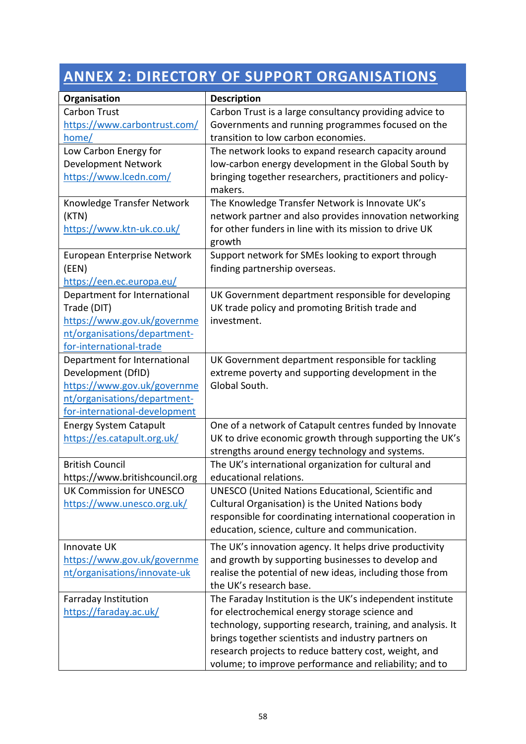## ANNEX 2: DIRECTORY OF SUPPORT ORGANISATIONS

| Organisation | Description |
|---|---|
| Carbon Trust https://www.carbontrust.com/home/ | Carbon Trust is a large consultancy providing advice to Governments and running programmes focused on the transition to low carbon economies. |
| Low Carbon Energy for Development Network https://www.lcedn.com/ | The network looks to expand research capacity around low-carbon energy development in the Global South by bringing together researchers, practitioners and policy-makers. |
| Knowledge Transfer Network (KTN) https://www.ktn-uk.co.uk/ | The Knowledge Transfer Network is Innovate UK's network partner and also provides innovation networking for other funders in line with its mission to drive UK growth |
| European Enterprise Network (EEN) https://een.ec.europa.eu/ | Support network for SMEs looking to export through finding partnership overseas. |
| Department for International Trade (DIT) https://www.gov.uk/government/organisations/department-for-international-trade | UK Government department responsible for developing UK trade policy and promoting British trade and investment. |
| Department for International Development (DfID) https://www.gov.uk/government/organisations/department-for-international-development | UK Government department responsible for tackling extreme poverty and supporting development in the Global South. |
| Energy System Catapult https://es.catapult.org.uk/ | One of a network of Catapult centres funded by Innovate UK to drive economic growth through supporting the UK's strengths around energy technology and systems. |
| British Council https://www.britishcouncil.org | The UK's international organization for cultural and educational relations. |
| UK Commission for UNESCO https://www.unesco.org.uk/ | UNESCO (United Nations Educational, Scientific and Cultural Organisation) is the United Nations body responsible for coordinating international cooperation in education, science, culture and communication. |
| Innovate UK https://www.gov.uk/government/organisations/innovate-uk | The UK's innovation agency. It helps drive productivity and growth by supporting businesses to develop and realise the potential of new ideas, including those from the UK's research base. |
| Farraday Institution https://faraday.ac.uk/ | The Faraday Institution is the UK's independent institute for electrochemical energy storage science and technology, supporting research, training, and analysis. It brings together scientists and industry partners on research projects to reduce battery cost, weight, and volume; to improve performance and reliability; and to |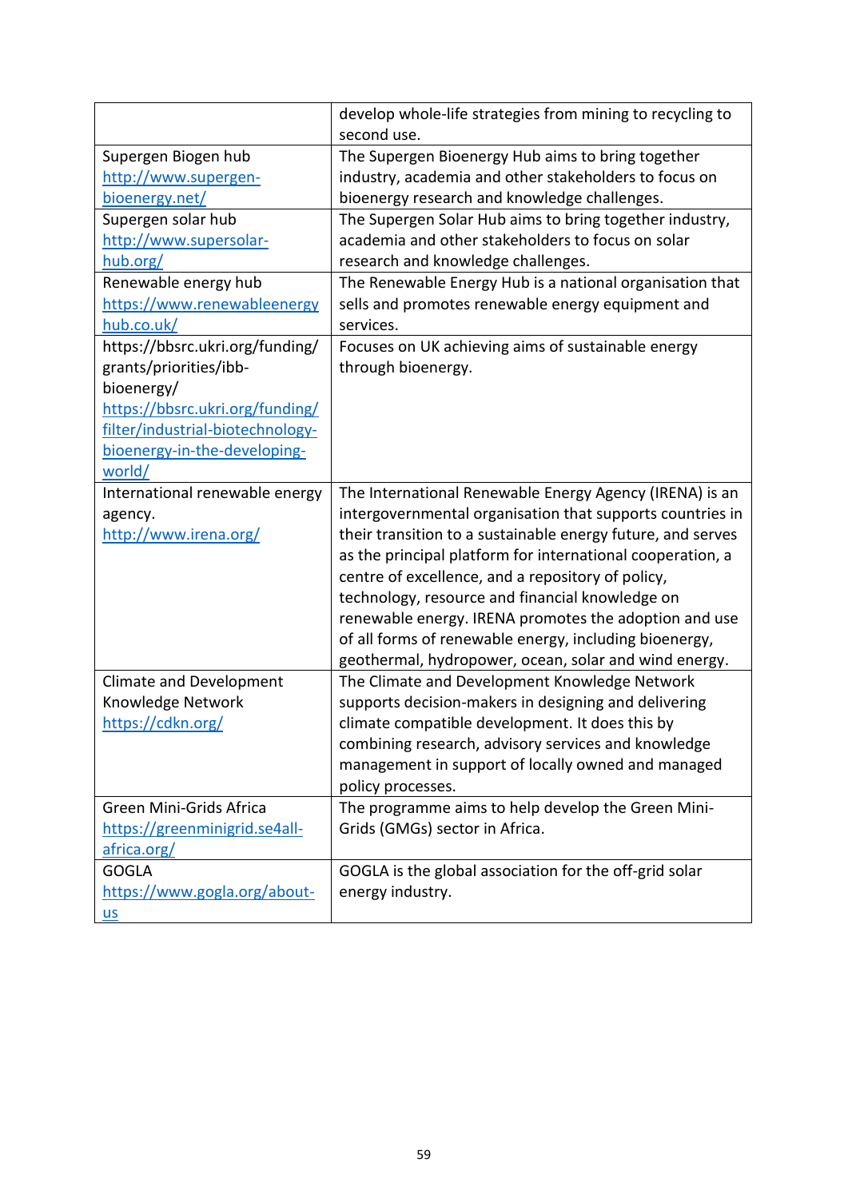| | |
|---|---|
| | develop whole-life strategies from mining to recycling to second use. |
| Supergen Biogen hub http://www.supergen-bioenergy.net/ | The Supergen Bioenergy Hub aims to bring together industry, academia and other stakeholders to focus on bioenergy research and knowledge challenges. |
| Supergen solar hub http://www.supersolar-hub.org/ | The Supergen Solar Hub aims to bring together industry, academia and other stakeholders to focus on solar research and knowledge challenges. |
| Renewable energy hub https://www.renewableenergyhub.co.uk/ | The Renewable Energy Hub is a national organisation that sells and promotes renewable energy equipment and services. |
| https://bbsrc.ukri.org/funding/grants/priorities/ibb-bioenergy/ https://bbsrc.ukri.org/funding/filter/industrial-biotechnology-bioenergy-in-the-developing-world/ | Focuses on UK achieving aims of sustainable energy through bioenergy. |
| International renewable energy agency. http://www.irena.org/ | The International Renewable Energy Agency (IRENA) is an intergovernmental organisation that supports countries in their transition to a sustainable energy future, and serves as the principal platform for international cooperation, a centre of excellence, and a repository of policy, technology, resource and financial knowledge on renewable energy. IRENA promotes the adoption and use of all forms of renewable energy, including bioenergy, geothermal, hydropower, ocean, solar and wind energy. |
| Climate and Development Knowledge Network https://cdkn.org/ | The Climate and Development Knowledge Network supports decision-makers in designing and delivering climate compatible development. It does this by combining research, advisory services and knowledge management in support of locally owned and managed policy processes. |
| Green Mini-Grids Africa https://greenminigrid.se4all-africa.org/ | The programme aims to help develop the Green Mini-Grids (GMGs) sector in Africa. |
| GOGLA https://www.gogla.org/about-us | GOGLA is the global association for the off-grid solar energy industry. |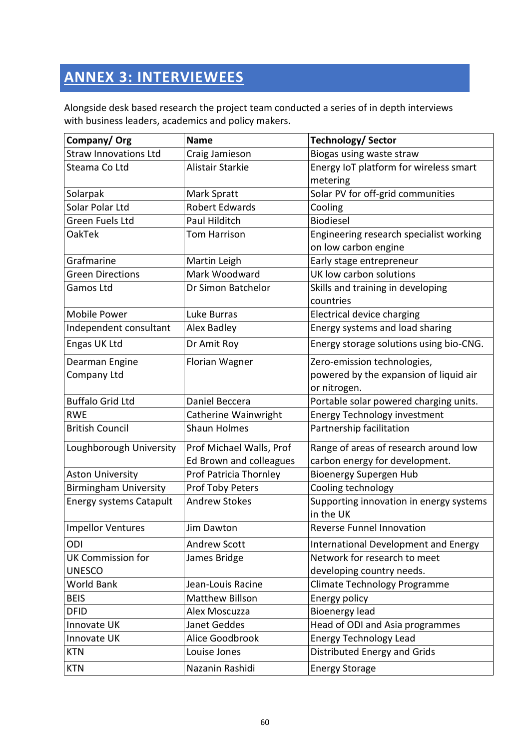## ANNEX 3: INTERVIEWEES

Alongside desk based research the project team conducted a series of in depth interviews with business leaders, academics and policy makers.

| Company/ Org | Name | Technology/ Sector |
|---|---|---|
| Straw Innovations Ltd | Craig Jamieson | Biogas using waste straw |
| Steama Co Ltd | Alistair Starkie | Energy IoT platform for wireless smart metering |
| Solarpak | Mark Spratt | Solar PV for off-grid communities |
| Solar Polar Ltd | Robert Edwards | Cooling |
| Green Fuels Ltd | Paul Hilditch | Biodiesel |
| OakTek | Tom Harrison | Engineering research specialist working on low carbon engine |
| Grafmarine | Martin Leigh | Early stage entrepreneur |
| Green Directions | Mark Woodward | UK low carbon solutions |
| Gamos Ltd | Dr Simon Batchelor | Skills and training in developing countries |
| Mobile Power | Luke Burras | Electrical device charging |
| Independent consultant | Alex Badley | Energy systems and load sharing |
| Engas UK Ltd | Dr Amit Roy | Energy storage solutions using bio-CNG. |
| Dearman Engine Company Ltd | Florian Wagner | Zero-emission technologies, powered by the expansion of liquid air or nitrogen. |
| Buffalo Grid Ltd | Daniel Beccera | Portable solar powered charging units. |
| RWE | Catherine Wainwright | Energy Technology investment |
| British Council | Shaun Holmes | Partnership facilitation |
| Loughborough University | Prof Michael Walls, Prof Ed Brown and colleagues | Range of areas of research around low carbon energy for development. |
| Aston University | Prof Patricia Thornley | Bioenergy Supergen Hub |
| Birmingham University | Prof Toby Peters | Cooling technology |
| Energy systems Catapult | Andrew Stokes | Supporting innovation in energy systems in the UK |
| Impellor Ventures | Jim Dawton | Reverse Funnel Innovation |
| ODI | Andrew Scott | International Development and Energy |
| UK Commission for UNESCO | James Bridge | Network for research to meet developing country needs. |
| World Bank | Jean-Louis Racine | Climate Technology Programme |
| BEIS | Matthew Billson | Energy policy |
| DFID | Alex Moscuzza | Bioenergy lead |
| Innovate UK | Janet Geddes | Head of ODI and Asia programmes |
| Innovate UK | Alice Goodbrook | Energy Technology Lead |
| KTN | Louise Jones | Distributed Energy and Grids |
| KTN | Nazanin Rashidi | Energy Storage |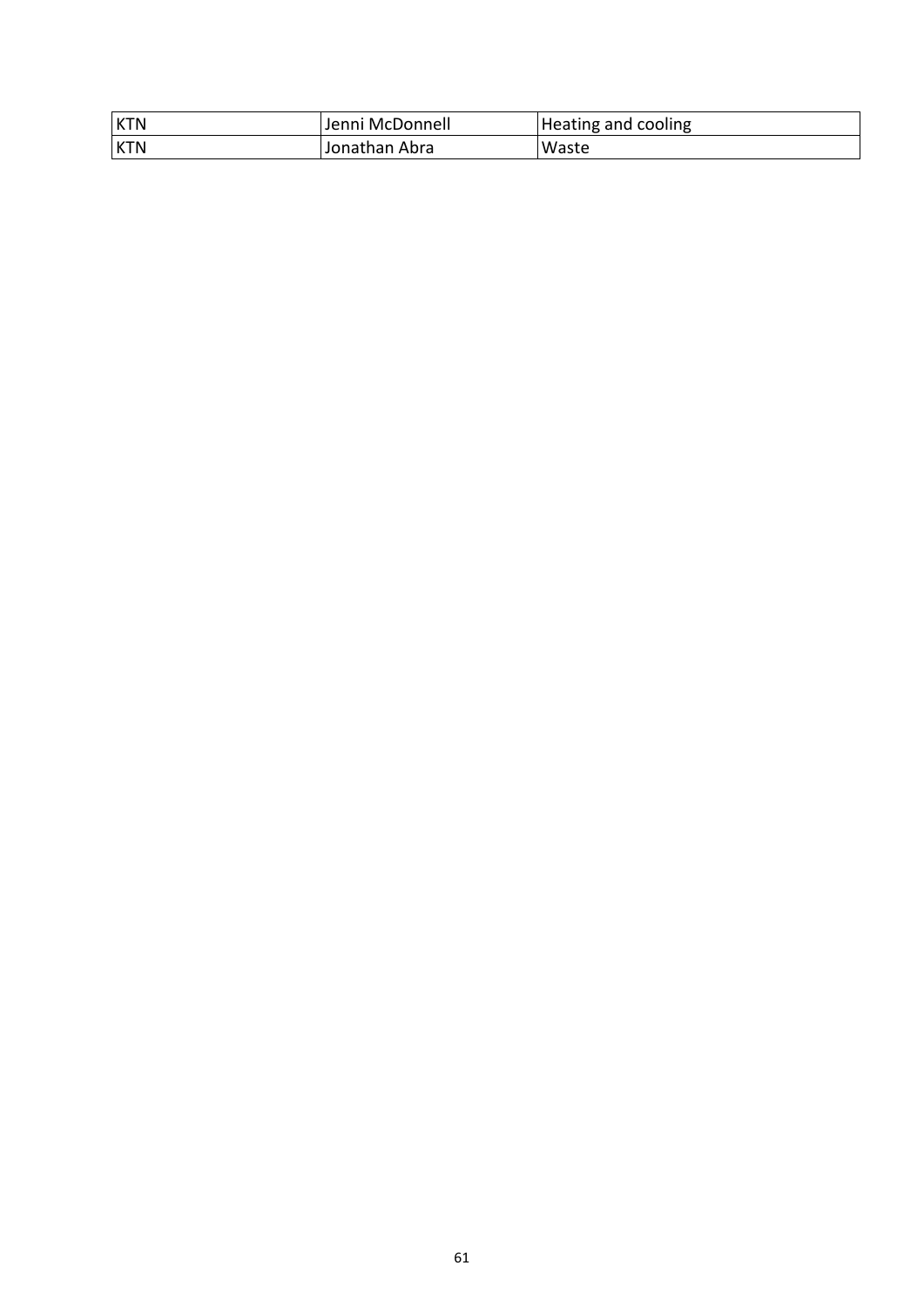| KTN | Jenni McDonnell | Heating and cooling |
|---|---|---|
| KTN | Jonathan Abra | Waste |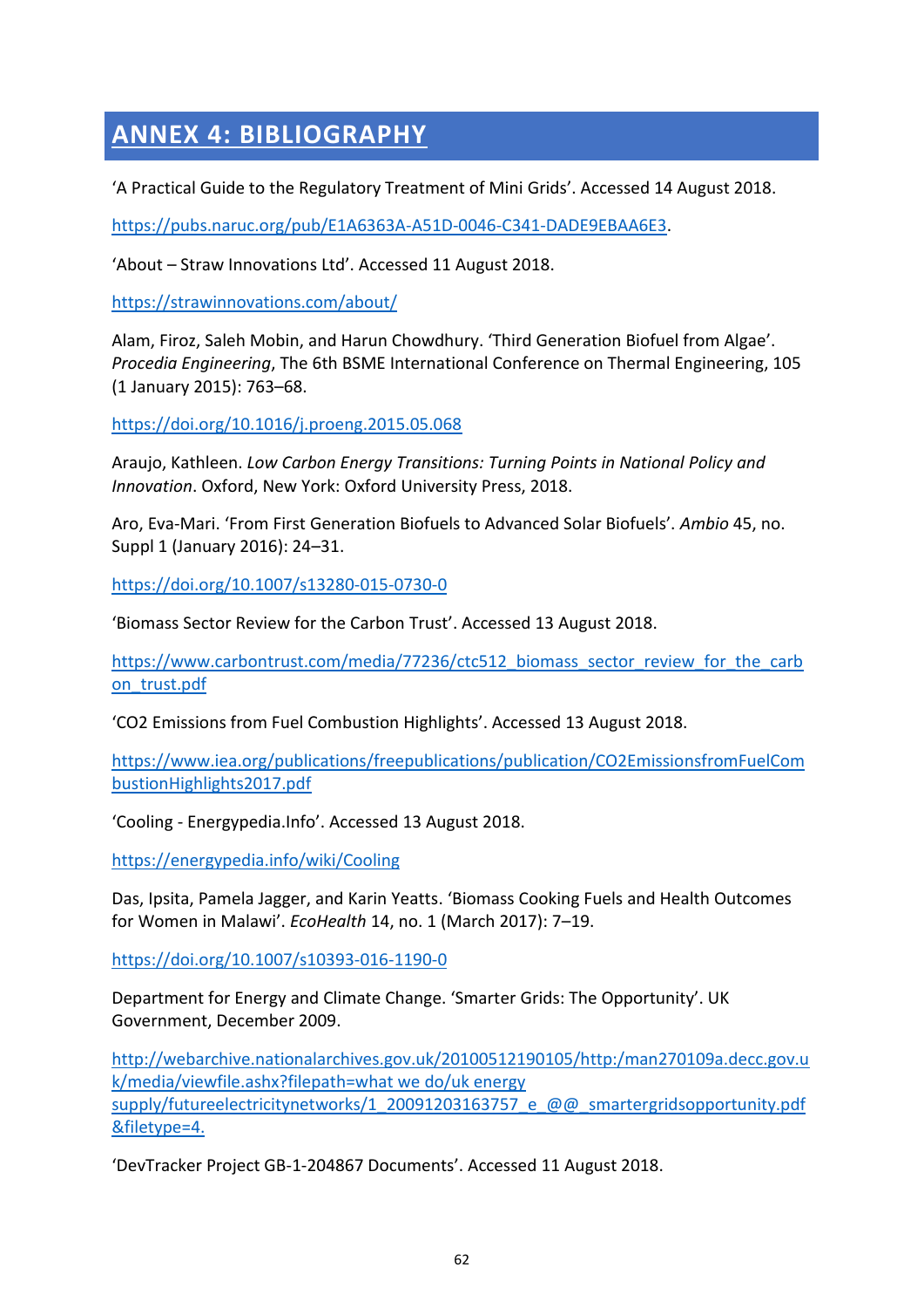# ANNEX 4: BIBLIOGRAPHY

'A Practical Guide to the Regulatory Treatment of Mini Grids'. Accessed 14 August 2018.

https://pubs.naruc.org/pub/E1A6363A-A51D-0046-C341-DADE9EBAA6E3.

'About – Straw Innovations Ltd'. Accessed 11 August 2018.

https://strawinnovations.com/about/

Alam, Firoz, Saleh Mobin, and Harun Chowdhury. 'Third Generation Biofuel from Algae'. *Procedia Engineering*, The 6th BSME International Conference on Thermal Engineering, 105 (1 January 2015): 763–68.

https://doi.org/10.1016/j.proeng.2015.05.068

Araujo, Kathleen. *Low Carbon Energy Transitions: Turning Points in National Policy and Innovation*. Oxford, New York: Oxford University Press, 2018.

Aro, Eva-Mari. 'From First Generation Biofuels to Advanced Solar Biofuels'. *Ambio* 45, no. Suppl 1 (January 2016): 24–31.

https://doi.org/10.1007/s13280-015-0730-0

'Biomass Sector Review for the Carbon Trust'. Accessed 13 August 2018.

https://www.carbontrust.com/media/77236/ctc512_biomass_sector_review_for_the_carbon_trust.pdf

'CO2 Emissions from Fuel Combustion Highlights'. Accessed 13 August 2018.

https://www.iea.org/publications/freepublications/publication/CO2EmissionsfromFuelCombustionHighlights2017.pdf

'Cooling - Energypedia.Info'. Accessed 13 August 2018.

https://energypedia.info/wiki/Cooling

Das, Ipsita, Pamela Jagger, and Karin Yeatts. 'Biomass Cooking Fuels and Health Outcomes for Women in Malawi'. *EcoHealth* 14, no. 1 (March 2017): 7–19.

https://doi.org/10.1007/s10393-016-1190-0

Department for Energy and Climate Change. 'Smarter Grids: The Opportunity'. UK Government, December 2009.

http://webarchive.nationalarchives.gov.uk/20100512190105/http:/man270109a.decc.gov.uk/media/viewfile.ashx?filepath=what we do/uk energy supply/futureelectricitynetworks/1_20091203163757_e_@@_smartergridsopportunity.pdf&filetype=4.

'DevTracker Project GB-1-204867 Documents'. Accessed 11 August 2018.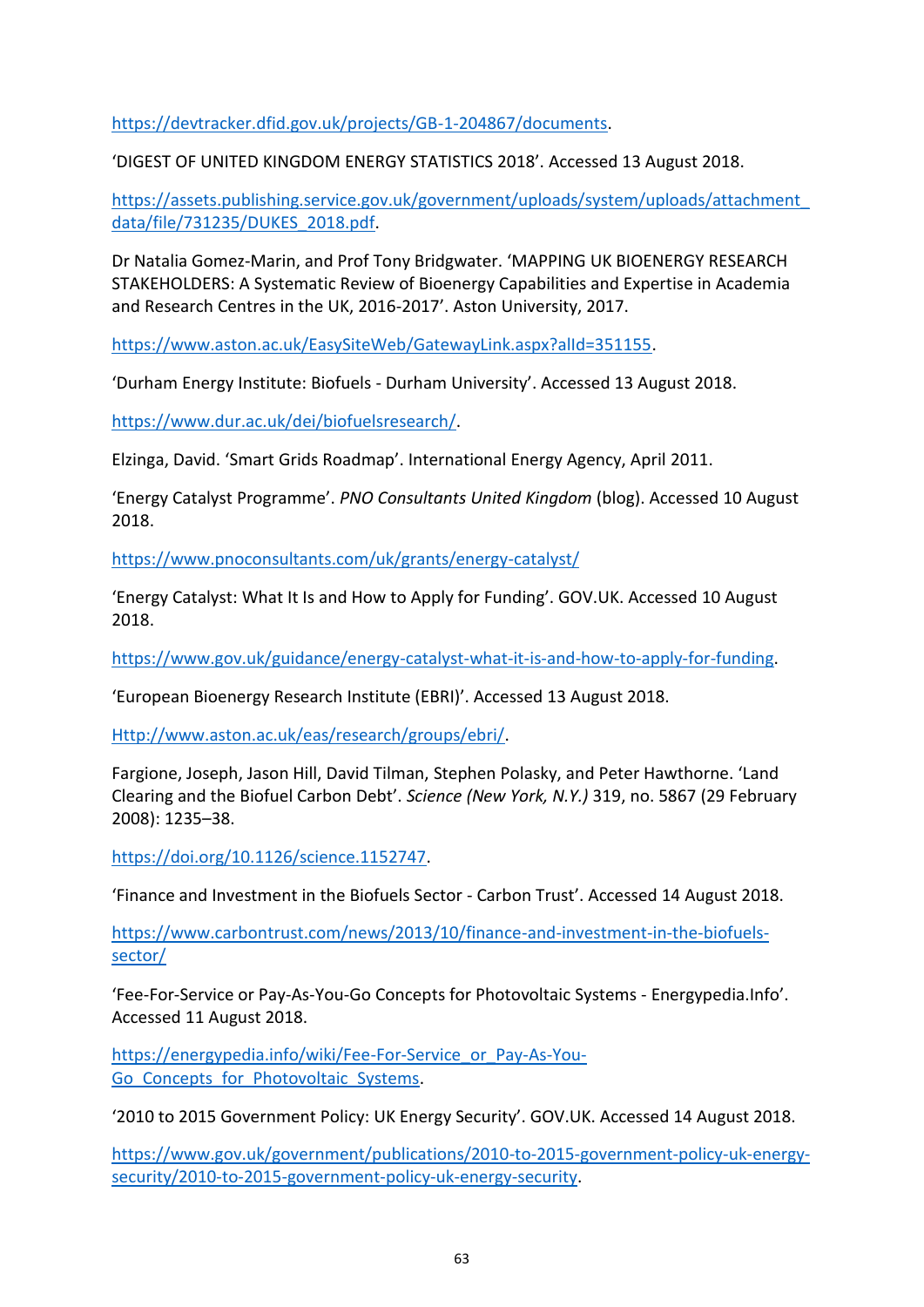https://devtracker.dfid.gov.uk/projects/GB-1-204867/documents.

'DIGEST OF UNITED KINGDOM ENERGY STATISTICS 2018'. Accessed 13 August 2018.

https://assets.publishing.service.gov.uk/government/uploads/system/uploads/attachment_data/file/731235/DUKES_2018.pdf.

Dr Natalia Gomez-Marin, and Prof Tony Bridgwater. 'MAPPING UK BIOENERGY RESEARCH STAKEHOLDERS: A Systematic Review of Bioenergy Capabilities and Expertise in Academia and Research Centres in the UK, 2016-2017'. Aston University, 2017.

https://www.aston.ac.uk/EasySiteWeb/GatewayLink.aspx?alId=351155.

'Durham Energy Institute: Biofuels - Durham University'. Accessed 13 August 2018.

https://www.dur.ac.uk/dei/biofuelsresearch/.

Elzinga, David. 'Smart Grids Roadmap'. International Energy Agency, April 2011.

'Energy Catalyst Programme'. *PNO Consultants United Kingdom* (blog). Accessed 10 August 2018.

https://www.pnoconsultants.com/uk/grants/energy-catalyst/

'Energy Catalyst: What It Is and How to Apply for Funding'. GOV.UK. Accessed 10 August 2018.

https://www.gov.uk/guidance/energy-catalyst-what-it-is-and-how-to-apply-for-funding.

'European Bioenergy Research Institute (EBRI)'. Accessed 13 August 2018.

Http://www.aston.ac.uk/eas/research/groups/ebri/.

Fargione, Joseph, Jason Hill, David Tilman, Stephen Polasky, and Peter Hawthorne. 'Land Clearing and the Biofuel Carbon Debt'. *Science (New York, N.Y.)* 319, no. 5867 (29 February 2008): 1235–38.

https://doi.org/10.1126/science.1152747.

'Finance and Investment in the Biofuels Sector - Carbon Trust'. Accessed 14 August 2018.

https://www.carbontrust.com/news/2013/10/finance-and-investment-in-the-biofuels-sector/

'Fee-For-Service or Pay-As-You-Go Concepts for Photovoltaic Systems - Energypedia.Info'. Accessed 11 August 2018.

https://energypedia.info/wiki/Fee-For-Service_or_Pay-As-You-Go_Concepts_for_Photovoltaic_Systems.

'2010 to 2015 Government Policy: UK Energy Security'. GOV.UK. Accessed 14 August 2018.

https://www.gov.uk/government/publications/2010-to-2015-government-policy-uk-energy-security/2010-to-2015-government-policy-uk-energy-security.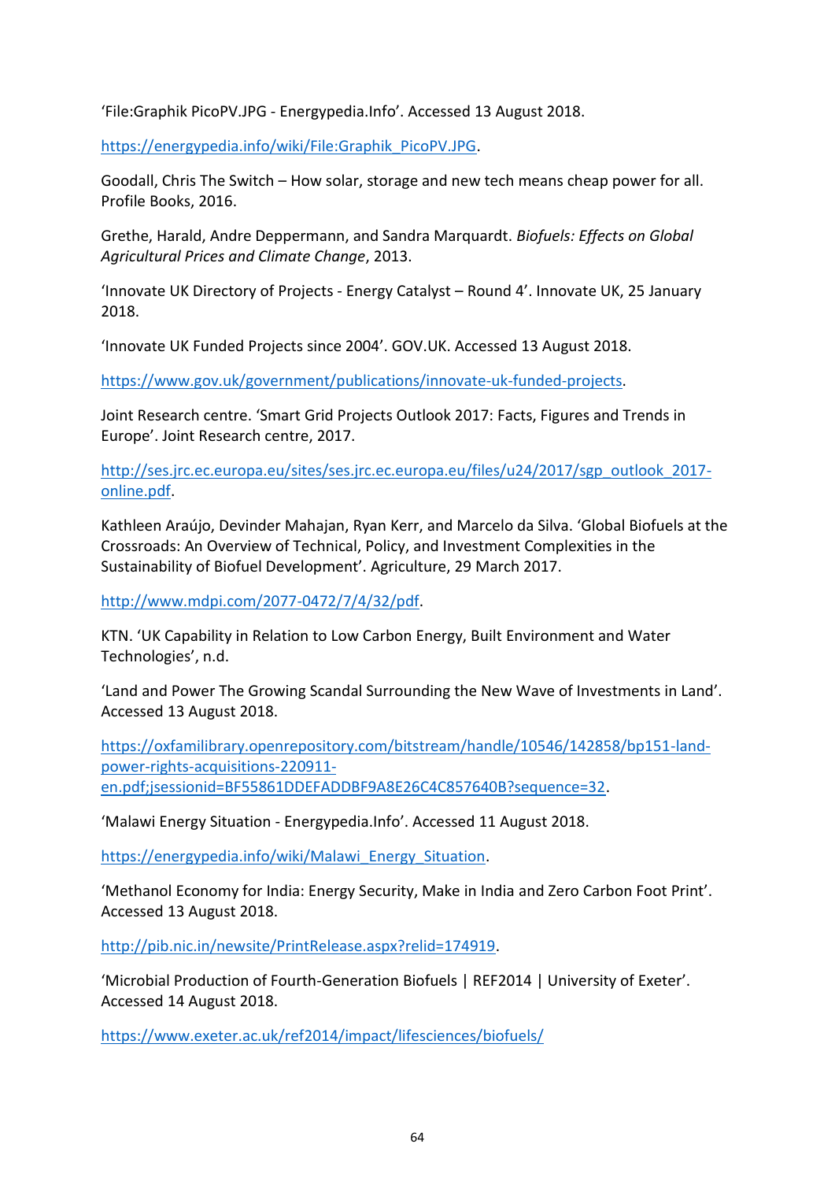'File:Graphik PicoPV.JPG - Energypedia.Info'. Accessed 13 August 2018.

https://energypedia.info/wiki/File:Graphik_PicoPV.JPG.

Goodall, Chris The Switch – How solar, storage and new tech means cheap power for all. Profile Books, 2016.

Grethe, Harald, Andre Deppermann, and Sandra Marquardt. *Biofuels: Effects on Global Agricultural Prices and Climate Change*, 2013.

'Innovate UK Directory of Projects - Energy Catalyst – Round 4'. Innovate UK, 25 January 2018.

'Innovate UK Funded Projects since 2004'. GOV.UK. Accessed 13 August 2018.

https://www.gov.uk/government/publications/innovate-uk-funded-projects.

Joint Research centre. 'Smart Grid Projects Outlook 2017: Facts, Figures and Trends in Europe'. Joint Research centre, 2017.

http://ses.jrc.ec.europa.eu/sites/ses.jrc.ec.europa.eu/files/u24/2017/sgp_outlook_2017-online.pdf.

Kathleen Araújo, Devinder Mahajan, Ryan Kerr, and Marcelo da Silva. 'Global Biofuels at the Crossroads: An Overview of Technical, Policy, and Investment Complexities in the Sustainability of Biofuel Development'. Agriculture, 29 March 2017.

http://www.mdpi.com/2077-0472/7/4/32/pdf.

KTN. 'UK Capability in Relation to Low Carbon Energy, Built Environment and Water Technologies', n.d.

'Land and Power The Growing Scandal Surrounding the New Wave of Investments in Land'. Accessed 13 August 2018.

https://oxfamilibrary.openrepository.com/bitstream/handle/10546/142858/bp151-land-power-rights-acquisitions-220911-en.pdf;jsessionid=BF55861DDEFADDBF9A8E26C4C857640B?sequence=32.

'Malawi Energy Situation - Energypedia.Info'. Accessed 11 August 2018.

https://energypedia.info/wiki/Malawi_Energy_Situation.

'Methanol Economy for India: Energy Security, Make in India and Zero Carbon Foot Print'. Accessed 13 August 2018.

http://pib.nic.in/newsite/PrintRelease.aspx?relid=174919.

'Microbial Production of Fourth-Generation Biofuels | REF2014 | University of Exeter'. Accessed 14 August 2018.

https://www.exeter.ac.uk/ref2014/impact/lifesciences/biofuels/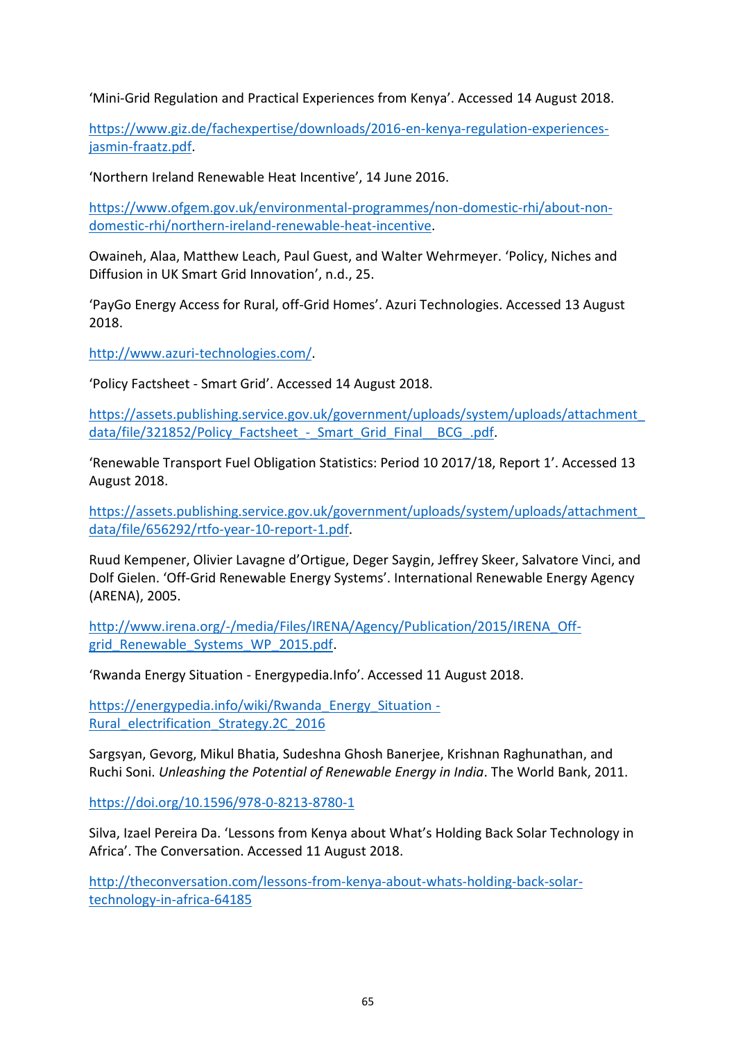'Mini-Grid Regulation and Practical Experiences from Kenya'. Accessed 14 August 2018.

https://www.giz.de/fachexpertise/downloads/2016-en-kenya-regulation-experiences-jasmin-fraatz.pdf.

'Northern Ireland Renewable Heat Incentive', 14 June 2016.

https://www.ofgem.gov.uk/environmental-programmes/non-domestic-rhi/about-non-domestic-rhi/northern-ireland-renewable-heat-incentive.

Owaineh, Alaa, Matthew Leach, Paul Guest, and Walter Wehrmeyer. 'Policy, Niches and Diffusion in UK Smart Grid Innovation', n.d., 25.

'PayGo Energy Access for Rural, off-Grid Homes'. Azuri Technologies. Accessed 13 August 2018.

http://www.azuri-technologies.com/.

'Policy Factsheet - Smart Grid'. Accessed 14 August 2018.

https://assets.publishing.service.gov.uk/government/uploads/system/uploads/attachment_data/file/321852/Policy_Factsheet_-_Smart_Grid_Final__BCG_.pdf.

'Renewable Transport Fuel Obligation Statistics: Period 10 2017/18, Report 1'. Accessed 13 August 2018.

https://assets.publishing.service.gov.uk/government/uploads/system/uploads/attachment_data/file/656292/rtfo-year-10-report-1.pdf.

Ruud Kempener, Olivier Lavagne d'Ortigue, Deger Saygin, Jeffrey Skeer, Salvatore Vinci, and Dolf Gielen. 'Off-Grid Renewable Energy Systems'. International Renewable Energy Agency (ARENA), 2005.

http://www.irena.org/-/media/Files/IRENA/Agency/Publication/2015/IRENA_Off-grid_Renewable_Systems_WP_2015.pdf.

'Rwanda Energy Situation - Energypedia.Info'. Accessed 11 August 2018.

https://energypedia.info/wiki/Rwanda_Energy_Situation -Rural_electrification_Strategy.2C_2016

Sargsyan, Gevorg, Mikul Bhatia, Sudeshna Ghosh Banerjee, Krishnan Raghunathan, and Ruchi Soni. *Unleashing the Potential of Renewable Energy in India*. The World Bank, 2011.

https://doi.org/10.1596/978-0-8213-8780-1

Silva, Izael Pereira Da. 'Lessons from Kenya about What's Holding Back Solar Technology in Africa'. The Conversation. Accessed 11 August 2018.

http://theconversation.com/lessons-from-kenya-about-whats-holding-back-solar-technology-in-africa-64185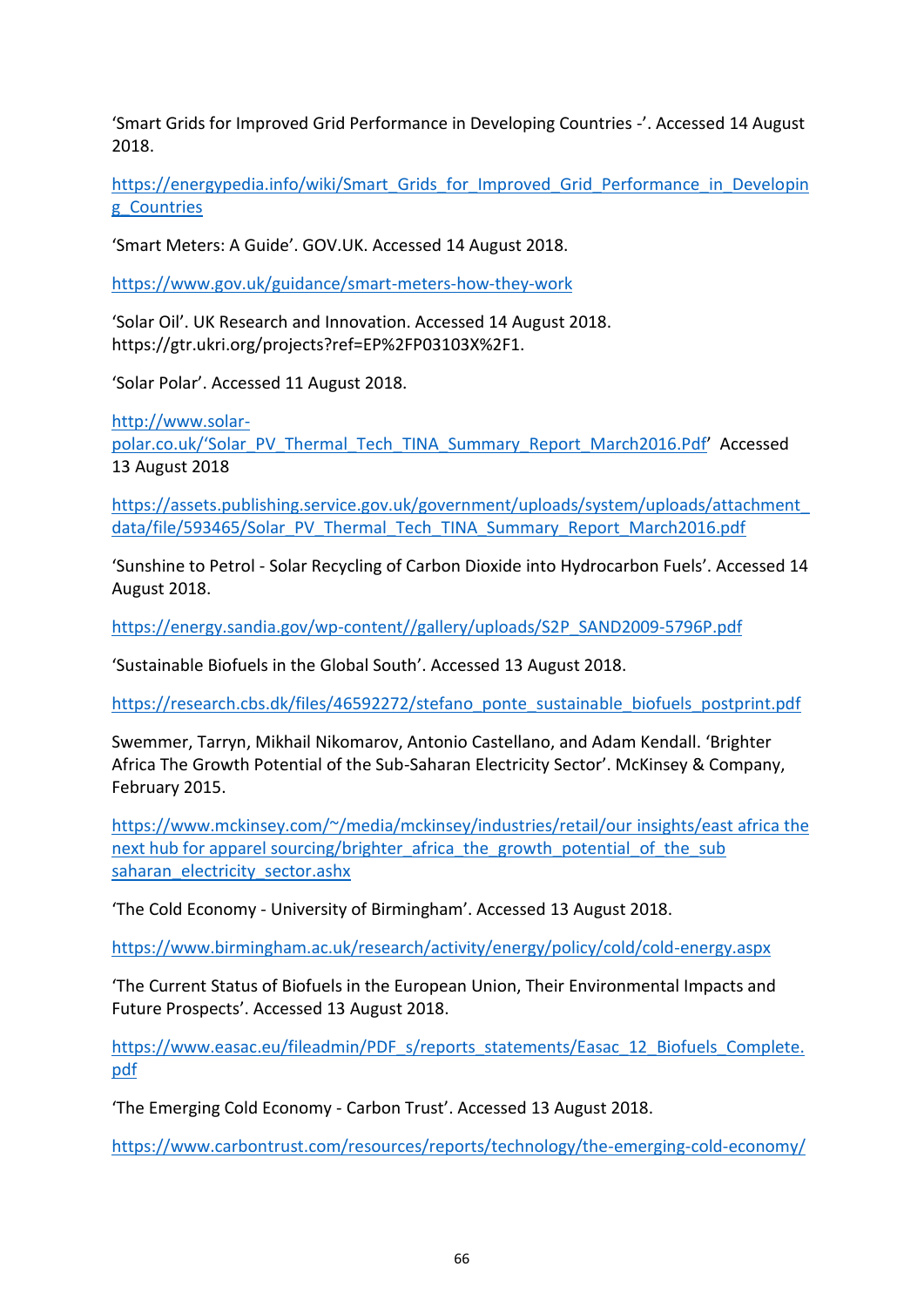'Smart Grids for Improved Grid Performance in Developing Countries -'. Accessed 14 August 2018.

https://energypedia.info/wiki/Smart_Grids_for_Improved_Grid_Performance_in_Developing_Countries

'Smart Meters: A Guide'. GOV.UK. Accessed 14 August 2018.

https://www.gov.uk/guidance/smart-meters-how-they-work

'Solar Oil'. UK Research and Innovation. Accessed 14 August 2018. https://gtr.ukri.org/projects?ref=EP%2FP03103X%2F1.

'Solar Polar'. Accessed 11 August 2018.

http://www.solar-polar.co.uk/'Solar_PV_Thermal_Tech_TINA_Summary_Report_March2016.Pdf' Accessed 13 August 2018

https://assets.publishing.service.gov.uk/government/uploads/system/uploads/attachment_data/file/593465/Solar_PV_Thermal_Tech_TINA_Summary_Report_March2016.pdf

'Sunshine to Petrol - Solar Recycling of Carbon Dioxide into Hydrocarbon Fuels'. Accessed 14 August 2018.

https://energy.sandia.gov/wp-content//gallery/uploads/S2P_SAND2009-5796P.pdf

'Sustainable Biofuels in the Global South'. Accessed 13 August 2018.

https://research.cbs.dk/files/46592272/stefano_ponte_sustainable_biofuels_postprint.pdf

Swemmer, Tarryn, Mikhail Nikomarov, Antonio Castellano, and Adam Kendall. 'Brighter Africa The Growth Potential of the Sub-Saharan Electricity Sector'. McKinsey & Company, February 2015.

https://www.mckinsey.com/~/media/mckinsey/industries/retail/our insights/east africa the next hub for apparel sourcing/brighter_africa_the_growth_potential_of_the_sub saharan_electricity_sector.ashx

'The Cold Economy - University of Birmingham'. Accessed 13 August 2018.

https://www.birmingham.ac.uk/research/activity/energy/policy/cold/cold-energy.aspx

'The Current Status of Biofuels in the European Union, Their Environmental Impacts and Future Prospects'. Accessed 13 August 2018.

https://www.easac.eu/fileadmin/PDF_s/reports_statements/Easac_12_Biofuels_Complete.pdf

'The Emerging Cold Economy - Carbon Trust'. Accessed 13 August 2018.

https://www.carbontrust.com/resources/reports/technology/the-emerging-cold-economy/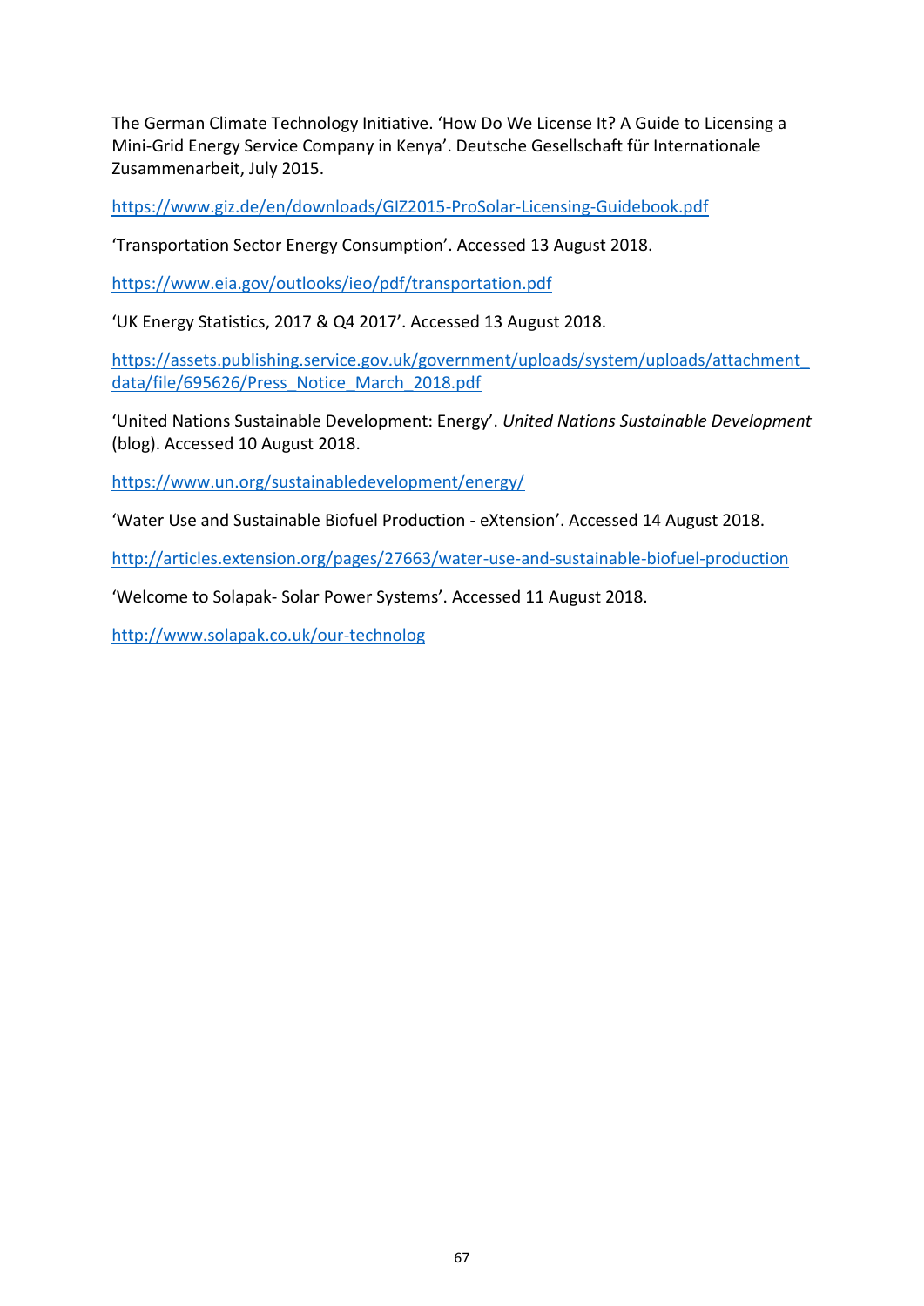The German Climate Technology Initiative. 'How Do We License It? A Guide to Licensing a Mini-Grid Energy Service Company in Kenya'. Deutsche Gesellschaft für Internationale Zusammenarbeit, July 2015.

https://www.giz.de/en/downloads/GIZ2015-ProSolar-Licensing-Guidebook.pdf

'Transportation Sector Energy Consumption'. Accessed 13 August 2018.

https://www.eia.gov/outlooks/ieo/pdf/transportation.pdf

'UK Energy Statistics, 2017 & Q4 2017'. Accessed 13 August 2018.

https://assets.publishing.service.gov.uk/government/uploads/system/uploads/attachment_data/file/695626/Press_Notice_March_2018.pdf

'United Nations Sustainable Development: Energy'. *United Nations Sustainable Development* (blog). Accessed 10 August 2018.

https://www.un.org/sustainabledevelopment/energy/

'Water Use and Sustainable Biofuel Production - eXtension'. Accessed 14 August 2018.

http://articles.extension.org/pages/27663/water-use-and-sustainable-biofuel-production

'Welcome to Solapak- Solar Power Systems'. Accessed 11 August 2018.

http://www.solapak.co.uk/our-technolog